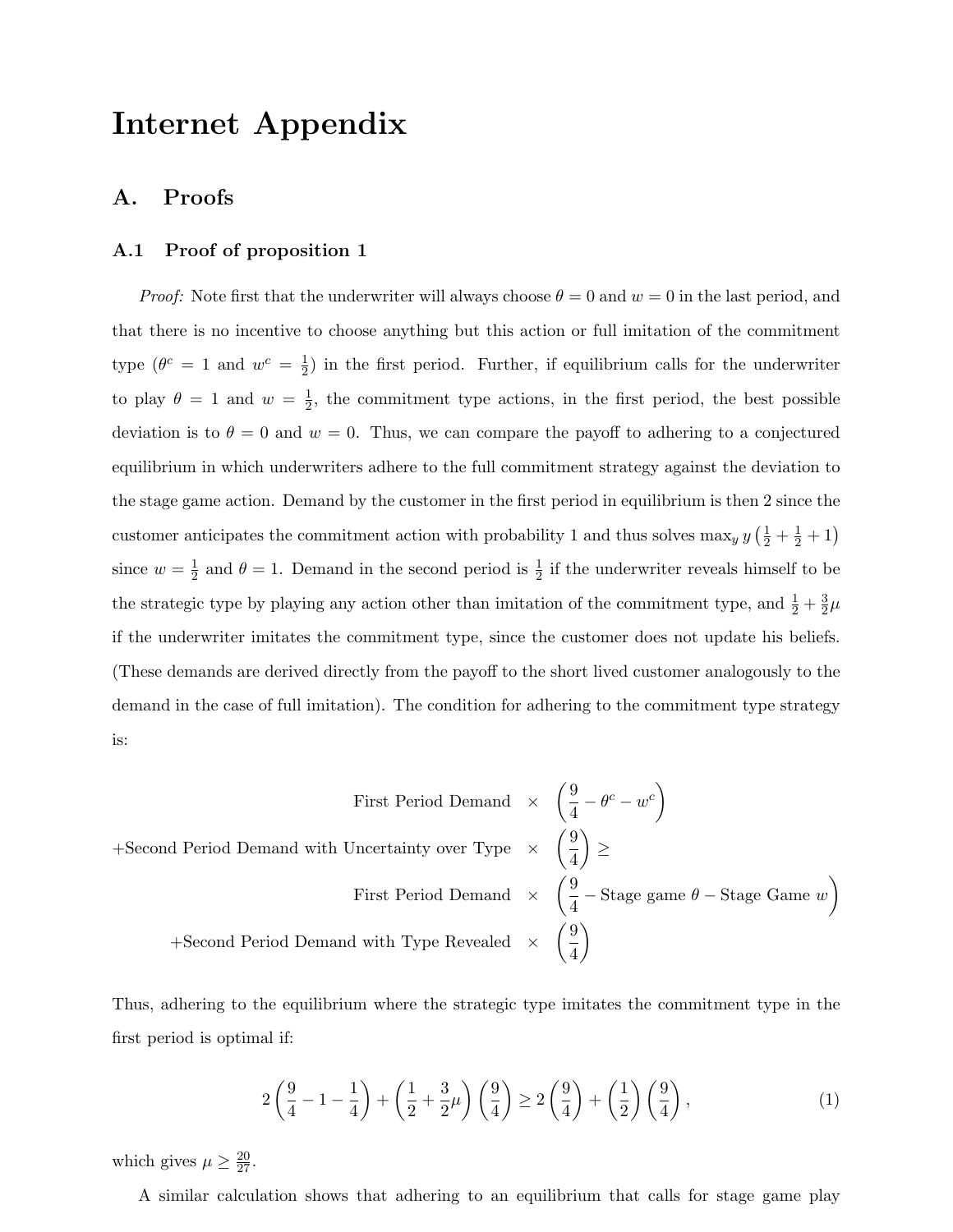# Internet Appendix

## A. Proofs

### A.1 Proof of proposition 1

*Proof:* Note first that the underwriter will always choose $\theta = 0$ and $w = 0$ in the last period, and that there is no incentive to choose anything but this action or full imitation of the commitment type ($\theta^c = 1$ and $w^c = \frac{1}{2}$) in the first period. Further, if equilibrium calls for the underwriter to play $\theta = 1$ and $w = \frac{1}{2}$, the commitment type actions, in the first period, the best possible deviation is to $\theta = 0$ and $w = 0$. Thus, we can compare the payoff to adhering to a conjectured equilibrium in which underwriters adhere to the full commitment strategy against the deviation to the stage game action. Demand by the customer in the first period in equilibrium is then 2 since the customer anticipates the commitment action with probability 1 and thus solves $\max_y y\left(\frac{1}{2} + \frac{1}{2} + 1\right)$ since $w = \frac{1}{2}$ and $\theta = 1$. Demand in the second period is $\frac{1}{2}$ if the underwriter reveals himself to be the strategic type by playing any action other than imitation of the commitment type, and $\frac{1}{2} + \frac{3}{2}\mu$ if the underwriter imitates the commitment type, since the customer does not update his beliefs. (These demands are derived directly from the payoff to the short lived customer analogously to the demand in the case of full imitation). The condition for adhering to the commitment type strategy is:

$$
\begin{aligned}
\text{First Period Demand} &\times \left(\frac{9}{4} - \theta^c - w^c\right) \\
+\text{Second Period Demand with Uncertainty over Type} &\times \left(\frac{9}{4}\right) \geq \\
\text{First Period Demand} &\times \left(\frac{9}{4} - \text{Stage game } \theta - \text{Stage Game } w\right) \\
+\text{Second Period Demand with Type Revealed} &\times \left(\frac{9}{4}\right)
\end{aligned}
$$

Thus, adhering to the equilibrium where the strategic type imitates the commitment type in the first period is optimal if:

$$
2\left(\frac{9}{4} - 1 - \frac{1}{4}\right) + \left(\frac{1}{2} + \frac{3}{2}\mu\right)\left(\frac{9}{4}\right) \geq 2\left(\frac{9}{4}\right) + \left(\frac{1}{2}\right)\left(\frac{9}{4}\right), \tag{1}
$$

which gives $\mu \geq \frac{20}{27}$.

A similar calculation shows that adhering to an equilibrium that calls for stage game play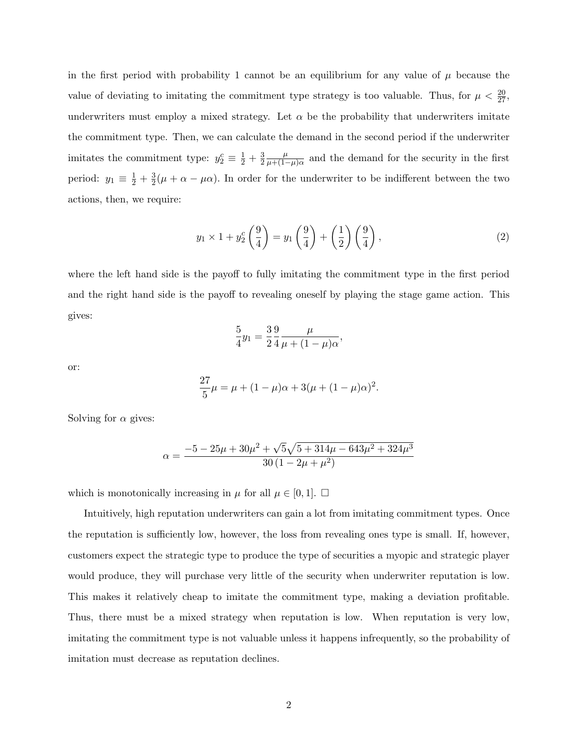in the first period with probability 1 cannot be an equilibrium for any value of $\mu$ because the value of deviating to imitating the commitment type strategy is too valuable. Thus, for $\mu < \frac{20}{27}$, underwriters must employ a mixed strategy. Let $\alpha$ be the probability that underwriters imitate the commitment type. Then, we can calculate the demand in the second period if the underwriter imitates the commitment type: $y_2^c \equiv \frac{1}{2} + \frac{3}{2}\frac{\mu}{\mu+(1-\mu)\alpha}$ and the demand for the security in the first period: $y_1 \equiv \frac{1}{2} + \frac{3}{2}(\mu + \alpha - \mu\alpha)$. In order for the underwriter to be indifferent between the two actions, then, we require:

$$y_1 \times 1 + y_2^c \left(\frac{9}{4}\right) = y_1 \left(\frac{9}{4}\right) + \left(\frac{1}{2}\right)\left(\frac{9}{4}\right), \tag{2}$$

where the left hand side is the payoff to fully imitating the commitment type in the first period and the right hand side is the payoff to revealing oneself by playing the stage game action. This gives:

$$\frac{5}{4}y_1 = \frac{3}{2}\frac{9}{4}\frac{\mu}{\mu + (1-\mu)\alpha},$$

or:

$$\frac{27}{5}\mu = \mu + (1-\mu)\alpha + 3(\mu + (1-\mu)\alpha)^2.$$

Solving for $\alpha$ gives:

$$\alpha = \frac{-5 - 25\mu + 30\mu^2 + \sqrt{5}\sqrt{5 + 314\mu - 643\mu^2 + 324\mu^3}}{30\left(1 - 2\mu + \mu^2\right)}$$

which is monotonically increasing in $\mu$ for all $\mu \in [0, 1]$. □

Intuitively, high reputation underwriters can gain a lot from imitating commitment types. Once the reputation is sufficiently low, however, the loss from revealing ones type is small. If, however, customers expect the strategic type to produce the type of securities a myopic and strategic player would produce, they will purchase very little of the security when underwriter reputation is low. This makes it relatively cheap to imitate the commitment type, making a deviation profitable. Thus, there must be a mixed strategy when reputation is low. When reputation is very low, imitating the commitment type is not valuable unless it happens infrequently, so the probability of imitation must decrease as reputation declines.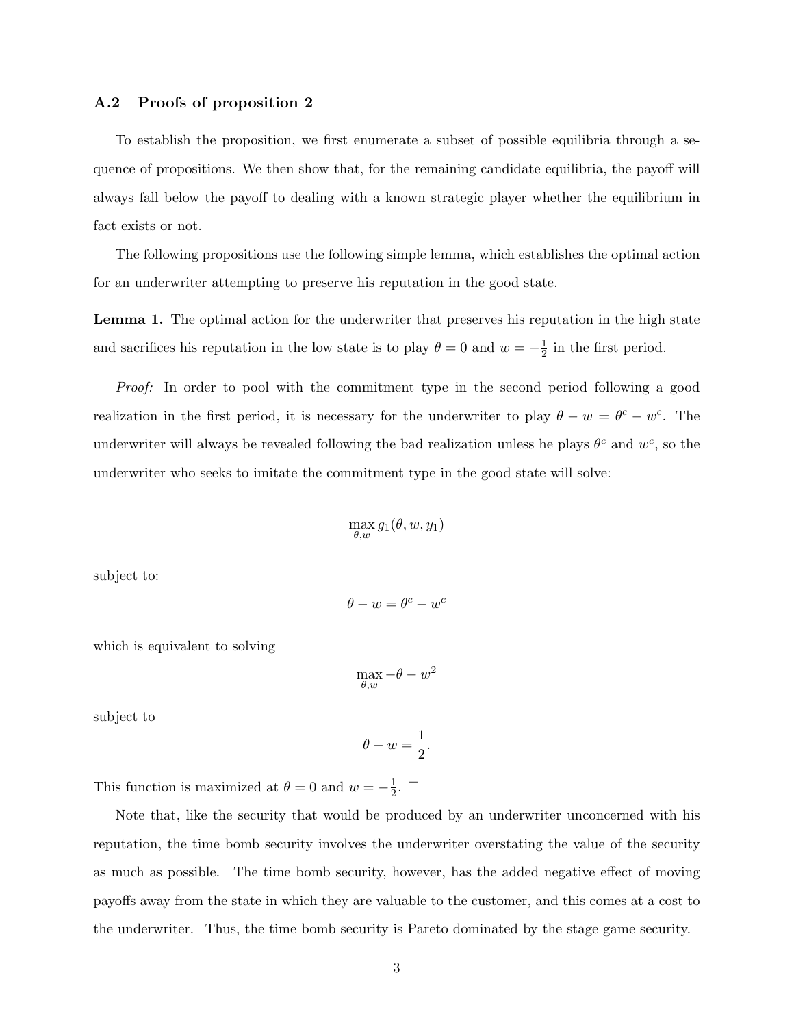### A.2 Proofs of proposition 2

To establish the proposition, we first enumerate a subset of possible equilibria through a sequence of propositions. We then show that, for the remaining candidate equilibria, the payoff will always fall below the payoff to dealing with a known strategic player whether the equilibrium in fact exists or not.

The following propositions use the following simple lemma, which establishes the optimal action for an underwriter attempting to preserve his reputation in the good state.

**Lemma 1.** The optimal action for the underwriter that preserves his reputation in the high state and sacrifices his reputation in the low state is to play $\theta = 0$ and $w = -\frac{1}{2}$ in the first period.

*Proof:* In order to pool with the commitment type in the second period following a good realization in the first period, it is necessary for the underwriter to play $\theta - w = \theta^c - w^c$. The underwriter will always be revealed following the bad realization unless he plays $\theta^c$ and $w^c$, so the underwriter who seeks to imitate the commitment type in the good state will solve:

$$\max_{\theta, w} g_1(\theta, w, y_1)$$

subject to:

$$\theta - w = \theta^c - w^c$$

which is equivalent to solving

$$\max_{\theta, w} -\theta - w^2$$

subject to

$$\theta - w = \frac{1}{2}.$$

This function is maximized at $\theta = 0$ and $w = -\frac{1}{2}$. □

Note that, like the security that would be produced by an underwriter unconcerned with his reputation, the time bomb security involves the underwriter overstating the value of the security as much as possible. The time bomb security, however, has the added negative effect of moving payoffs away from the state in which they are valuable to the customer, and this comes at a cost to the underwriter. Thus, the time bomb security is Pareto dominated by the stage game security.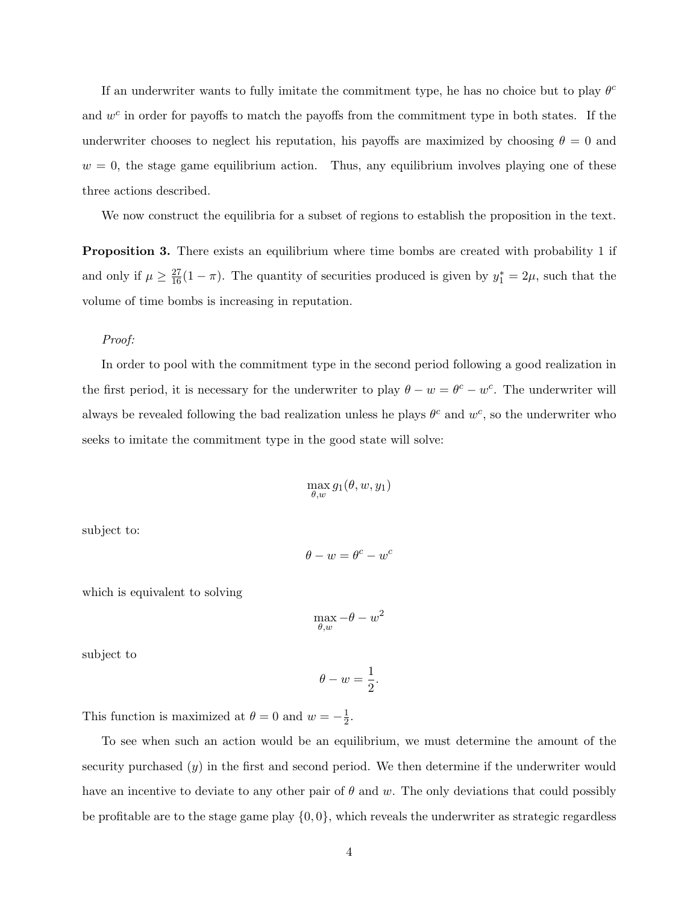If an underwriter wants to fully imitate the commitment type, he has no choice but to play $\theta^c$ and $w^c$ in order for payoffs to match the payoffs from the commitment type in both states. If the underwriter chooses to neglect his reputation, his payoffs are maximized by choosing $\theta = 0$ and $w = 0$, the stage game equilibrium action. Thus, any equilibrium involves playing one of these three actions described.

We now construct the equilibria for a subset of regions to establish the proposition in the text.

**Proposition 3.** There exists an equilibrium where time bombs are created with probability 1 if and only if $\mu \geq \frac{27}{16}(1-\pi)$. The quantity of securities produced is given by $y_1^* = 2\mu$, such that the volume of time bombs is increasing in reputation.

*Proof:*

In order to pool with the commitment type in the second period following a good realization in the first period, it is necessary for the underwriter to play $\theta - w = \theta^c - w^c$. The underwriter will always be revealed following the bad realization unless he plays $\theta^c$ and $w^c$, so the underwriter who seeks to imitate the commitment type in the good state will solve:

$$\max_{\theta, w} g_1(\theta, w, y_1)$$

subject to:

$$\theta - w = \theta^c - w^c$$

which is equivalent to solving

$$\max_{\theta, w} -\theta - w^2$$

subject to

$$\theta - w = \frac{1}{2}.$$

This function is maximized at $\theta = 0$ and $w = -\frac{1}{2}$.

To see when such an action would be an equilibrium, we must determine the amount of the security purchased ($y$) in the first and second period. We then determine if the underwriter would have an incentive to deviate to any other pair of $\theta$ and $w$. The only deviations that could possibly be profitable are to the stage game play $\{0, 0\}$, which reveals the underwriter as strategic regardless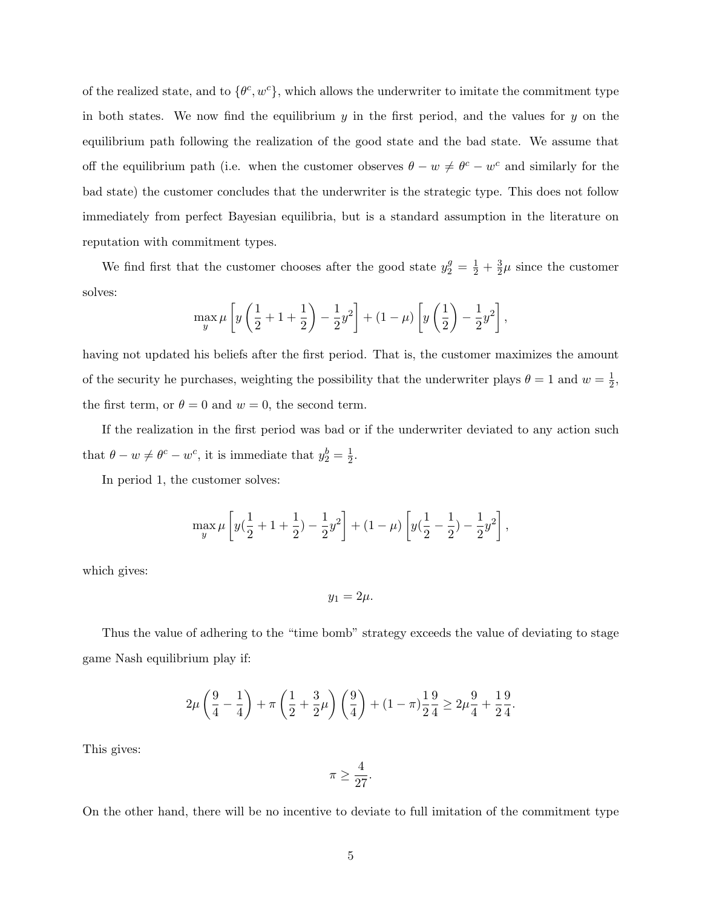of the realized state, and to $\{\theta^c, w^c\}$, which allows the underwriter to imitate the commitment type in both states. We now find the equilibrium $y$ in the first period, and the values for $y$ on the equilibrium path following the realization of the good state and the bad state. We assume that off the equilibrium path (i.e. when the customer observes $\theta - w \neq \theta^c - w^c$ and similarly for the bad state) the customer concludes that the underwriter is the strategic type. This does not follow immediately from perfect Bayesian equilibria, but is a standard assumption in the literature on reputation with commitment types.

We find first that the customer chooses after the good state $y_2^g = \frac{1}{2} + \frac{3}{2}\mu$ since the customer solves:

$$\max_y \mu \left[ y \left( \frac{1}{2} + 1 + \frac{1}{2} \right) - \frac{1}{2} y^2 \right] + (1 - \mu) \left[ y \left( \frac{1}{2} \right) - \frac{1}{2} y^2 \right],$$

having not updated his beliefs after the first period. That is, the customer maximizes the amount of the security he purchases, weighting the possibility that the underwriter plays $\theta = 1$ and $w = \frac{1}{2}$, the first term, or $\theta = 0$ and $w = 0$, the second term.

If the realization in the first period was bad or if the underwriter deviated to any action such that $\theta - w \neq \theta^c - w^c$, it is immediate that $y_2^b = \frac{1}{2}$.

In period 1, the customer solves:

$$\max_y \mu \left[ y(\frac{1}{2} + 1 + \frac{1}{2}) - \frac{1}{2} y^2 \right] + (1 - \mu) \left[ y(\frac{1}{2} - \frac{1}{2}) - \frac{1}{2} y^2 \right],$$

which gives:

$$y_1 = 2\mu.$$

Thus the value of adhering to the "time bomb" strategy exceeds the value of deviating to stage game Nash equilibrium play if:

$$2\mu \left( \frac{9}{4} - \frac{1}{4} \right) + \pi \left( \frac{1}{2} + \frac{3}{2}\mu \right) \left( \frac{9}{4} \right) + (1 - \pi) \frac{1}{2} \frac{9}{4} \geq 2\mu \frac{9}{4} + \frac{1}{2} \frac{9}{4}.$$

This gives:

$$\pi \geq \frac{4}{27}.$$

On the other hand, there will be no incentive to deviate to full imitation of the commitment type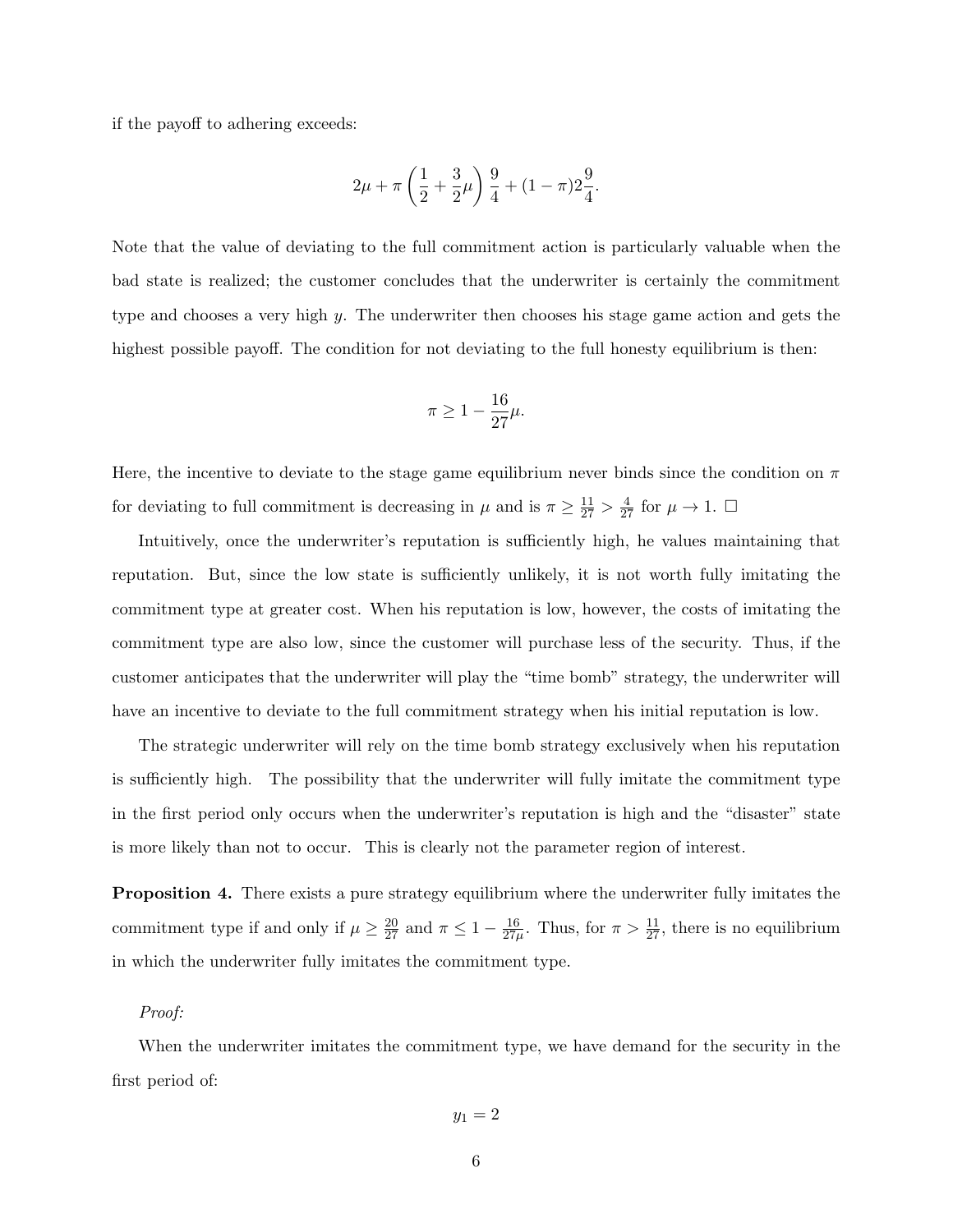if the payoff to adhering exceeds:

$$2\mu + \pi\left(\frac{1}{2} + \frac{3}{2}\mu\right)\frac{9}{4} + (1-\pi)2\frac{9}{4}.$$

Note that the value of deviating to the full commitment action is particularly valuable when the bad state is realized; the customer concludes that the underwriter is certainly the commitment type and chooses a very high $y$. The underwriter then chooses his stage game action and gets the highest possible payoff. The condition for not deviating to the full honesty equilibrium is then:

$$\pi \geq 1 - \frac{16}{27}\mu.$$

Here, the incentive to deviate to the stage game equilibrium never binds since the condition on $\pi$ for deviating to full commitment is decreasing in $\mu$ and is $\pi \geq \frac{11}{27} > \frac{4}{27}$ for $\mu \to 1$. □

Intuitively, once the underwriter's reputation is sufficiently high, he values maintaining that reputation. But, since the low state is sufficiently unlikely, it is not worth fully imitating the commitment type at greater cost. When his reputation is low, however, the costs of imitating the commitment type are also low, since the customer will purchase less of the security. Thus, if the customer anticipates that the underwriter will play the "time bomb" strategy, the underwriter will have an incentive to deviate to the full commitment strategy when his initial reputation is low.

The strategic underwriter will rely on the time bomb strategy exclusively when his reputation is sufficiently high. The possibility that the underwriter will fully imitate the commitment type in the first period only occurs when the underwriter's reputation is high and the "disaster" state is more likely than not to occur. This is clearly not the parameter region of interest.

**Proposition 4.** There exists a pure strategy equilibrium where the underwriter fully imitates the commitment type if and only if $\mu \geq \frac{20}{27}$ and $\pi \leq 1 - \frac{16}{27\mu}$. Thus, for $\pi > \frac{11}{27}$, there is no equilibrium in which the underwriter fully imitates the commitment type.

*Proof:*

When the underwriter imitates the commitment type, we have demand for the security in the first period of:

$$y_1 = 2$$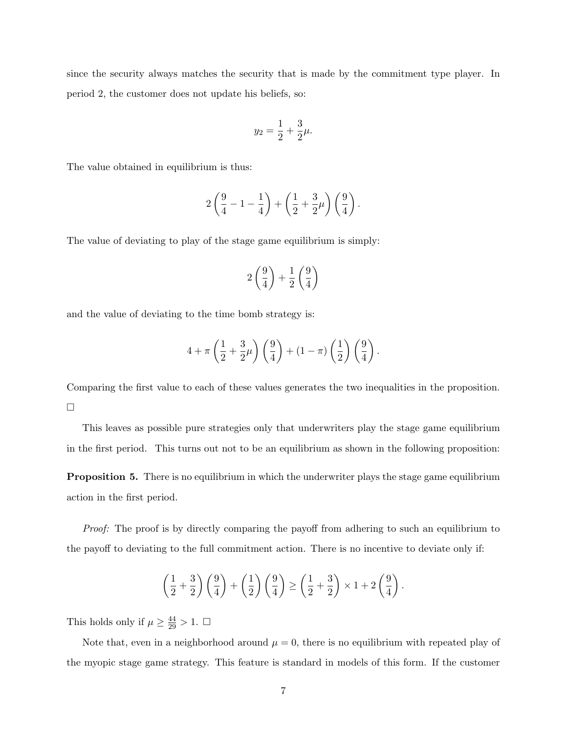since the security always matches the security that is made by the commitment type player. In period 2, the customer does not update his beliefs, so:

$$y_2 = \frac{1}{2} + \frac{3}{2}\mu.$$

The value obtained in equilibrium is thus:

$$2\left(\frac{9}{4} - 1 - \frac{1}{4}\right) + \left(\frac{1}{2} + \frac{3}{2}\mu\right)\left(\frac{9}{4}\right).$$

The value of deviating to play of the stage game equilibrium is simply:

$$2\left(\frac{9}{4}\right) + \frac{1}{2}\left(\frac{9}{4}\right)$$

and the value of deviating to the time bomb strategy is:

$$4 + \pi\left(\frac{1}{2} + \frac{3}{2}\mu\right)\left(\frac{9}{4}\right) + (1-\pi)\left(\frac{1}{2}\right)\left(\frac{9}{4}\right).$$

Comparing the first value to each of these values generates the two inequalities in the proposition. □

This leaves as possible pure strategies only that underwriters play the stage game equilibrium in the first period. This turns out not to be an equilibrium as shown in the following proposition:

**Proposition 5.** There is no equilibrium in which the underwriter plays the stage game equilibrium action in the first period.

*Proof:* The proof is by directly comparing the payoff from adhering to such an equilibrium to the payoff to deviating to the full commitment action. There is no incentive to deviate only if:

$$\left(\frac{1}{2} + \frac{3}{2}\right)\left(\frac{9}{4}\right) + \left(\frac{1}{2}\right)\left(\frac{9}{4}\right) \geq \left(\frac{1}{2} + \frac{3}{2}\right) \times 1 + 2\left(\frac{9}{4}\right).$$

This holds only if $\mu \geq \frac{44}{29} > 1$. □

Note that, even in a neighborhood around $\mu = 0$, there is no equilibrium with repeated play of the myopic stage game strategy. This feature is standard in models of this form. If the customer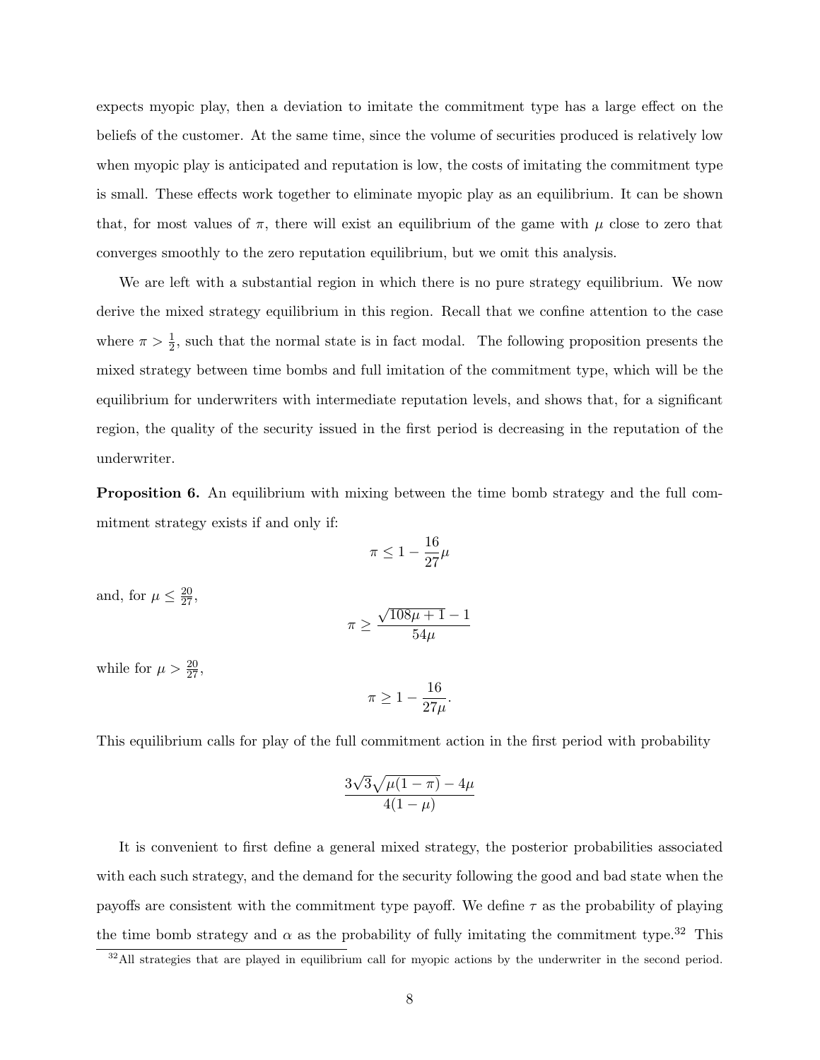expects myopic play, then a deviation to imitate the commitment type has a large effect on the beliefs of the customer. At the same time, since the volume of securities produced is relatively low when myopic play is anticipated and reputation is low, the costs of imitating the commitment type is small. These effects work together to eliminate myopic play as an equilibrium. It can be shown that, for most values of $\pi$, there will exist an equilibrium of the game with $\mu$ close to zero that converges smoothly to the zero reputation equilibrium, but we omit this analysis.

We are left with a substantial region in which there is no pure strategy equilibrium. We now derive the mixed strategy equilibrium in this region. Recall that we confine attention to the case where $\pi > \frac{1}{2}$, such that the normal state is in fact modal. The following proposition presents the mixed strategy between time bombs and full imitation of the commitment type, which will be the equilibrium for underwriters with intermediate reputation levels, and shows that, for a significant region, the quality of the security issued in the first period is decreasing in the reputation of the underwriter.

**Proposition 6.** An equilibrium with mixing between the time bomb strategy and the full commitment strategy exists if and only if:

$$\pi \leq 1 - \frac{16}{27}\mu$$

and, for $\mu \leq \frac{20}{27}$,

$$\pi \geq \frac{\sqrt{108\mu + 1} - 1}{54\mu}$$

while for $\mu > \frac{20}{27}$,

$$\pi \geq 1 - \frac{16}{27\mu}.$$

This equilibrium calls for play of the full commitment action in the first period with probability

$$\frac{3\sqrt{3}\sqrt{\mu(1-\pi)} - 4\mu}{4(1-\mu)}$$

It is convenient to first define a general mixed strategy, the posterior probabilities associated with each such strategy, and the demand for the security following the good and bad state when the payoffs are consistent with the commitment type payoff. We define $\tau$ as the probability of playing the time bomb strategy and $\alpha$ as the probability of fully imitating the commitment type.[32] This

[32] All strategies that are played in equilibrium call for myopic actions by the underwriter in the second period.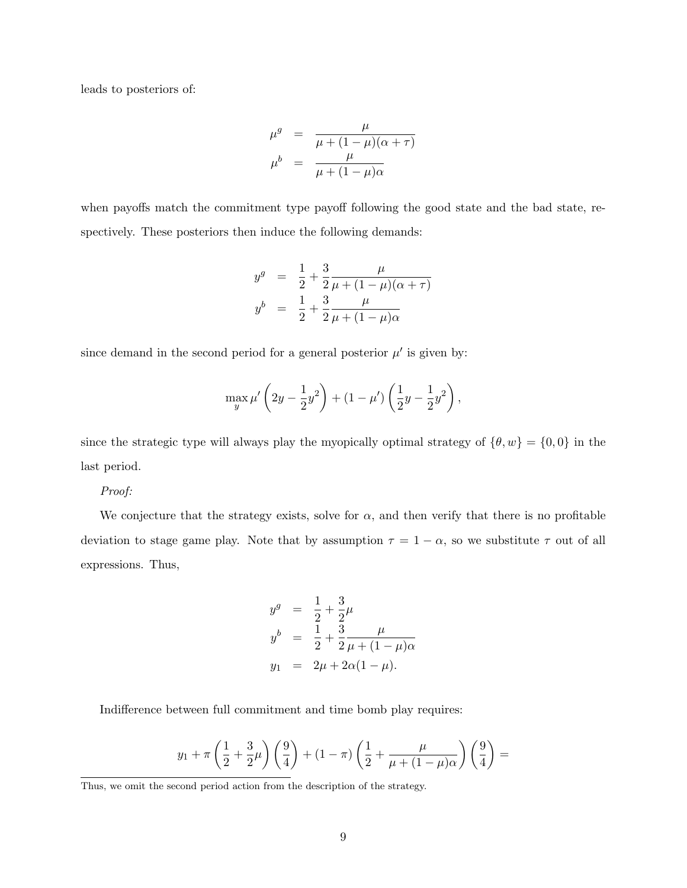leads to posteriors of:

$$
\begin{aligned}
\mu^g &= \frac{\mu}{\mu + (1-\mu)(\alpha + \tau)} \\
\mu^b &= \frac{\mu}{\mu + (1-\mu)\alpha}
\end{aligned}
$$

when payoffs match the commitment type payoff following the good state and the bad state, respectively. These posteriors then induce the following demands:

$$
\begin{aligned}
y^g &= \frac{1}{2} + \frac{3}{2}\frac{\mu}{\mu + (1-\mu)(\alpha + \tau)} \\
y^b &= \frac{1}{2} + \frac{3}{2}\frac{\mu}{\mu + (1-\mu)\alpha}
\end{aligned}
$$

since demand in the second period for a general posterior $\mu'$ is given by:

$$
\max_y \mu'\left(2y - \frac{1}{2}y^2\right) + (1-\mu')\left(\frac{1}{2}y - \frac{1}{2}y^2\right),
$$

since the strategic type will always play the myopically optimal strategy of $\{\theta, w\} = \{0, 0\}$ in the last period.

*Proof:*

We conjecture that the strategy exists, solve for $\alpha$, and then verify that there is no profitable deviation to stage game play. Note that by assumption $\tau = 1 - \alpha$, so we substitute $\tau$ out of all expressions. Thus,

$$
\begin{aligned}
y^g &= \frac{1}{2} + \frac{3}{2}\mu \\
y^b &= \frac{1}{2} + \frac{3}{2}\frac{\mu}{\mu + (1-\mu)\alpha} \\
y_1 &= 2\mu + 2\alpha(1-\mu).
\end{aligned}
$$

Indifference between full commitment and time bomb play requires:

$$
y_1 + \pi\left(\frac{1}{2} + \frac{3}{2}\mu\right)\left(\frac{9}{4}\right) + (1-\pi)\left(\frac{1}{2} + \frac{\mu}{\mu + (1-\mu)\alpha}\right)\left(\frac{9}{4}\right) =
$$

Thus, we omit the second period action from the description of the strategy.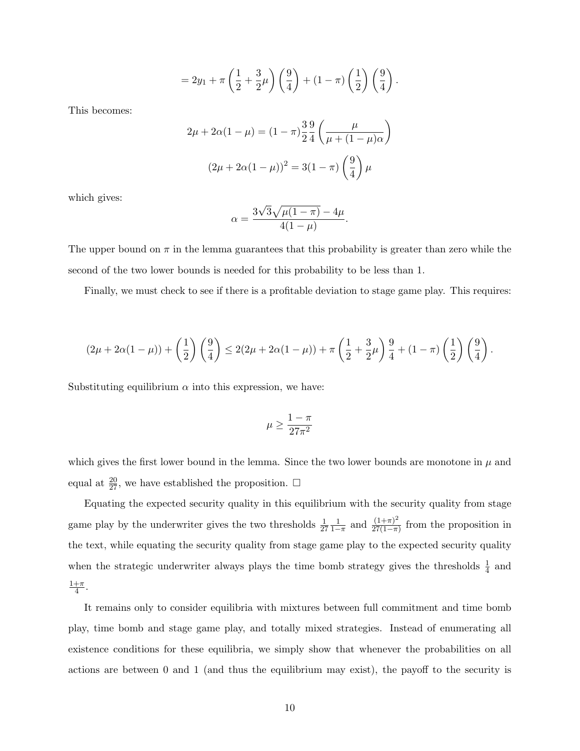$$= 2y_1 + \pi \left(\frac{1}{2} + \frac{3}{2}\mu\right)\left(\frac{9}{4}\right) + (1-\pi)\left(\frac{1}{2}\right)\left(\frac{9}{4}\right).$$

This becomes:

$$2\mu + 2\alpha(1-\mu) = (1-\pi)\frac{3}{2}\frac{9}{4}\left(\frac{\mu}{\mu + (1-\mu)\alpha}\right)$$

$$(2\mu + 2\alpha(1-\mu))^2 = 3(1-\pi)\left(\frac{9}{4}\right)\mu$$

which gives:

$$\alpha = \frac{3\sqrt{3}\sqrt{\mu(1-\pi)} - 4\mu}{4(1-\mu)}.$$

The upper bound on $\pi$ in the lemma guarantees that this probability is greater than zero while the second of the two lower bounds is needed for this probability to be less than 1.

Finally, we must check to see if there is a profitable deviation to stage game play. This requires:

$$(2\mu + 2\alpha(1-\mu)) + \left(\frac{1}{2}\right)\left(\frac{9}{4}\right) \leq 2(2\mu + 2\alpha(1-\mu)) + \pi\left(\frac{1}{2} + \frac{3}{2}\mu\right)\frac{9}{4} + (1-\pi)\left(\frac{1}{2}\right)\left(\frac{9}{4}\right).$$

Substituting equilibrium $\alpha$ into this expression, we have:

$$\mu \geq \frac{1-\pi}{27\pi^2}$$

which gives the first lower bound in the lemma. Since the two lower bounds are monotone in $\mu$ and equal at $\frac{20}{27}$, we have established the proposition. □

Equating the expected security quality in this equilibrium with the security quality from stage game play by the underwriter gives the two thresholds $\frac{1}{27}\frac{1}{1-\pi}$ and $\frac{(1+\pi)^2}{27(1-\pi)}$ from the proposition in the text, while equating the security quality from stage game play to the expected security quality when the strategic underwriter always plays the time bomb strategy gives the thresholds $\frac{1}{4}$ and $\frac{1+\pi}{4}$.

It remains only to consider equilibria with mixtures between full commitment and time bomb play, time bomb and stage game play, and totally mixed strategies. Instead of enumerating all existence conditions for these equilibria, we simply show that whenever the probabilities on all actions are between 0 and 1 (and thus the equilibrium may exist), the payoff to the security is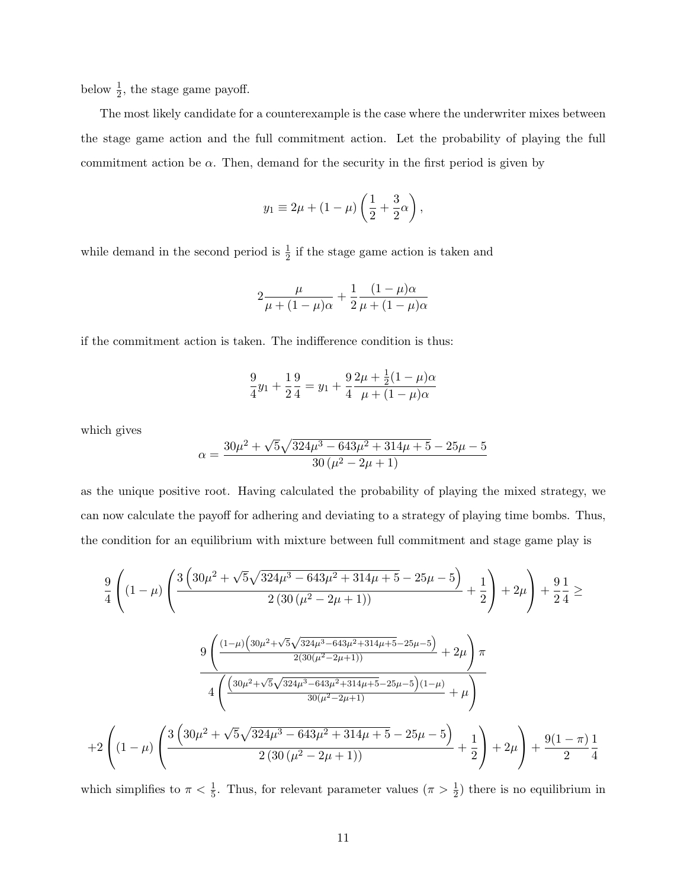below $\frac{1}{2}$, the stage game payoff.

The most likely candidate for a counterexample is the case where the underwriter mixes between the stage game action and the full commitment action. Let the probability of playing the full commitment action be $\alpha$. Then, demand for the security in the first period is given by

$$y_1 \equiv 2\mu + (1-\mu)\left(\frac{1}{2} + \frac{3}{2}\alpha\right),$$

while demand in the second period is $\frac{1}{2}$ if the stage game action is taken and

$$2\frac{\mu}{\mu + (1-\mu)\alpha} + \frac{1}{2}\frac{(1-\mu)\alpha}{\mu + (1-\mu)\alpha}$$

if the commitment action is taken. The indifference condition is thus:

$$\frac{9}{4}y_1 + \frac{1}{2}\frac{9}{4} = y_1 + \frac{9}{4}\frac{2\mu + \frac{1}{2}(1-\mu)\alpha}{\mu + (1-\mu)\alpha}$$

which gives

$$\alpha = \frac{30\mu^2 + \sqrt{5}\sqrt{324\mu^3 - 643\mu^2 + 314\mu + 5} - 25\mu - 5}{30\left(\mu^2 - 2\mu + 1\right)}$$

as the unique positive root. Having calculated the probability of playing the mixed strategy, we can now calculate the payoff for adhering and deviating to a strategy of playing time bombs. Thus, the condition for an equilibrium with mixture between full commitment and stage game play is

$$\frac{9}{4}\left((1-\mu)\left(\frac{3\left(30\mu^2 + \sqrt{5}\sqrt{324\mu^3 - 643\mu^2 + 314\mu + 5} - 25\mu - 5\right)}{2\left(30\left(\mu^2 - 2\mu + 1\right)\right)} + \frac{1}{2}\right) + 2\mu\right) + \frac{9}{2}\frac{1}{4} \geq$$

$$\frac{9\left(\frac{(1-\mu)\left(30\mu^2 + \sqrt{5}\sqrt{324\mu^3 - 643\mu^2 + 314\mu + 5} - 25\mu - 5\right)}{2(30(\mu^2 - 2\mu + 1))} + 2\mu\right)\pi}{4\left(\frac{\left(30\mu^2 + \sqrt{5}\sqrt{324\mu^3 - 643\mu^2 + 314\mu + 5} - 25\mu - 5\right)(1-\mu)}{30(\mu^2 - 2\mu + 1)} + \mu\right)}$$

$$+2\left((1-\mu)\left(\frac{3\left(30\mu^2 + \sqrt{5}\sqrt{324\mu^3 - 643\mu^2 + 314\mu + 5} - 25\mu - 5\right)}{2\left(30\left(\mu^2 - 2\mu + 1\right)\right)} + \frac{1}{2}\right) + 2\mu\right) + \frac{9(1-\pi)}{2}\frac{1}{4}$$

which simplifies to $\pi < \frac{1}{5}$. Thus, for relevant parameter values ($\pi > \frac{1}{2}$) there is no equilibrium in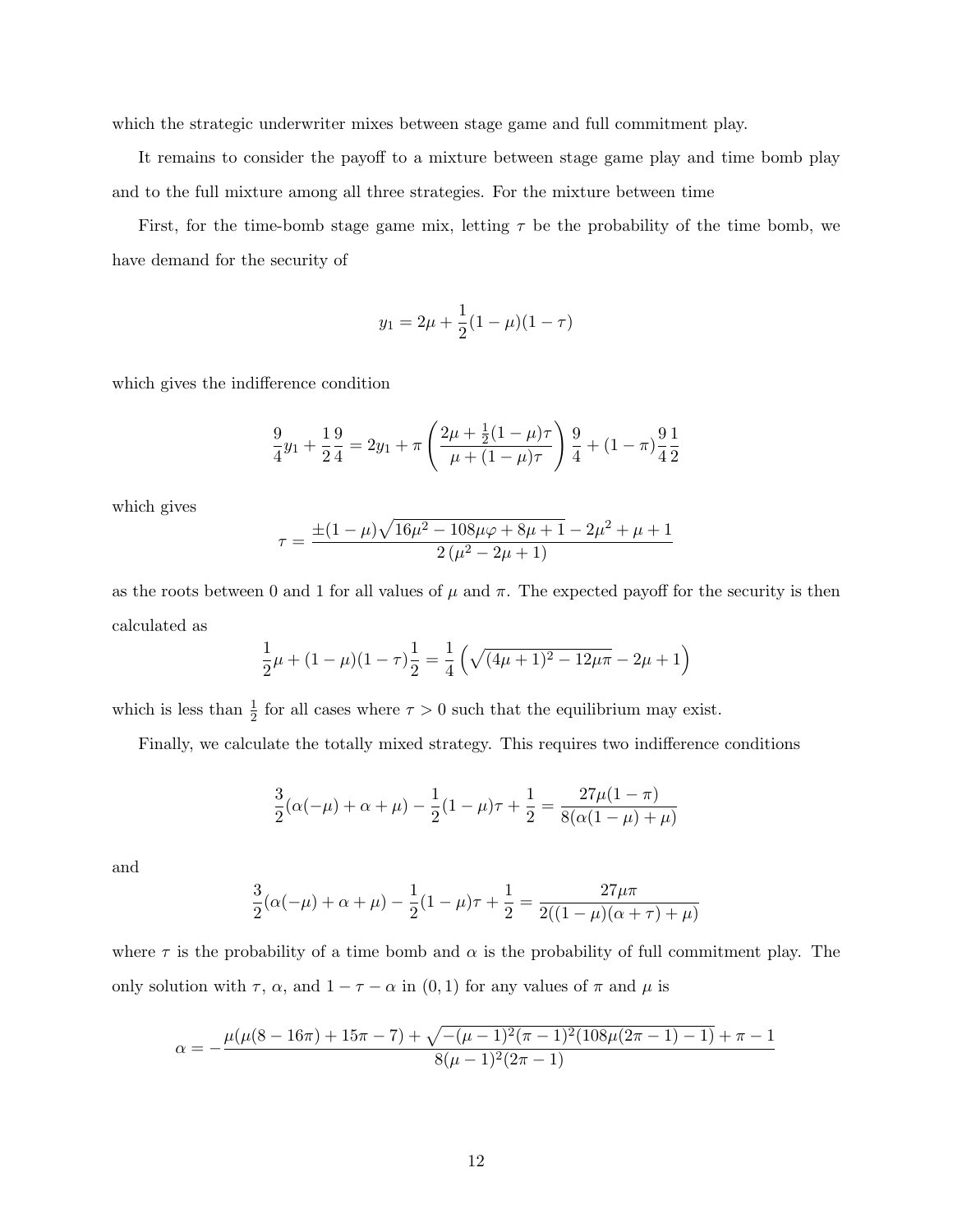which the strategic underwriter mixes between stage game and full commitment play.

It remains to consider the payoff to a mixture between stage game play and time bomb play and to the full mixture among all three strategies. For the mixture between time

First, for the time-bomb stage game mix, letting $\tau$ be the probability of the time bomb, we have demand for the security of

$$y_1 = 2\mu + \frac{1}{2}(1-\mu)(1-\tau)$$

which gives the indifference condition

$$\frac{9}{4}y_1 + \frac{1}{2}\frac{9}{4} = 2y_1 + \pi\left(\frac{2\mu + \frac{1}{2}(1-\mu)\tau}{\mu + (1-\mu)\tau}\right)\frac{9}{4} + (1-\pi)\frac{9}{4}\frac{1}{2}$$

which gives

$$\tau = \frac{\pm(1-\mu)\sqrt{16\mu^2 - 108\mu\varphi + 8\mu + 1} - 2\mu^2 + \mu + 1}{2\left(\mu^2 - 2\mu + 1\right)}$$

as the roots between 0 and 1 for all values of $\mu$ and $\pi$. The expected payoff for the security is then calculated as

$$\frac{1}{2}\mu + (1-\mu)(1-\tau)\frac{1}{2} = \frac{1}{4}\left(\sqrt{(4\mu+1)^2 - 12\mu\pi} - 2\mu + 1\right)$$

which is less than $\frac{1}{2}$ for all cases where $\tau > 0$ such that the equilibrium may exist.

Finally, we calculate the totally mixed strategy. This requires two indifference conditions

$$\frac{3}{2}(\alpha(-\mu) + \alpha + \mu) - \frac{1}{2}(1-\mu)\tau + \frac{1}{2} = \frac{27\mu(1-\pi)}{8(\alpha(1-\mu)+\mu)}$$

and

$$\frac{3}{2}(\alpha(-\mu) + \alpha + \mu) - \frac{1}{2}(1-\mu)\tau + \frac{1}{2} = \frac{27\mu\pi}{2((1-\mu)(\alpha+\tau)+\mu)}$$

where $\tau$ is the probability of a time bomb and $\alpha$ is the probability of full commitment play. The only solution with $\tau$, $\alpha$, and $1-\tau-\alpha$ in $(0,1)$ for any values of $\pi$ and $\mu$ is

$$\alpha = -\frac{\mu(\mu(8-16\pi) + 15\pi - 7) + \sqrt{-(\mu-1)^2(\pi-1)^2(108\mu(2\pi-1)-1)} + \pi - 1}{8(\mu-1)^2(2\pi-1)}$$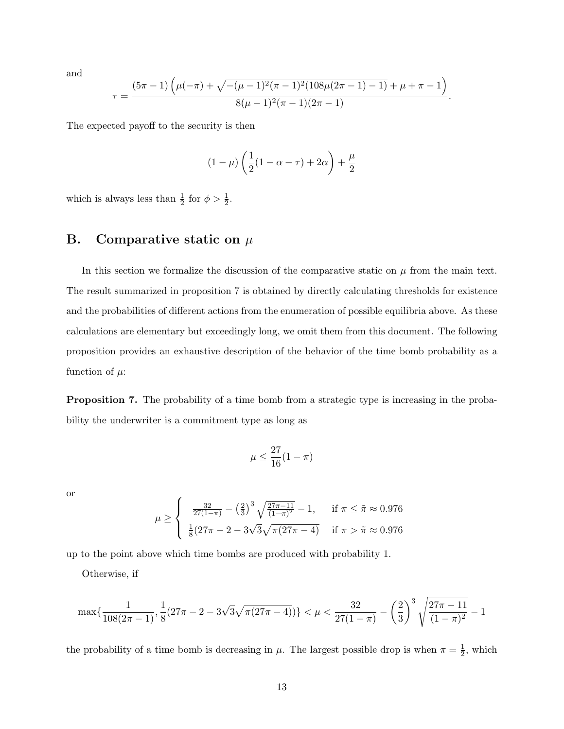and

$$\tau = \frac{(5\pi - 1)\left(\mu(-\pi) + \sqrt{-(\mu-1)^2(\pi-1)^2(108\mu(2\pi-1)-1)} + \mu + \pi - 1\right)}{8(\mu-1)^2(\pi-1)(2\pi-1)}.$$

The expected payoff to the security is then

$$(1-\mu)\left(\frac{1}{2}(1-\alpha-\tau)+2\alpha\right)+\frac{\mu}{2}$$

which is always less than $\frac{1}{2}$ for $\phi > \frac{1}{2}$.

## B. Comparative static on $\mu$

In this section we formalize the discussion of the comparative static on $\mu$ from the main text. The result summarized in proposition 7 is obtained by directly calculating thresholds for existence and the probabilities of different actions from the enumeration of possible equilibria above. As these calculations are elementary but exceedingly long, we omit them from this document. The following proposition provides an exhaustive description of the behavior of the time bomb probability as a function of $\mu$:

**Proposition 7.** The probability of a time bomb from a strategic type is increasing in the probability the underwriter is a commitment type as long as

$$\mu \leq \frac{27}{16}(1-\pi)$$

or

$$\mu \geq \begin{cases} \frac{32}{27(1-\pi)} - \left(\frac{2}{3}\right)^3 \sqrt{\frac{27\pi-11}{(1-\pi)^2}} - 1, & \text{if } \pi \leq \tilde{\pi} \approx 0.976 \\ \frac{1}{8}(27\pi - 2 - 3\sqrt{3}\sqrt{\pi(27\pi-4)} & \text{if } \pi > \tilde{\pi} \approx 0.976 \end{cases}$$

up to the point above which time bombs are produced with probability 1.

Otherwise, if

$$\max\left\{\frac{1}{108(2\pi-1)}, \frac{1}{8}(27\pi - 2 - 3\sqrt{3}\sqrt{\pi(27\pi-4)})\right\} < \mu < \frac{32}{27(1-\pi)} - \left(\frac{2}{3}\right)^3 \sqrt{\frac{27\pi-11}{(1-\pi)^2}} - 1$$

the probability of a time bomb is decreasing in $\mu$. The largest possible drop is when $\pi = \frac{1}{2}$, which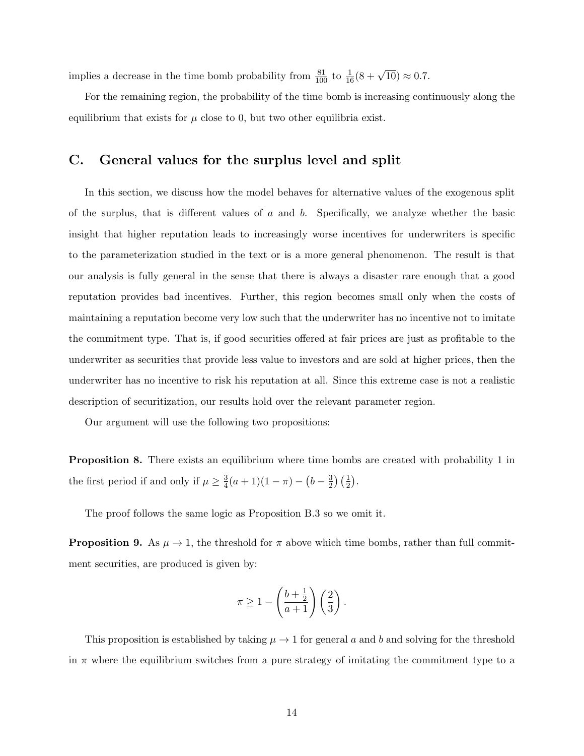implies a decrease in the time bomb probability from $\frac{81}{100}$ to $\frac{1}{16}(8+\sqrt{10}) \approx 0.7$.

For the remaining region, the probability of the time bomb is increasing continuously along the equilibrium that exists for $\mu$ close to 0, but two other equilibria exist.

## C. General values for the surplus level and split

In this section, we discuss how the model behaves for alternative values of the exogenous split of the surplus, that is different values of $a$ and $b$. Specifically, we analyze whether the basic insight that higher reputation leads to increasingly worse incentives for underwriters is specific to the parameterization studied in the text or is a more general phenomenon. The result is that our analysis is fully general in the sense that there is always a disaster rare enough that a good reputation provides bad incentives. Further, this region becomes small only when the costs of maintaining a reputation become very low such that the underwriter has no incentive not to imitate the commitment type. That is, if good securities offered at fair prices are just as profitable to the underwriter as securities that provide less value to investors and are sold at higher prices, then the underwriter has no incentive to risk his reputation at all. Since this extreme case is not a realistic description of securitization, our results hold over the relevant parameter region.

Our argument will use the following two propositions:

**Proposition 8.** There exists an equilibrium where time bombs are created with probability 1 in the first period if and only if $\mu \geq \frac{3}{4}(a+1)(1-\pi) - \left(b - \frac{3}{2}\right)\left(\frac{1}{2}\right)$.

The proof follows the same logic as Proposition B.3 so we omit it.

**Proposition 9.** As $\mu \to 1$, the threshold for $\pi$ above which time bombs, rather than full commitment securities, are produced is given by:

$$\pi \geq 1 - \left(\frac{b+\frac{1}{2}}{a+1}\right)\left(\frac{2}{3}\right).$$

This proposition is established by taking $\mu \to 1$ for general $a$ and $b$ and solving for the threshold in $\pi$ where the equilibrium switches from a pure strategy of imitating the commitment type to a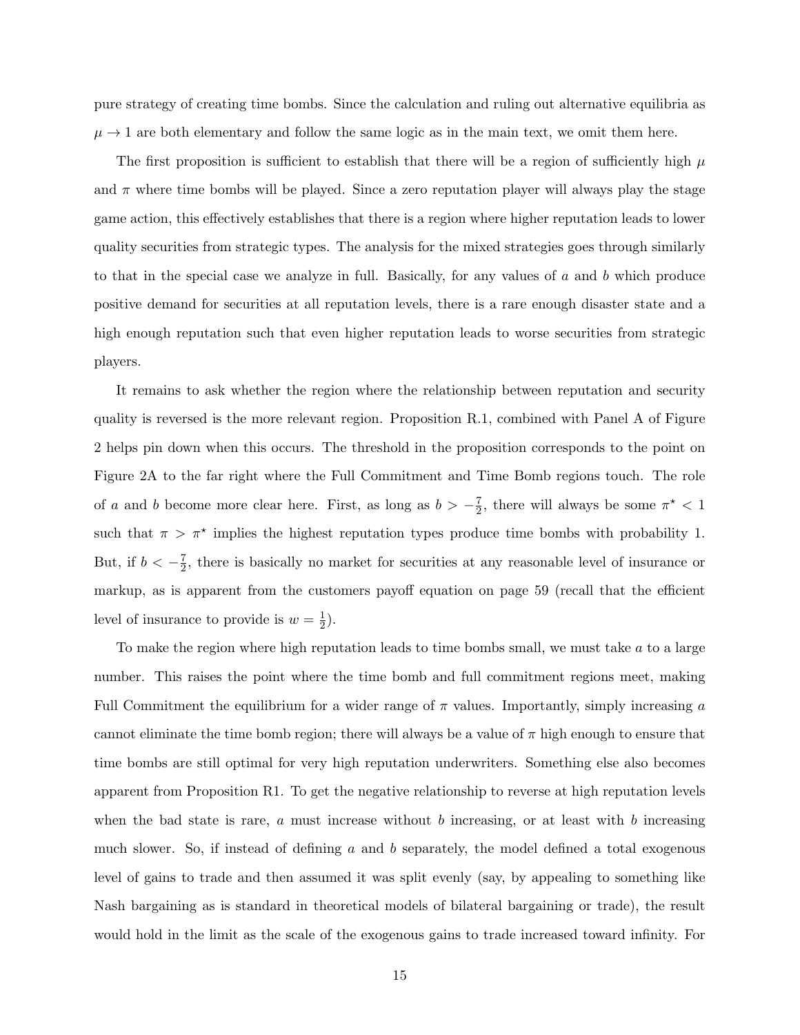pure strategy of creating time bombs. Since the calculation and ruling out alternative equilibria as $\mu \to 1$ are both elementary and follow the same logic as in the main text, we omit them here.

The first proposition is sufficient to establish that there will be a region of sufficiently high $\mu$ and $\pi$ where time bombs will be played. Since a zero reputation player will always play the stage game action, this effectively establishes that there is a region where higher reputation leads to lower quality securities from strategic types. The analysis for the mixed strategies goes through similarly to that in the special case we analyze in full. Basically, for any values of $a$ and $b$ which produce positive demand for securities at all reputation levels, there is a rare enough disaster state and a high enough reputation such that even higher reputation leads to worse securities from strategic players.

It remains to ask whether the region where the relationship between reputation and security quality is reversed is the more relevant region. Proposition R.1, combined with Panel A of Figure 2 helps pin down when this occurs. The threshold in the proposition corresponds to the point on Figure 2A to the far right where the Full Commitment and Time Bomb regions touch. The role of $a$ and $b$ become more clear here. First, as long as $b > -\frac{7}{2}$, there will always be some $\pi^\star < 1$ such that $\pi > \pi^\star$ implies the highest reputation types produce time bombs with probability 1. But, if $b < -\frac{7}{2}$, there is basically no market for securities at any reasonable level of insurance or markup, as is apparent from the customers payoff equation on page 59 (recall that the efficient level of insurance to provide is $w = \frac{1}{2}$).

To make the region where high reputation leads to time bombs small, we must take $a$ to a large number. This raises the point where the time bomb and full commitment regions meet, making Full Commitment the equilibrium for a wider range of $\pi$ values. Importantly, simply increasing $a$ cannot eliminate the time bomb region; there will always be a value of $\pi$ high enough to ensure that time bombs are still optimal for very high reputation underwriters. Something else also becomes apparent from Proposition R1. To get the negative relationship to reverse at high reputation levels when the bad state is rare, $a$ must increase without $b$ increasing, or at least with $b$ increasing much slower. So, if instead of defining $a$ and $b$ separately, the model defined a total exogenous level of gains to trade and then assumed it was split evenly (say, by appealing to something like Nash bargaining as is standard in theoretical models of bilateral bargaining or trade), the result would hold in the limit as the scale of the exogenous gains to trade increased toward infinity. For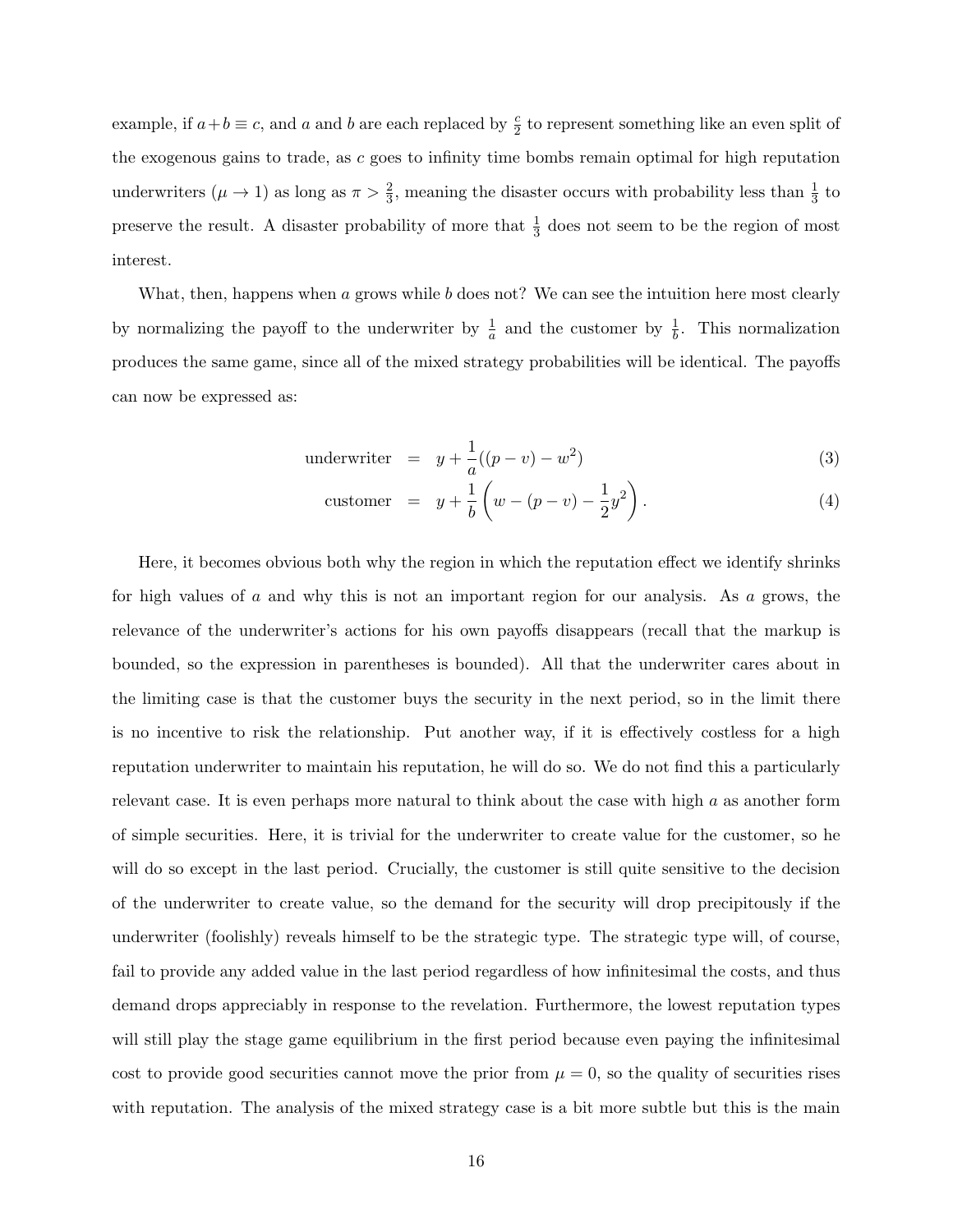example, if $a+b \equiv c$, and $a$ and $b$ are each replaced by $\frac{c}{2}$ to represent something like an even split of the exogenous gains to trade, as $c$ goes to infinity time bombs remain optimal for high reputation underwriters ($\mu \to 1$) as long as $\pi > \frac{2}{3}$, meaning the disaster occurs with probability less than $\frac{1}{3}$ to preserve the result. A disaster probability of more that $\frac{1}{3}$ does not seem to be the region of most interest.

What, then, happens when $a$ grows while $b$ does not? We can see the intuition here most clearly by normalizing the payoff to the underwriter by $\frac{1}{a}$ and the customer by $\frac{1}{b}$. This normalization produces the same game, since all of the mixed strategy probabilities will be identical. The payoffs can now be expressed as:

$$\text{underwriter} \quad = \quad y + \frac{1}{a}((p-v) - w^2) \tag{3}$$

$$\text{customer} \quad = \quad y + \frac{1}{b}\left(w - (p-v) - \frac{1}{2}y^2\right). \tag{4}$$

Here, it becomes obvious both why the region in which the reputation effect we identify shrinks for high values of $a$ and why this is not an important region for our analysis. As $a$ grows, the relevance of the underwriter's actions for his own payoffs disappears (recall that the markup is bounded, so the expression in parentheses is bounded). All that the underwriter cares about in the limiting case is that the customer buys the security in the next period, so in the limit there is no incentive to risk the relationship. Put another way, if it is effectively costless for a high reputation underwriter to maintain his reputation, he will do so. We do not find this a particularly relevant case. It is even perhaps more natural to think about the case with high $a$ as another form of simple securities. Here, it is trivial for the underwriter to create value for the customer, so he will do so except in the last period. Crucially, the customer is still quite sensitive to the decision of the underwriter to create value, so the demand for the security will drop precipitously if the underwriter (foolishly) reveals himself to be the strategic type. The strategic type will, of course, fail to provide any added value in the last period regardless of how infinitesimal the costs, and thus demand drops appreciably in response to the revelation. Furthermore, the lowest reputation types will still play the stage game equilibrium in the first period because even paying the infinitesimal cost to provide good securities cannot move the prior from $\mu = 0$, so the quality of securities rises with reputation. The analysis of the mixed strategy case is a bit more subtle but this is the main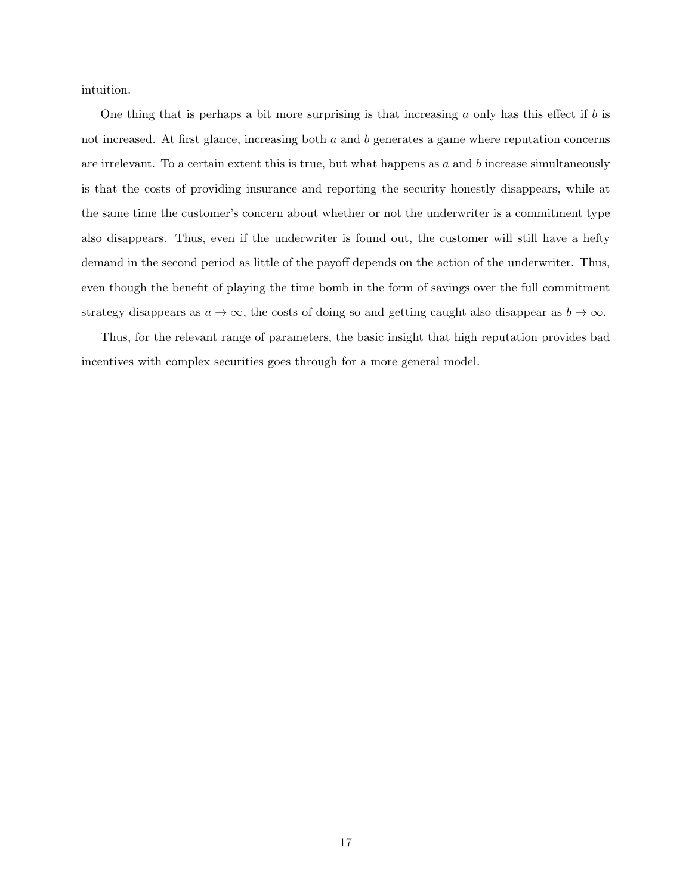intuition.

One thing that is perhaps a bit more surprising is that increasing $a$ only has this effect if $b$ is not increased. At first glance, increasing both $a$ and $b$ generates a game where reputation concerns are irrelevant. To a certain extent this is true, but what happens as $a$ and $b$ increase simultaneously is that the costs of providing insurance and reporting the security honestly disappears, while at the same time the customer's concern about whether or not the underwriter is a commitment type also disappears. Thus, even if the underwriter is found out, the customer will still have a hefty demand in the second period as little of the payoff depends on the action of the underwriter. Thus, even though the benefit of playing the time bomb in the form of savings over the full commitment strategy disappears as $a \to \infty$, the costs of doing so and getting caught also disappear as $b \to \infty$.

Thus, for the relevant range of parameters, the basic insight that high reputation provides bad incentives with complex securities goes through for a more general model.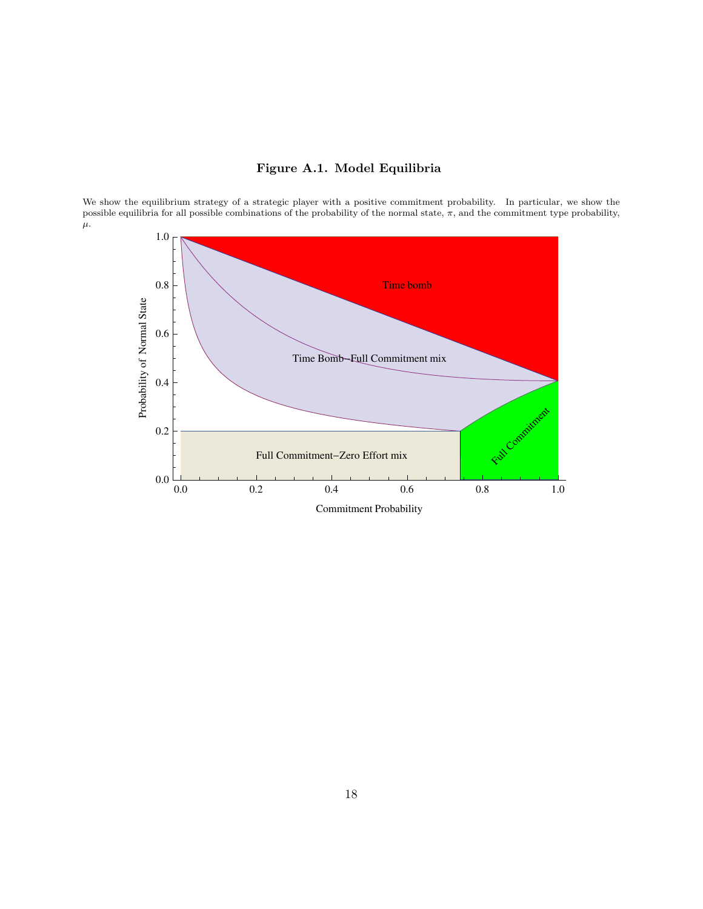**Figure A.1. Model Equilibria**

We show the equilibrium strategy of a strategic player with a positive commitment probability. In particular, we show the possible equilibria for all possible combinations of the probability of the normal state, $\pi$, and the commitment type probability, $\mu$.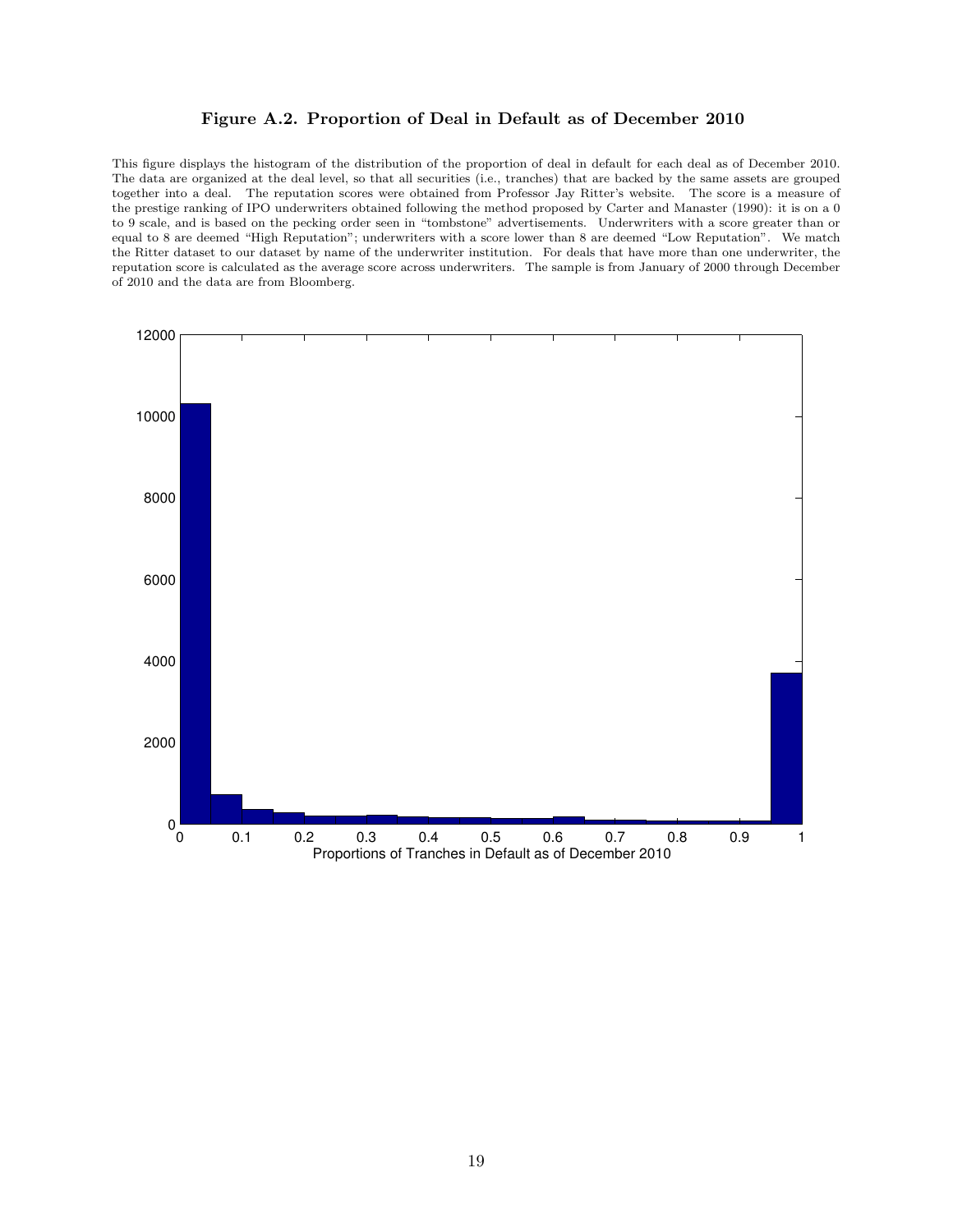**Figure A.2. Proportion of Deal in Default as of December 2010**

This figure displays the histogram of the distribution of the proportion of deal in default for each deal as of December 2010. The data are organized at the deal level, so that all securities (i.e., tranches) that are backed by the same assets are grouped together into a deal. The reputation scores were obtained from Professor Jay Ritter's website. The score is a measure of the prestige ranking of IPO underwriters obtained following the method proposed by Carter and Manaster (1990): it is on a 0 to 9 scale, and is based on the pecking order seen in "tombstone" advertisements. Underwriters with a score greater than or equal to 8 are deemed "High Reputation"; underwriters with a score lower than 8 are deemed "Low Reputation". We match the Ritter dataset to our dataset by name of the underwriter institution. For deals that have more than one underwriter, the reputation score is calculated as the average score across underwriters. The sample is from January of 2000 through December of 2010 and the data are from Bloomberg.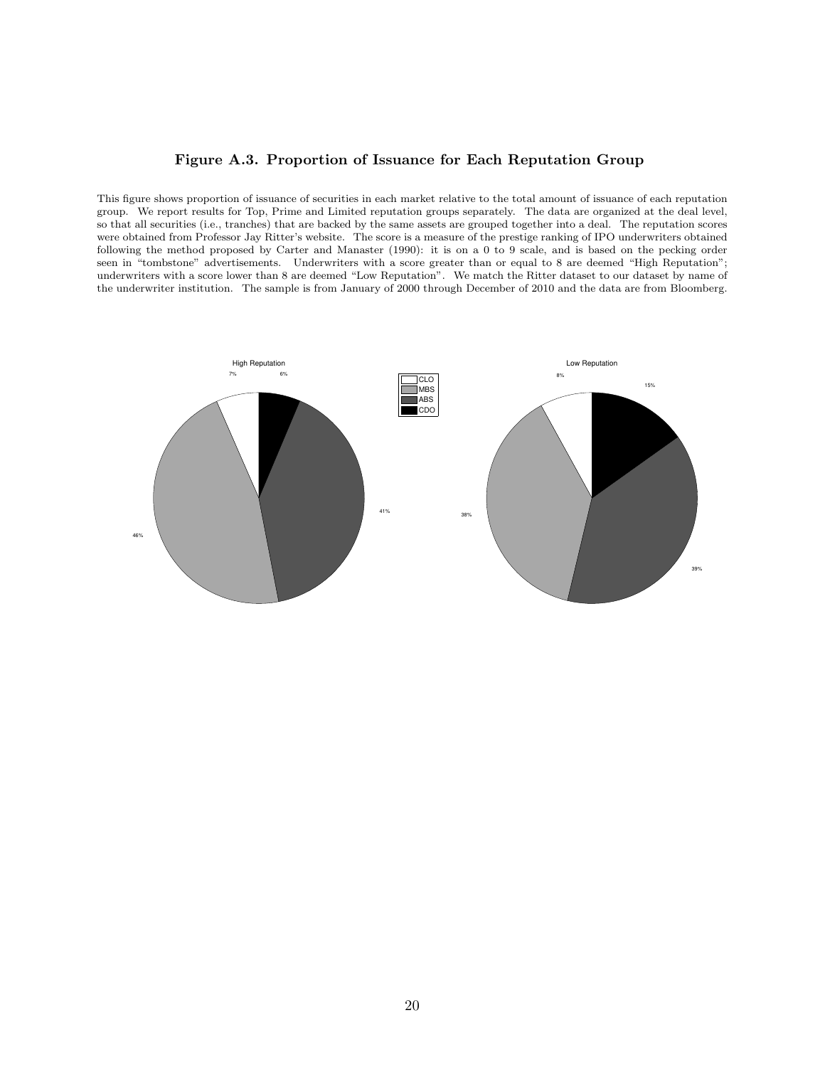## Figure A.3. Proportion of Issuance for Each Reputation Group

This figure shows proportion of issuance of securities in each market relative to the total amount of issuance of each reputation group. We report results for Top, Prime and Limited reputation groups separately. The data are organized at the deal level, so that all securities (i.e., tranches) that are backed by the same assets are grouped together into a deal. The reputation scores were obtained from Professor Jay Ritter's website. The score is a measure of the prestige ranking of IPO underwriters obtained following the method proposed by Carter and Manaster (1990): it is on a 0 to 9 scale, and is based on the pecking order seen in "tombstone" advertisements. Underwriters with a score greater than or equal to 8 are deemed "High Reputation"; underwriters with a score lower than 8 are deemed "Low Reputation". We match the Ritter dataset to our dataset by name of the underwriter institution. The sample is from January of 2000 through December of 2010 and the data are from Bloomberg.

High Reputation

7% 6% 41% 46%

CLO
MBS
ABS
CDO

Low Reputation

8% 15% 38% 39%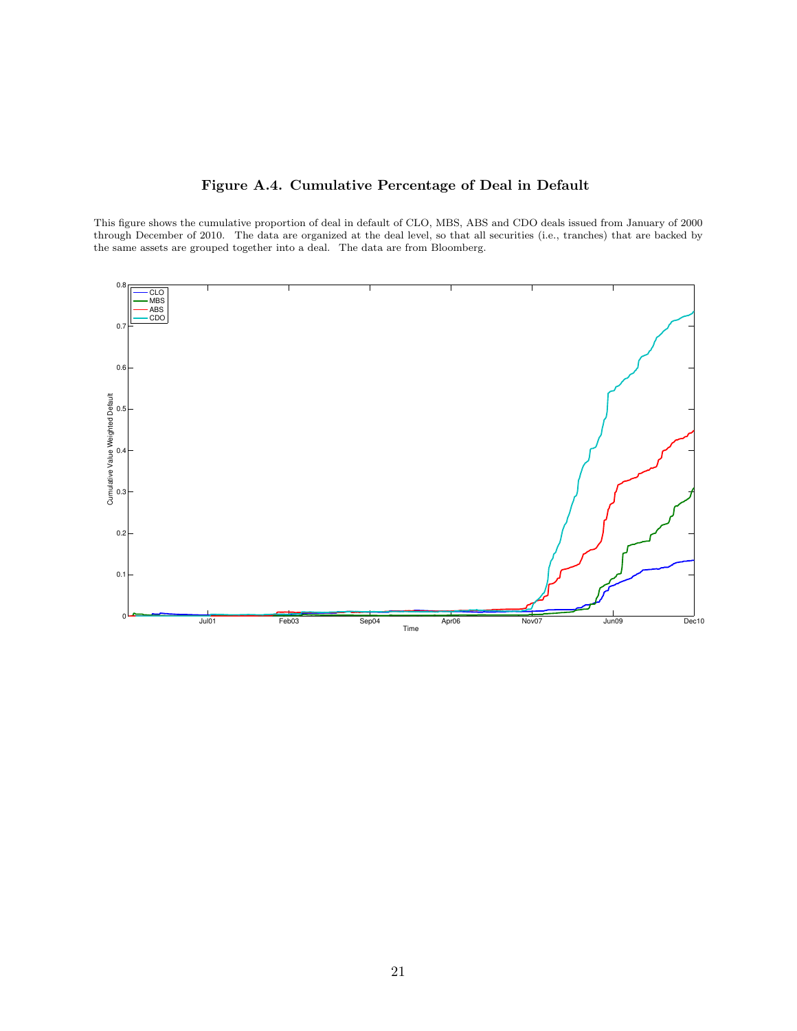# Figure A.4. Cumulative Percentage of Deal in Default

This figure shows the cumulative proportion of deal in default of CLO, MBS, ABS and CDO deals issued from January of 2000 through December of 2010. The data are organized at the deal level, so that all securities (i.e., tranches) that are backed by the same assets are grouped together into a deal. The data are from Bloomberg.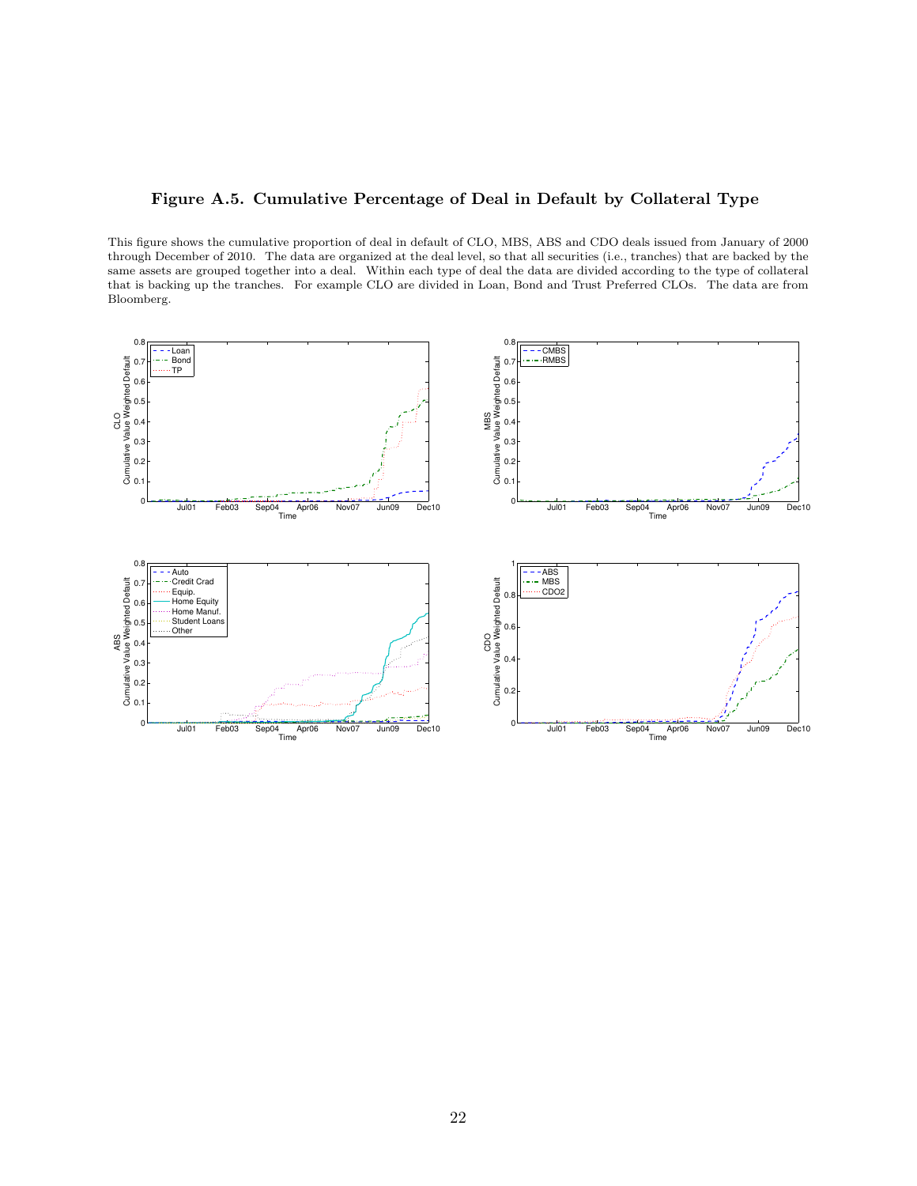**Figure A.5. Cumulative Percentage of Deal in Default by Collateral Type**

This figure shows the cumulative proportion of deal in default of CLO, MBS, ABS and CDO deals issued from January of 2000 through December of 2010. The data are organized at the deal level, so that all securities (i.e., tranches) that are backed by the same assets are grouped together into a deal. Within each type of deal the data are divided according to the type of collateral that is backing up the tranches. For example CLO are divided in Loan, Bond and Trust Preferred CLOs. The data are from Bloomberg.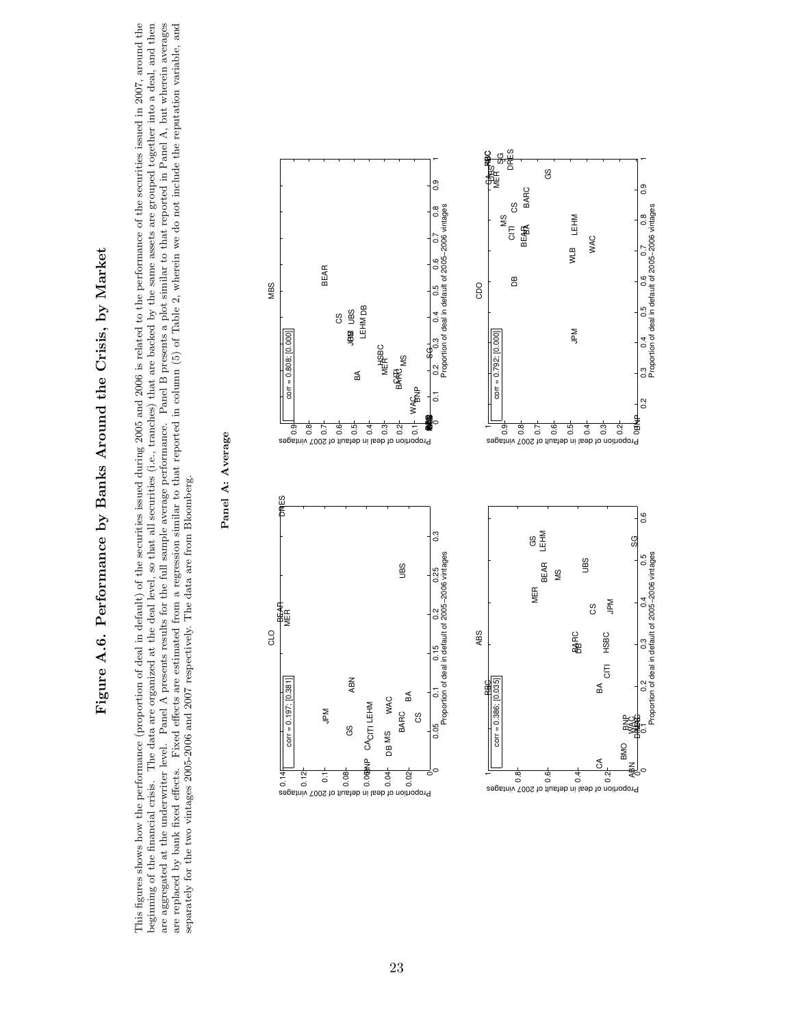# Figure A.6. Performance by Banks Around the Crisis, by Market

This figures shows how the performance (proportion of deal in default) of the securities issued during 2005 and 2006 is related to the performance of the securities issued in 2007, around the beginning of the financial crisis. The data are organized at the deal level, so that all securities (i.e., tranches) that are backed by the same assets are grouped together into a deal, and then are aggregated at the underwriter level. Panel A presents results for the full sample average performance. Panel B presents a plot similar to that reported in Panel A, but wherein averages are replaced by bank fixed effects. Fixed effects are estimated from a regression similar to that reported in column (5) of Table 2, wherein we do not include the reputation variable, and separately for the two vintages 2005–2006 and 2007 respectively. The data are from Bloomberg.

**Panel A: Average**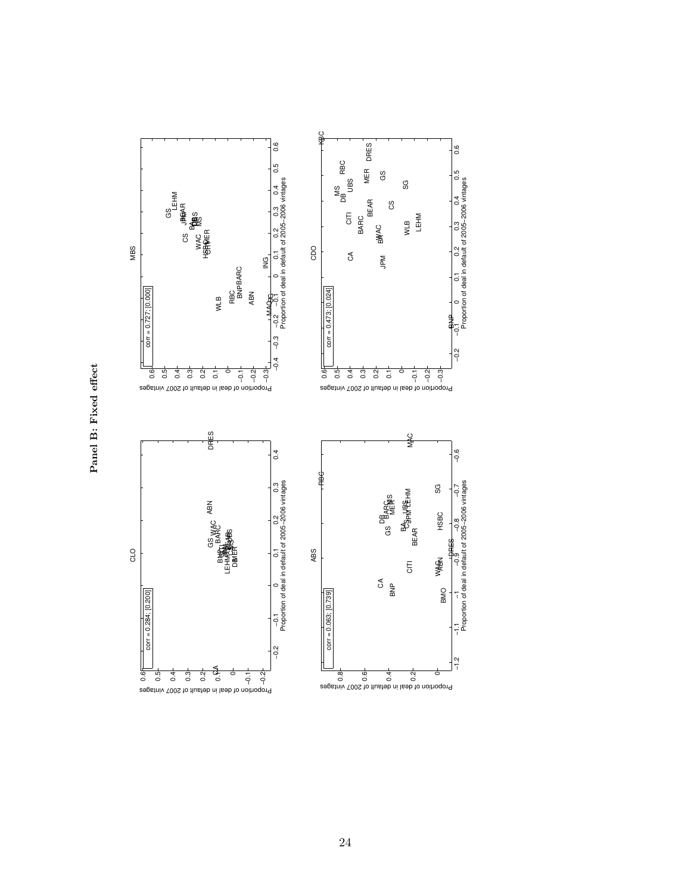**Panel B: Fixed effect**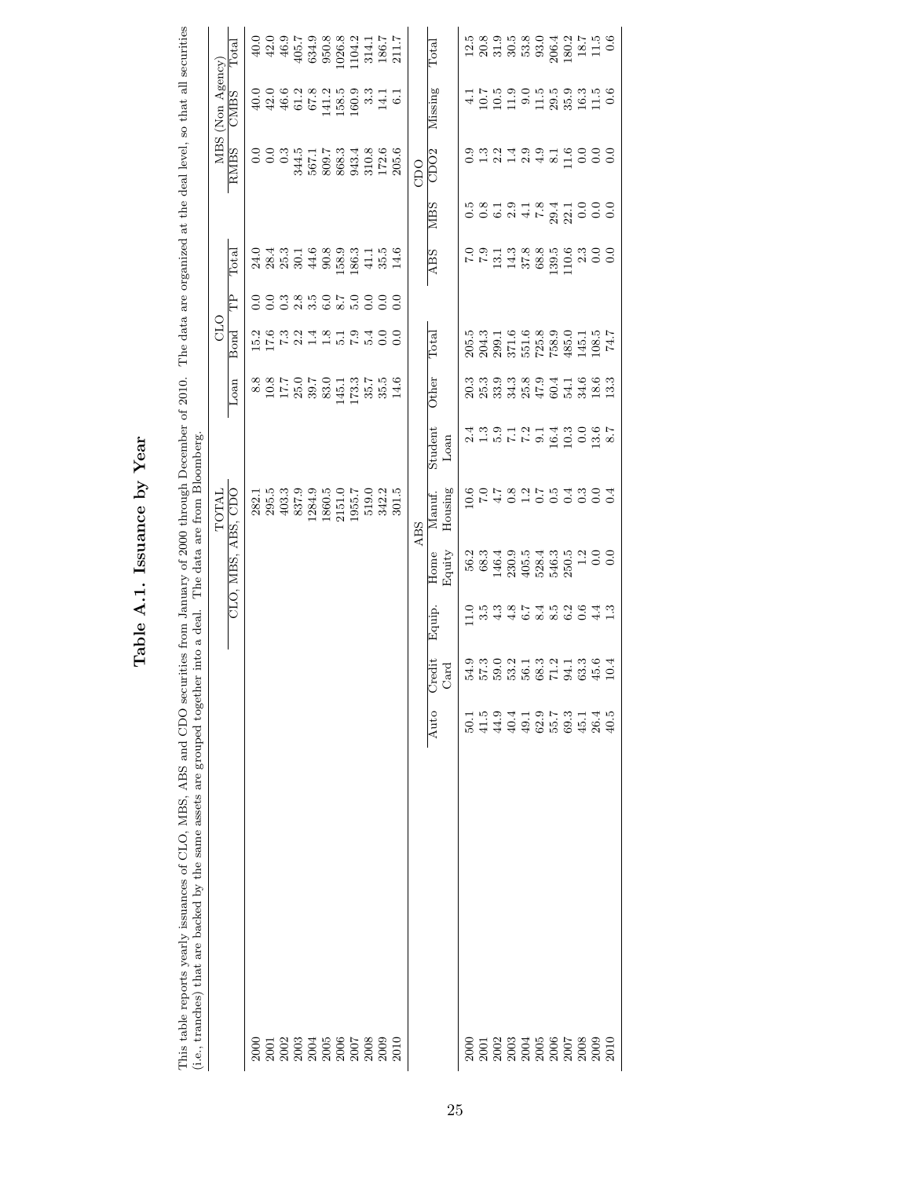# Table A.1. Issuance by Year

This table reports yearly issuances of CLO, MBS, ABS and CDO securities from January of 2000 through December of 2010. The data are organized at the deal level, so that all securities (i.e., tranches) that are backed by the same assets are grouped together into a deal. The data are from Bloomberg.

| | TOTAL | CLO | | | | MBS (Non Agency) | | |
|---|---|---|---|---|---|---|---|---|
| | CLO, MBS, ABS, CDO | Loan | Bond | TP | Total | RMBS | CMBS | Total |
| 2000 | 282.1 | 8.8 | 15.2 | 0.0 | 24.0 | 0.0 | 40.0 | 40.0 |
| 2001 | 295.5 | 10.8 | 17.6 | 0.0 | 28.4 | 0.0 | 42.0 | 42.0 |
| 2002 | 403.3 | 17.7 | 7.3 | 0.3 | 25.3 | 0.3 | 46.6 | 46.9 |
| 2003 | 837.9 | 25.0 | 2.2 | 2.8 | 30.1 | 344.5 | 61.2 | 405.7 |
| 2004 | 1284.9 | 39.7 | 1.4 | 3.5 | 44.6 | 567.1 | 67.8 | 634.9 |
| 2005 | 1860.5 | 83.0 | 1.8 | 6.0 | 90.8 | 809.7 | 141.2 | 950.8 |
| 2006 | 2151.0 | 145.1 | 5.1 | 8.7 | 158.9 | 868.3 | 158.5 | 1026.8 |
| 2007 | 1955.7 | 173.3 | 7.9 | 5.0 | 186.3 | 943.4 | 160.9 | 1104.2 |
| 2008 | 519.0 | 35.7 | 5.4 | 0.0 | 41.1 | 310.8 | 3.3 | 314.1 |
| 2009 | 342.2 | 35.5 | 0.0 | 0.0 | 35.5 | 172.6 | 14.1 | 186.7 |
| 2010 | 301.5 | 14.6 | 0.0 | 0.0 | 14.6 | 205.6 | 6.1 | 211.7 |

| | ABS | | | | | | | | CDO | | | | |
|---|---|---|---|---|---|---|---|---|---|---|---|---|---|
| | Auto | Credit Card | Equip. | Home Equity | Manuf. Housing | Student Loan | Other | Total | ABS | MBS | CDO2 | Missing | Total |
| 2000 | 50.1 | 54.9 | 11.0 | 56.2 | 10.6 | 2.4 | 20.3 | 205.5 | 7.0 | 0.5 | 0.9 | 4.1 | 12.5 |
| 2001 | 41.5 | 57.3 | 3.5 | 68.3 | 7.0 | 1.3 | 25.3 | 204.3 | 7.9 | 0.8 | 1.3 | 10.7 | 20.8 |
| 2002 | 44.9 | 59.0 | 4.3 | 146.4 | 4.7 | 5.9 | 33.9 | 299.1 | 13.1 | 6.1 | 2.2 | 10.5 | 31.9 |
| 2003 | 40.4 | 53.2 | 4.8 | 230.9 | 0.8 | 7.1 | 34.3 | 371.6 | 14.3 | 2.9 | 1.4 | 11.9 | 30.5 |
| 2004 | 49.1 | 56.1 | 6.7 | 405.5 | 1.2 | 7.2 | 25.8 | 551.6 | 37.8 | 4.1 | 2.9 | 9.0 | 53.8 |
| 2005 | 62.9 | 68.3 | 8.4 | 528.4 | 0.7 | 9.1 | 47.9 | 725.8 | 68.8 | 7.8 | 4.9 | 11.5 | 93.0 |
| 2006 | 55.7 | 71.2 | 8.5 | 546.3 | 0.5 | 16.4 | 60.4 | 758.9 | 139.5 | 29.4 | 8.1 | 29.5 | 206.4 |
| 2007 | 69.3 | 94.1 | 6.2 | 250.5 | 0.4 | 10.3 | 54.1 | 485.0 | 110.6 | 22.1 | 11.6 | 35.9 | 180.2 |
| 2008 | 45.1 | 63.3 | 0.6 | 1.2 | 0.3 | 0.0 | 34.6 | 145.1 | 2.3 | 0.0 | 0.0 | 16.3 | 18.7 |
| 2009 | 26.4 | 45.6 | 4.4 | 0.0 | 0.0 | 13.6 | 18.6 | 108.5 | 0.0 | 0.0 | 0.0 | 11.5 | 11.5 |
| 2010 | 40.5 | 10.4 | 1.3 | 0.0 | 0.4 | 8.7 | 13.3 | 74.7 | 0.0 | 0.0 | 0.0 | 0.6 | 0.6 |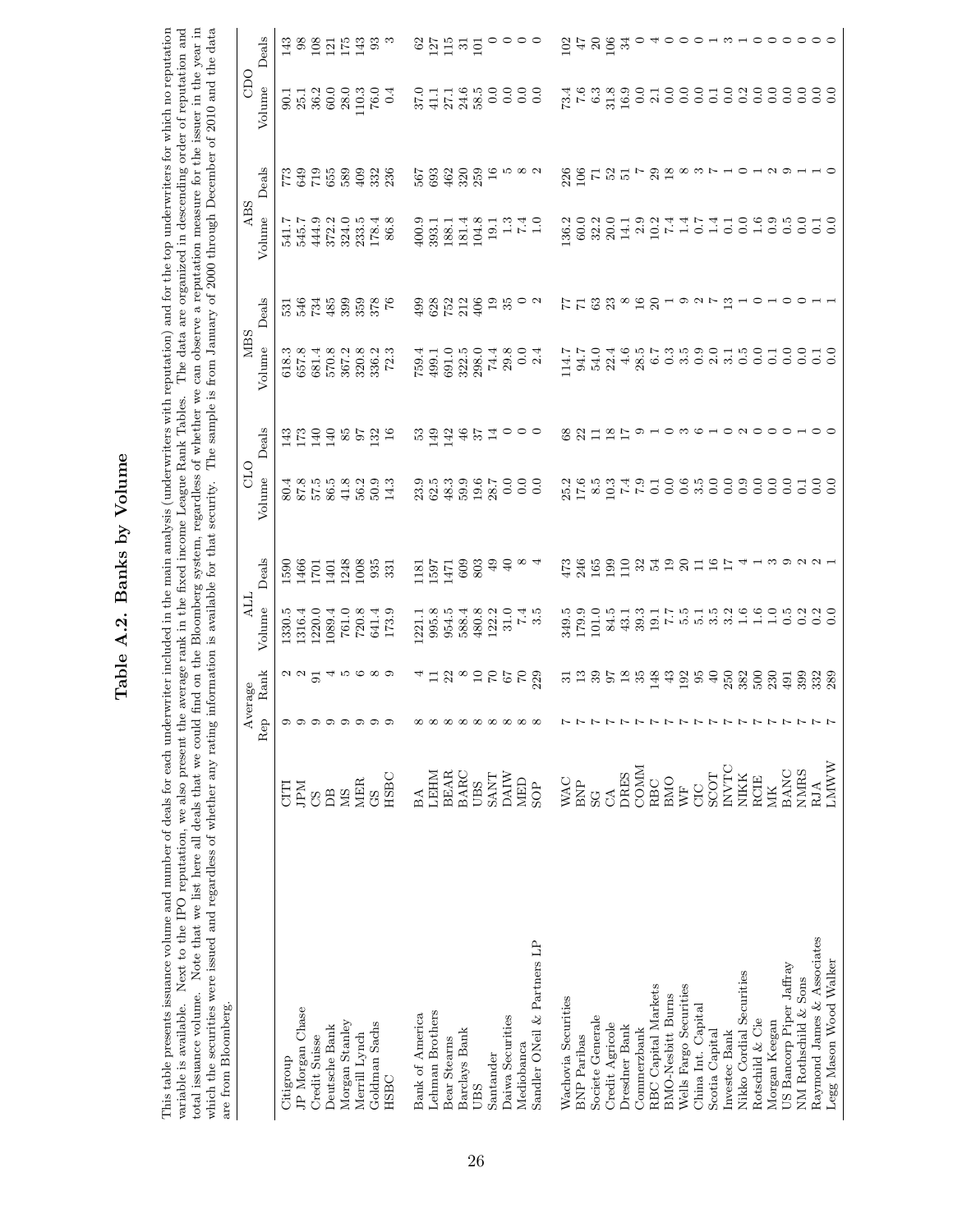# Table A.2. Banks by Volume

This table presents issuance volume and number of deals for each underwriter included in the main analysis (underwriters with reputation) and for the top underwriters for which no reputation variable is available. Next to the IPO reputation, we also present the average rank in the fixed income League Rank Tables. The data are organized in descending order of reputation and total issuance volume. Note that we list here all deals that we could find on the Bloomberg system, regardless of whether we can observe a reputation measure for the issuer in the year in which the securities were issued and regardless of whether any rating information is available for that security. The sample is from January of 2000 through December of 2010 and the data are from Bloomberg.

| | | Average | | ALL | | CLO | | MBS | | ABS | | CDO | |
|---|---|---|---|---|---|---|---|---|---|---|---|---|---|
| | | Rep | Rank | Volume | Deals | Volume | Deals | Volume | Deals | Volume | Deals | Volume | Deals |
| Citigroup | CITI | 9 | 2 | 1330.5 | 1590 | 80.4 | 143 | 618.3 | 531 | 541.7 | 773 | 90.1 | 143 |
| JP Morgan Chase | JPM | 9 | 2 | 1316.4 | 1466 | 87.8 | 173 | 657.8 | 546 | 545.7 | 649 | 25.1 | 98 |
| Credit Suisse | CS | 9 | 91 | 1220.0 | 1701 | 57.5 | 140 | 681.4 | 734 | 444.9 | 719 | 36.2 | 108 |
| Deutsche Bank | DB | 9 | 4 | 1089.4 | 1401 | 86.5 | 140 | 570.8 | 485 | 372.2 | 655 | 60.0 | 121 |
| Morgan Stanley | MS | 9 | 5 | 761.0 | 1248 | 41.8 | 85 | 367.2 | 399 | 324.0 | 589 | 28.0 | 175 |
| Merrill Lynch | MER | 9 | 6 | 720.8 | 1008 | 56.2 | 97 | 320.8 | 359 | 233.5 | 409 | 110.3 | 143 |
| Goldman Sachs | GS | 9 | 8 | 641.4 | 935 | 50.9 | 132 | 336.2 | 378 | 178.4 | 332 | 76.0 | 93 |
| HSBC | HSBC | 9 | 9 | 173.9 | 331 | 14.3 | 16 | 72.3 | 76 | 86.8 | 236 | 0.4 | 3 |
| | | | | | | | | | | | | | |
| Bank of America | BA | 8 | 4 | 1221.1 | 1181 | 23.9 | 53 | 759.4 | 499 | 400.9 | 567 | 37.0 | 62 |
| Lehman Brothers | LEHM | 8 | 11 | 995.8 | 1597 | 62.5 | 149 | 499.1 | 628 | 393.1 | 693 | 41.1 | 127 |
| Bear Stearns | BEAR | 8 | 22 | 954.5 | 1471 | 48.3 | 142 | 691.0 | 752 | 188.1 | 462 | 27.1 | 115 |
| Barclays Bank | BARC | 8 | 8 | 588.4 | 609 | 59.9 | 46 | 322.5 | 212 | 181.4 | 320 | 24.6 | 31 |
| UBS | UBS | 8 | 10 | 480.8 | 803 | 19.6 | 37 | 298.0 | 406 | 104.8 | 259 | 58.5 | 101 |
| Santander | SANT | 8 | 70 | 122.2 | 49 | 28.7 | 14 | 74.4 | 19 | 19.1 | 16 | 0.0 | 0 |
| Daiwa Securities | DAIW | 8 | 67 | 31.0 | 40 | 0.0 | 0 | 29.8 | 35 | 1.3 | 5 | 0.0 | 0 |
| Mediobanca | MED | 8 | 70 | 7.4 | 8 | 0.0 | 0 | 0.0 | 0 | 7.4 | 8 | 0.0 | 0 |
| Sandler ONeil & Partners LP | SOP | 8 | 229 | 3.5 | 4 | 0.0 | 0 | 2.4 | 2 | 1.0 | 2 | 0.0 | 0 |
| | | | | | | | | | | | | | |
| Wachovia Securities | WAC | 7 | 31 | 349.5 | 473 | 25.2 | 68 | 114.7 | 77 | 136.2 | 226 | 73.4 | 102 |
| BNP Paribas | BNP | 7 | 13 | 179.9 | 246 | 17.6 | 22 | 94.7 | 71 | 60.0 | 106 | 7.6 | 47 |
| Societe Generale | SG | 7 | 39 | 101.0 | 165 | 8.5 | 11 | 54.0 | 63 | 32.2 | 71 | 6.3 | 20 |
| Credit Agricole | CA | 7 | 97 | 84.5 | 199 | 10.3 | 18 | 22.4 | 23 | 20.0 | 52 | 31.8 | 106 |
| Dresdner Bank | DRES | 7 | 18 | 43.1 | 110 | 7.4 | 17 | 4.6 | 8 | 14.1 | 51 | 16.9 | 34 |
| Commerzbank | COMM | 7 | 35 | 39.3 | 32 | 7.9 | 9 | 28.5 | 16 | 2.9 | 7 | 0.0 | 0 |
| RBC Capital Markets | RBC | 7 | 148 | 19.1 | 54 | 0.1 | 1 | 6.7 | 20 | 10.2 | 29 | 2.1 | 4 |
| BMO-Nesbitt Burns | BMO | 7 | 43 | 7.7 | 19 | 0.0 | 0 | 0.3 | 1 | 7.4 | 18 | 0.0 | 0 |
| Wells Fargo Securities | WF | 7 | 192 | 5.5 | 20 | 0.6 | 3 | 3.5 | 9 | 1.4 | 8 | 0.0 | 0 |
| China Int. Capital | CIC | 7 | 95 | 5.1 | 11 | 3.5 | 6 | 0.9 | 2 | 0.7 | 3 | 0.0 | 0 |
| Scotia Capital | SCOT | 7 | 40 | 3.5 | 16 | 0.0 | 1 | 2.0 | 7 | 1.4 | 7 | 0.1 | 1 |
| Investec Bank | INVTC | 7 | 250 | 3.2 | 17 | 0.0 | 0 | 3.1 | 13 | 0.1 | 1 | 0.0 | 3 |
| Nikko Cordial Securities | NIKK | 7 | 382 | 1.6 | 4 | 0.9 | 2 | 0.5 | 1 | 0.0 | 0 | 0.2 | 1 |
| Rotschild & Cie | RCIE | 7 | 500 | 1.6 | 1 | 0.0 | 0 | 0.0 | 0 | 1.6 | 1 | 0.0 | 0 |
| Morgan Keegan | MK | 7 | 230 | 1.0 | 3 | 0.0 | 0 | 0.1 | 1 | 0.9 | 2 | 0.0 | 0 |
| US Bancorp Piper Jaffray | BANC | 7 | 491 | 0.5 | 9 | 0.0 | 0 | 0.0 | 0 | 0.5 | 9 | 0.0 | 0 |
| NM Rothschild & Sons | NMRS | 7 | 399 | 0.2 | 2 | 0.1 | 1 | 0.0 | 0 | 0.0 | 1 | 0.0 | 0 |
| Raymond James & Associates | RJA | 7 | 332 | 0.2 | 2 | 0.0 | 0 | 0.1 | 1 | 0.1 | 1 | 0.0 | 0 |
| Legg Mason Wood Walker | LMWW | 7 | 289 | 0.0 | 1 | 0.0 | 0 | 0.0 | 1 | 0.0 | 0 | 0.0 | 0 |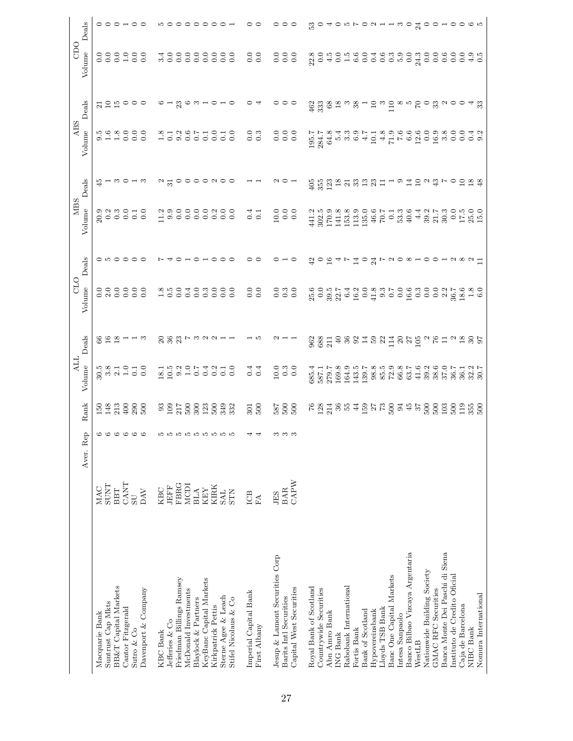| | | Aver. Rep | Rank | ALL Volume | ALL Deals | CLO Volume | CLO Deals | MBS Volume | MBS Deals | ABS Volume | ABS Deals | CDO Volume | CDO Deals |
|---|---|---|---|---|---|---|---|---|---|---|---|---|---|
| Macquarie Bank | MAC | 6 | 150 | 30.5 | 66 | 0.0 | 0 | 20.9 | 45 | 9.5 | 21 | 0.0 | 0 |
| Suntrust Cap Mkts | SUNT | 6 | 148 | 3.8 | 16 | 2.0 | 5 | 0.2 | 1 | 1.6 | 10 | 0.0 | 0 |
| BB&T Capital Markets | BBT | 6 | 213 | 2.1 | 18 | 0.0 | 0 | 0.3 | 3 | 1.8 | 15 | 0.0 | 0 |
| Cantor Fitzgerald | CANT | 6 | 400 | 1.0 | 1 | 0.0 | 0 | 0.0 | 0 | 0.0 | 0 | 1.0 | 1 |
| Sutro & Co | SU | 6 | 290 | 0.1 | 1 | 0.0 | 0 | 0.1 | 1 | 0.0 | 0 | 0.0 | 0 |
| Davenport & Company | DAV | 6 | 500 | 0.0 | 3 | 0.0 | 0 | 0.0 | 3 | 0.0 | 0 | 0.0 | 0 |
| | | | | | | | | | | | | | |
| KBC Bank | KBC | 5 | 93 | 18.1 | 20 | 1.8 | 7 | 11.2 | 2 | 1.8 | 6 | 3.4 | 5 |
| Jefferies & Co | JEFF | 5 | 109 | 10.5 | 36 | 0.5 | 4 | 9.9 | 31 | 0.1 | 1 | 0.0 | 0 |
| Friedman Billings Ramsey | FBRG | 5 | 217 | 9.2 | 23 | 0.0 | 0 | 0.0 | 0 | 9.2 | 23 | 0.0 | 0 |
| McDonald Investments | MCDI | 5 | 500 | 1.0 | 7 | 0.4 | 1 | 0.0 | 0 | 0.6 | 6 | 0.0 | 0 |
| Blaylock & Partners | BLA | 5 | 300 | 0.7 | 3 | 0.0 | 0 | 0.0 | 0 | 0.7 | 3 | 0.0 | 0 |
| KeyBanc Capital Markets | KEY | 5 | 123 | 0.4 | 2 | 0.3 | 1 | 0.0 | 0 | 0.1 | 1 | 0.0 | 0 |
| Kirkpatrick Pettis | KIRK | 5 | 500 | 0.2 | 2 | 0.0 | 0 | 0.2 | 2 | 0.0 | 0 | 0.0 | 0 |
| Sterne Agee & Leach | SAL | 5 | 349 | 0.1 | 1 | 0.0 | 0 | 0.0 | 0 | 0.1 | 1 | 0.0 | 0 |
| Stifel Nicolaus & Co | STN | 5 | 332 | 0.0 | 1 | 0.0 | 0 | 0.0 | 0 | 0.0 | 0 | 0.0 | 1 |
| | | | | | | | | | | | | | |
| Imperial Capital Bank | ICB | 4 | 301 | 0.4 | 1 | 0.0 | 0 | 0.4 | 1 | 0.0 | 0 | 0.0 | 0 |
| First Albany | FA | 4 | 500 | 0.4 | 5 | 0.0 | 0 | 0.1 | 1 | 0.3 | 4 | 0.0 | 0 |
| | | | | | | | | | | | | | |
| Jesup & Lamont Securities Corp | JES | 3 | 587 | 10.0 | 2 | 0.0 | 0 | 10.0 | 2 | 0.0 | 0 | 0.0 | 0 |
| Barits Intl Securities | BAR | 3 | 500 | 0.3 | 1 | 0.3 | 1 | 0.0 | 0 | 0.0 | 0 | 0.0 | 0 |
| Capital West Securities | CAPW | 3 | 500 | 0.0 | 1 | 0.0 | 0 | 0.0 | 1 | 0.0 | 0 | 0.0 | 0 |
| | | | | | | | | | | | | | |
| Royal Bank of Scotland | | | 76 | 685.4 | 962 | 25.6 | 42 | 441.2 | 405 | 195.7 | 462 | 22.8 | 53 |
| Countrywide Securities | | | 128 | 587.1 | 688 | 0.0 | 0 | 302.5 | 355 | 284.7 | 333 | 0.0 | 0 |
| Abn Amro Bank | | | 214 | 279.7 | 211 | 39.5 | 16 | 170.9 | 123 | 64.8 | 68 | 4.5 | 4 |
| ING Bank | | | 36 | 169.8 | 40 | 22.7 | 4 | 141.8 | 18 | 5.4 | 18 | 0.0 | 0 |
| Rabobank International | | | 55 | 164.9 | 36 | 6.4 | 7 | 153.8 | 21 | 3.3 | 3 | 1.5 | 5 |
| Fortis Bank | | | 44 | 143.5 | 92 | 16.2 | 14 | 113.9 | 33 | 6.9 | 38 | 6.6 | 7 |
| Bank of Scotland | | | 159 | 139.7 | 14 | 0.0 | 0 | 135.0 | 13 | 4.7 | 1 | 0.0 | 0 |
| Hypovereinsbank | | | 27 | 98.8 | 59 | 41.8 | 24 | 46.6 | 23 | 10.1 | 10 | 0.4 | 2 |
| Lloyds TSB Bank | | | 73 | 85.5 | 22 | 9.3 | 7 | 70.7 | 11 | 4.8 | 3 | 0.6 | 1 |
| Banc One Capital Markets | | | 500 | 72.9 | 114 | 0.7 | 2 | 0.1 | 1 | 71.9 | 110 | 0.3 | 1 |
| Intesa Sanpaolo | | | 94 | 66.8 | 20 | 0.0 | 0 | 53.3 | 9 | 7.6 | 8 | 5.9 | 3 |
| Banco Bilbao Vizcaya Argentaria | | | 45 | 63.7 | 27 | 16.6 | 8 | 40.6 | 14 | 6.6 | 5 | 0.0 | 0 |
| WestLB | | | 37 | 41.6 | 105 | 0.3 | 1 | 4.4 | 10 | 12.6 | 70 | 24.3 | 24 |
| Nationwide Building Society | | | 500 | 39.2 | 2 | 0.0 | 0 | 39.2 | 2 | 0.0 | 0 | 0.0 | 0 |
| GMAC RFC Securities | | | 500 | 38.6 | 76 | 0.0 | 0 | 21.7 | 43 | 16.9 | 33 | 0.0 | 0 |
| Banca Monte Dei Paschi di Siena | | | 103 | 37.0 | 11 | 2.2 | 1 | 30.3 | 7 | 3.8 | 2 | 0.6 | 1 |
| Instituto de Credito Oficial | | | 500 | 36.7 | 2 | 36.7 | 2 | 0.0 | 0 | 0.0 | 0 | 0.0 | 0 |
| Caja de Barcelona | | | 119 | 36.1 | 18 | 18.6 | 8 | 17.5 | 10 | 0.0 | 0 | 0.0 | 0 |
| NIBC Bank | | | 355 | 32.2 | 30 | 1.8 | 2 | 25.0 | 18 | 0.4 | 4 | 4.9 | 6 |
| Nomura International | | | 500 | 30.7 | 97 | 6.0 | 11 | 15.0 | 48 | 9.2 | 33 | 0.5 | 5 |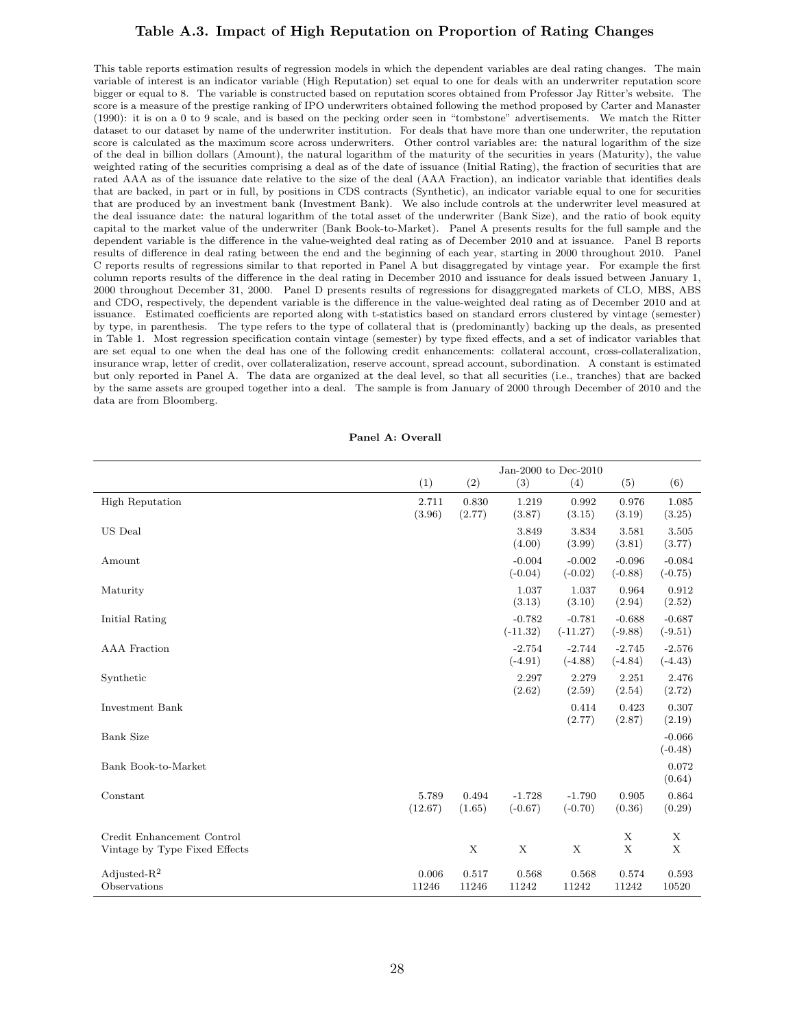## Table A.3. Impact of High Reputation on Proportion of Rating Changes

This table reports estimation results of regression models in which the dependent variables are deal rating changes. The main variable of interest is an indicator variable (High Reputation) set equal to one for deals with an underwriter reputation score bigger or equal to 8. The variable is constructed based on reputation scores obtained from Professor Jay Ritter's website. The score is a measure of the prestige ranking of IPO underwriters obtained following the method proposed by Carter and Manaster (1990): it is on a 0 to 9 scale, and is based on the pecking order seen in "tombstone" advertisements. We match the Ritter dataset to our dataset by name of the underwriter institution. For deals that have more than one underwriter, the reputation score is calculated as the maximum score across underwriters. Other control variables are: the natural logarithm of the size of the deal in billion dollars (Amount), the natural logarithm of the maturity of the securities in years (Maturity), the value weighted rating of the securities comprising a deal as of the date of issuance (Initial Rating), the fraction of securities that are rated AAA as of the issuance date relative to the size of the deal (AAA Fraction), an indicator variable that identifies deals that are backed, in part or in full, by positions in CDS contracts (Synthetic), an indicator variable equal to one for securities that are produced by an investment bank (Investment Bank). We also include controls at the underwriter level measured at the deal issuance date: the natural logarithm of the total asset of the underwriter (Bank Size), and the ratio of book equity capital to the market value of the underwriter (Bank Book-to-Market). Panel A presents results for the full sample and the dependent variable is the difference in the value-weighted deal rating as of December 2010 and at issuance. Panel B reports results of difference in deal rating between the end and the beginning of each year, starting in 2000 throughout 2010. Panel C reports results of regressions similar to that reported in Panel A but disaggregated by vintage year. For example the first column reports results of the difference in the deal rating in December 2010 and issuance for deals issued between January 1, 2000 throughout December 31, 2000. Panel D presents results of regressions for disaggregated markets of CLO, MBS, ABS and CDO, respectively, the dependent variable is the difference in the value-weighted deal rating as of December 2010 and at issuance. Estimated coefficients are reported along with t-statistics based on standard errors clustered by vintage (semester) by type, in parenthesis. The type refers to the type of collateral that is (predominantly) backing up the deals, as presented in Table 1. Most regression specification contain vintage (semester) by type fixed effects, and a set of indicator variables that are set equal to one when the deal has one of the following credit enhancements: collateral account, cross-collateralization, insurance wrap, letter of credit, over collateralization, reserve account, spread account, subordination. A constant is estimated but only reported in Panel A. The data are organized at the deal level, so that all securities (i.e., tranches) that are backed by the same assets are grouped together into a deal. The sample is from January of 2000 through December of 2010 and the data are from Bloomberg.

**Panel A: Overall**

| | Jan-2000 to Dec-2010 | | | | | |
|---|---|---|---|---|---|---|
| | (1) | (2) | (3) | (4) | (5) | (6) |
| High Reputation | 2.711 | 0.830 | 1.219 | 0.992 | 0.976 | 1.085 |
| | (3.96) | (2.77) | (3.87) | (3.15) | (3.19) | (3.25) |
| US Deal | | | 3.849 | 3.834 | 3.581 | 3.505 |
| | | | (4.00) | (3.99) | (3.81) | (3.77) |
| Amount | | | -0.004 | -0.002 | -0.096 | -0.084 |
| | | | (-0.04) | (-0.02) | (-0.88) | (-0.75) |
| Maturity | | | 1.037 | 1.037 | 0.964 | 0.912 |
| | | | (3.13) | (3.10) | (2.94) | (2.52) |
| Initial Rating | | | -0.782 | -0.781 | -0.688 | -0.687 |
| | | | (-11.32) | (-11.27) | (-9.88) | (-9.51) |
| AAA Fraction | | | -2.754 | -2.744 | -2.745 | -2.576 |
| | | | (-4.91) | (-4.88) | (-4.84) | (-4.43) |
| Synthetic | | | 2.297 | 2.279 | 2.251 | 2.476 |
| | | | (2.62) | (2.59) | (2.54) | (2.72) |
| Investment Bank | | | | 0.414 | 0.423 | 0.307 |
| | | | | (2.77) | (2.87) | (2.19) |
| Bank Size | | | | | | -0.066 |
| | | | | | | (-0.48) |
| Bank Book-to-Market | | | | | | 0.072 |
| | | | | | | (0.64) |
| Constant | 5.789 | 0.494 | -1.728 | -1.790 | 0.905 | 0.864 |
| | (12.67) | (1.65) | (-0.67) | (-0.70) | (0.36) | (0.29) |
| Credit Enhancement Control | | | | | X | X |
| Vintage by Type Fixed Effects | | X | X | X | X | X |
| Adjusted-$R^2$ | 0.006 | 0.517 | 0.568 | 0.568 | 0.574 | 0.593 |
| Observations | 11246 | 11246 | 11242 | 11242 | 11242 | 10520 |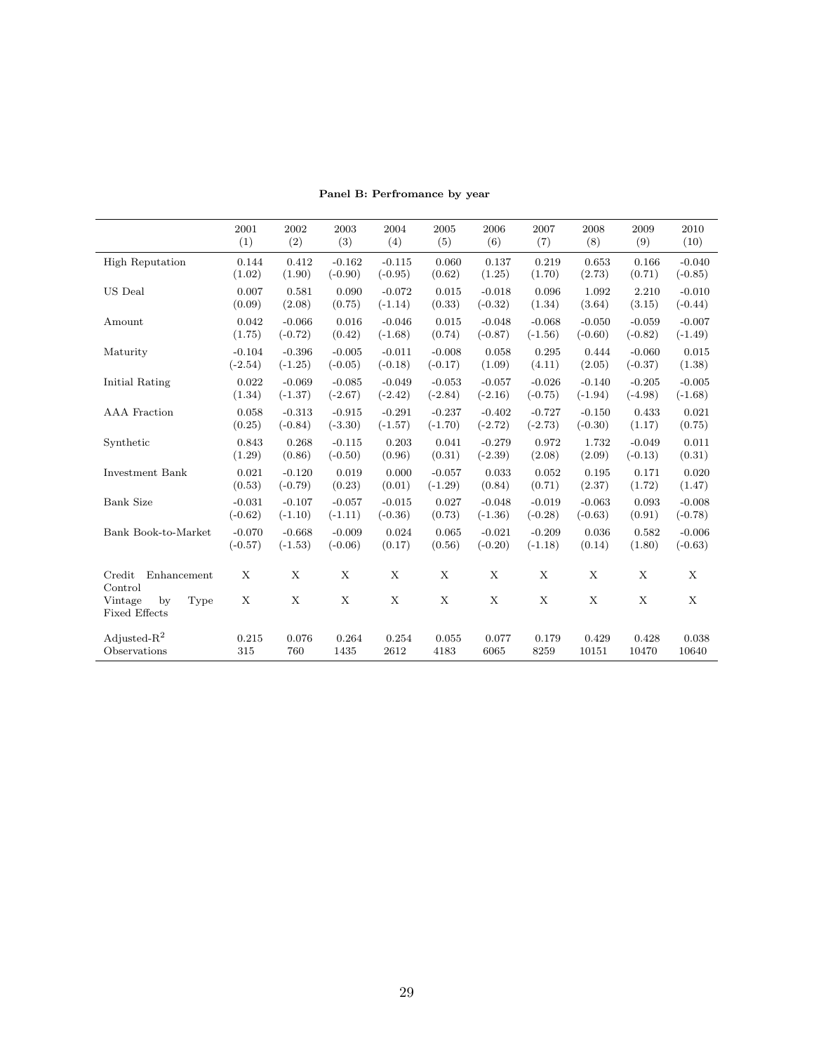**Panel B: Perfromance by year**

| | 2001 | 2002 | 2003 | 2004 | 2005 | 2006 | 2007 | 2008 | 2009 | 2010 |
|---|---|---|---|---|---|---|---|---|---|---|
| | (1) | (2) | (3) | (4) | (5) | (6) | (7) | (8) | (9) | (10) |
| High Reputation | 0.144 | 0.412 | -0.162 | -0.115 | 0.060 | 0.137 | 0.219 | 0.653 | 0.166 | -0.040 |
| | (1.02) | (1.90) | (-0.90) | (-0.95) | (0.62) | (1.25) | (1.70) | (2.73) | (0.71) | (-0.85) |
| US Deal | 0.007 | 0.581 | 0.090 | -0.072 | 0.015 | -0.018 | 0.096 | 1.092 | 2.210 | -0.010 |
| | (0.09) | (2.08) | (0.75) | (-1.14) | (0.33) | (-0.32) | (1.34) | (3.64) | (3.15) | (-0.44) |
| Amount | 0.042 | -0.066 | 0.016 | -0.046 | 0.015 | -0.048 | -0.068 | -0.050 | -0.059 | -0.007 |
| | (1.75) | (-0.72) | (0.42) | (-1.68) | (0.74) | (-0.87) | (-1.56) | (-0.60) | (-0.82) | (-1.49) |
| Maturity | -0.104 | -0.396 | -0.005 | -0.011 | -0.008 | 0.058 | 0.295 | 0.444 | -0.060 | 0.015 |
| | (-2.54) | (-1.25) | (-0.05) | (-0.18) | (-0.17) | (1.09) | (4.11) | (2.05) | (-0.37) | (1.38) |
| Initial Rating | 0.022 | -0.069 | -0.085 | -0.049 | -0.053 | -0.057 | -0.026 | -0.140 | -0.205 | -0.005 |
| | (1.34) | (-1.37) | (-2.67) | (-2.42) | (-2.84) | (-2.16) | (-0.75) | (-1.94) | (-4.98) | (-1.68) |
| AAA Fraction | 0.058 | -0.313 | -0.915 | -0.291 | -0.237 | -0.402 | -0.727 | -0.150 | 0.433 | 0.021 |
| | (0.25) | (-0.84) | (-3.30) | (-1.57) | (-1.70) | (-2.72) | (-2.73) | (-0.30) | (1.17) | (0.75) |
| Synthetic | 0.843 | 0.268 | -0.115 | 0.203 | 0.041 | -0.279 | 0.972 | 1.732 | -0.049 | 0.011 |
| | (1.29) | (0.86) | (-0.50) | (0.96) | (0.31) | (-2.39) | (2.08) | (2.09) | (-0.13) | (0.31) |
| Investment Bank | 0.021 | -0.120 | 0.019 | 0.000 | -0.057 | 0.033 | 0.052 | 0.195 | 0.171 | 0.020 |
| | (0.53) | (-0.79) | (0.23) | (0.01) | (-1.29) | (0.84) | (0.71) | (2.37) | (1.72) | (1.47) |
| Bank Size | -0.031 | -0.107 | -0.057 | -0.015 | 0.027 | -0.048 | -0.019 | -0.063 | 0.093 | -0.008 |
| | (-0.62) | (-1.10) | (-1.11) | (-0.36) | (0.73) | (-1.36) | (-0.28) | (-0.63) | (0.91) | (-0.78) |
| Bank Book-to-Market | -0.070 | -0.668 | -0.009 | 0.024 | 0.065 | -0.021 | -0.209 | 0.036 | 0.582 | -0.006 |
| | (-0.57) | (-1.53) | (-0.06) | (0.17) | (0.56) | (-0.20) | (-1.18) | (0.14) | (1.80) | (-0.63) |
| Credit Enhancement Control | X | X | X | X | X | X | X | X | X | X |
| Vintage by Type Fixed Effects | X | X | X | X | X | X | X | X | X | X |
| Adjusted-$R^2$ | 0.215 | 0.076 | 0.264 | 0.254 | 0.055 | 0.077 | 0.179 | 0.429 | 0.428 | 0.038 |
| Observations | 315 | 760 | 1435 | 2612 | 4183 | 6065 | 8259 | 10151 | 10470 | 10640 |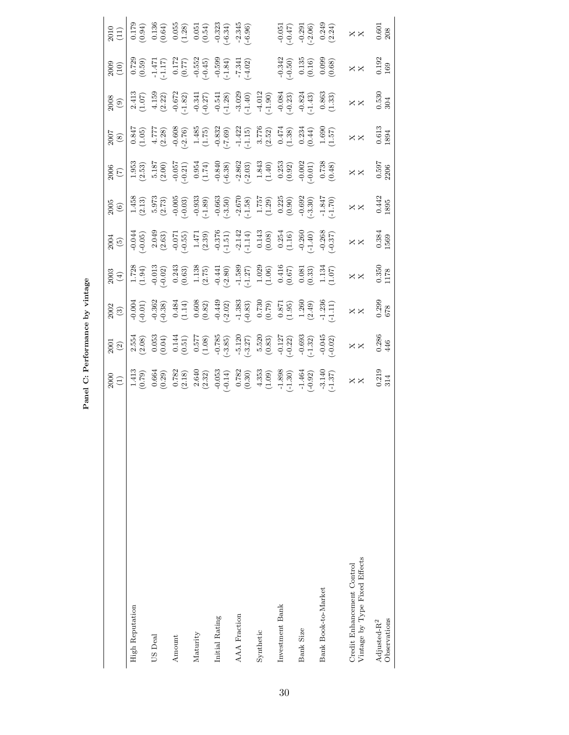**Panel C: Performance by vintage**

| | 2000 (1) | 2001 (2) | 2002 (3) | 2003 (4) | 2004 (5) | 2005 (6) | 2006 (7) | 2007 (8) | 2008 (9) | 2009 (10) | 2010 (11) |
|---|---|---|---|---|---|---|---|---|---|---|---|
| High Reputation | 1.413 | 2.554 | -0.004 | 1.728 | -0.044 | 1.458 | 1.953 | 0.847 | 2.413 | 0.729 | 0.179 |
| | (0.79) | (2.08) | (-0.01) | (1.94) | (-0.05) | (2.13) | (2.53) | (1.05) | (1.07) | (0.59) | (0.94) |
| US Deal | 0.664 | 0.053 | -0.362 | -0.013 | 2.049 | 5.973 | 5.187 | 4.777 | 4.159 | -1.471 | 0.136 |
| | (0.29) | (0.04) | (-0.38) | (-0.02) | (2.63) | (2.73) | (2.00) | (2.28) | (2.22) | (-1.17) | (0.64) |
| Amount | 0.782 | 0.144 | 0.484 | 0.243 | -0.071 | -0.005 | -0.057 | -0.608 | -0.672 | 0.172 | 0.055 |
| | (2.18) | (0.51) | (1.14) | (0.63) | (-0.55) | (-0.03) | (-0.21) | (-2.76) | (-1.82) | (0.77) | (1.28) |
| Maturity | 2.640 | 0.577 | 0.608 | 1.138 | 1.471 | -0.933 | 0.954 | 1.485 | -0.341 | -0.552 | 0.051 |
| | (2.32) | (1.08) | (0.82) | (2.75) | (2.39) | (-1.89) | (1.74) | (1.75) | (-0.27) | (-0.45) | (0.54) |
| Initial Rating | -0.053 | -0.785 | -0.449 | -0.441 | -0.376 | -0.663 | -0.840 | -0.832 | -0.541 | -0.599 | -0.323 |
| | (-0.14) | (-3.85) | (-2.02) | (-2.80) | (-1.51) | (-3.50) | (-6.38) | (-7.69) | (-1.28) | (-1.84) | (-6.34) |
| AAA Fraction | 0.782 | -5.120 | -1.383 | -1.589 | -2.142 | -2.670 | -2.862 | -1.422 | -3.029 | -7.341 | -2.345 |
| | (0.30) | (-3.27) | (-0.83) | (-1.27) | (-1.14) | (-1.58) | (-2.03) | (-1.15) | (-1.40) | (-4.02) | (-6.96) |
| Synthetic | 4.353 | 5.520 | 0.730 | 1.029 | 0.143 | 1.757 | 1.843 | 3.776 | -4.012 | | |
| | (1.09) | (0.83) | (0.79) | (1.06) | (0.08) | (1.29) | (1.40) | (2.52) | (-1.90) | | |
| Investment Bank | -1.898 | -0.127 | 0.871 | 0.416 | 0.254 | 0.225 | 0.253 | 0.474 | -0.084 | -0.342 | -0.051 |
| | (-1.30) | (-0.22) | (1.95) | (0.67) | (1.16) | (0.90) | (0.92) | (1.38) | (-0.23) | (-0.50) | (-0.47) |
| Bank Size | -1.464 | -0.693 | 1.260 | 0.081 | -0.260 | -0.692 | -0.002 | 0.234 | -0.824 | 0.135 | -0.291 |
| | (-0.92) | (-1.32) | (2.49) | (0.33) | (-1.40) | (-3.30) | (-0.01) | (0.44) | (-1.43) | (0.16) | (-2.06) |
| Bank Book-to-Market | -3.140 | -0.045 | -1.236 | 1.134 | -0.268 | -1.847 | 0.738 | 1.690 | 0.863 | 0.099 | 0.249 |
| | (-1.37) | (-0.02) | (-1.11) | (1.07) | (-0.37) | (-1.70) | (0.48) | (1.57) | (1.33) | (0.68) | (2.24) |
| Credit Enhancement Control | X | X | X | X | X | X | X | X | X | X | X |
| Vintage by Type Fixed Effects | X | X | X | X | X | X | X | X | X | X | X |
| Adjusted-$R^2$ | 0.219 | 0.286 | 0.299 | 0.350 | 0.384 | 0.442 | 0.597 | 0.613 | 0.530 | 0.192 | 0.601 |
| Observations | 314 | 446 | 678 | 1178 | 1569 | 1895 | 2206 | 1894 | 304 | 169 | 208 |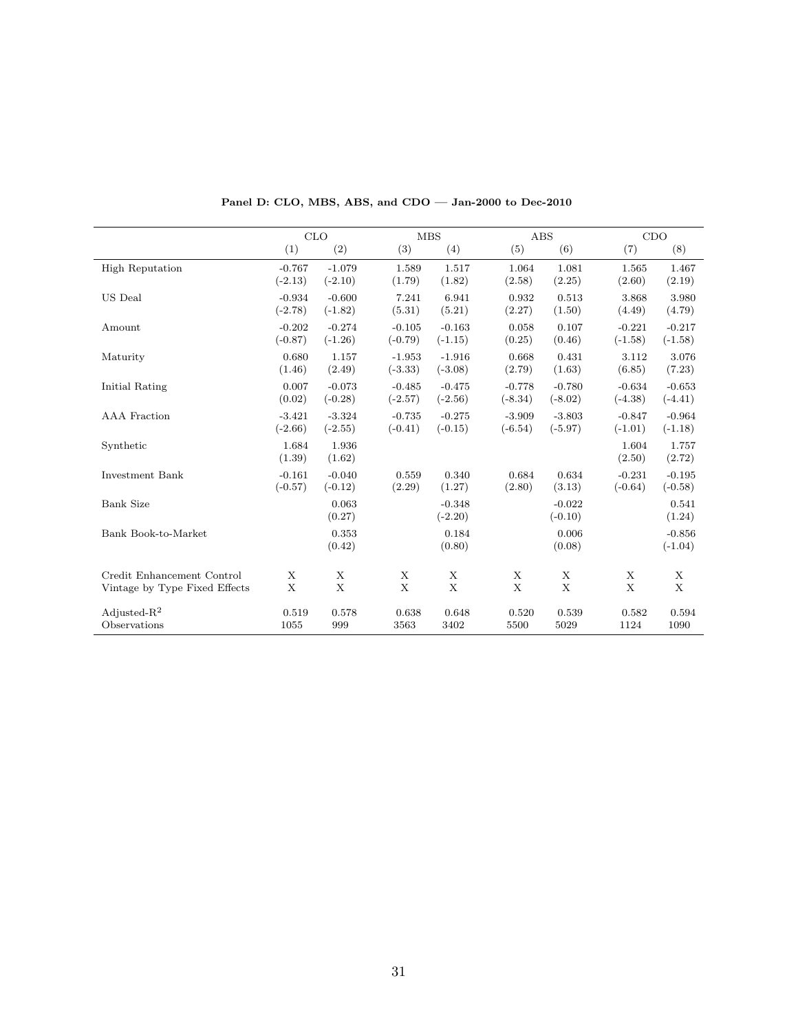**Panel D: CLO, MBS, ABS, and CDO — Jan-2000 to Dec-2010**

| | CLO | | MBS | | ABS | | CDO | |
|---|---|---|---|---|---|---|---|---|
| | (1) | (2) | (3) | (4) | (5) | (6) | (7) | (8) |
| High Reputation | -0.767 | -1.079 | 1.589 | 1.517 | 1.064 | 1.081 | 1.565 | 1.467 |
| | (-2.13) | (-2.10) | (1.79) | (1.82) | (2.58) | (2.25) | (2.60) | (2.19) |
| US Deal | -0.934 | -0.600 | 7.241 | 6.941 | 0.932 | 0.513 | 3.868 | 3.980 |
| | (-2.78) | (-1.82) | (5.31) | (5.21) | (2.27) | (1.50) | (4.49) | (4.79) |
| Amount | -0.202 | -0.274 | -0.105 | -0.163 | 0.058 | 0.107 | -0.221 | -0.217 |
| | (-0.87) | (-1.26) | (-0.79) | (-1.15) | (0.25) | (0.46) | (-1.58) | (-1.58) |
| Maturity | 0.680 | 1.157 | -1.953 | -1.916 | 0.668 | 0.431 | 3.112 | 3.076 |
| | (1.46) | (2.49) | (-3.33) | (-3.08) | (2.79) | (1.63) | (6.85) | (7.23) |
| Initial Rating | 0.007 | -0.073 | -0.485 | -0.475 | -0.778 | -0.780 | -0.634 | -0.653 |
| | (0.02) | (-0.28) | (-2.57) | (-2.56) | (-8.34) | (-8.02) | (-4.38) | (-4.41) |
| AAA Fraction | -3.421 | -3.324 | -0.735 | -0.275 | -3.909 | -3.803 | -0.847 | -0.964 |
| | (-2.66) | (-2.55) | (-0.41) | (-0.15) | (-6.54) | (-5.97) | (-1.01) | (-1.18) |
| Synthetic | 1.684 | 1.936 | | | | | 1.604 | 1.757 |
| | (1.39) | (1.62) | | | | | (2.50) | (2.72) |
| Investment Bank | -0.161 | -0.040 | 0.559 | 0.340 | 0.684 | 0.634 | -0.231 | -0.195 |
| | (-0.57) | (-0.12) | (2.29) | (1.27) | (2.80) | (3.13) | (-0.64) | (-0.58) |
| Bank Size | | 0.063 | | -0.348 | | -0.022 | | 0.541 |
| | | (0.27) | | (-2.20) | | (-0.10) | | (1.24) |
| Bank Book-to-Market | | 0.353 | | 0.184 | | 0.006 | | -0.856 |
| | | (0.42) | | (0.80) | | (0.08) | | (-1.04) |
| Credit Enhancement Control | X | X | X | X | X | X | X | X |
| Vintage by Type Fixed Effects | X | X | X | X | X | X | X | X |
| Adjusted-$R^2$ | 0.519 | 0.578 | 0.638 | 0.648 | 0.520 | 0.539 | 0.582 | 0.594 |
| Observations | 1055 | 999 | 3563 | 3402 | 5500 | 5029 | 1124 | 1090 |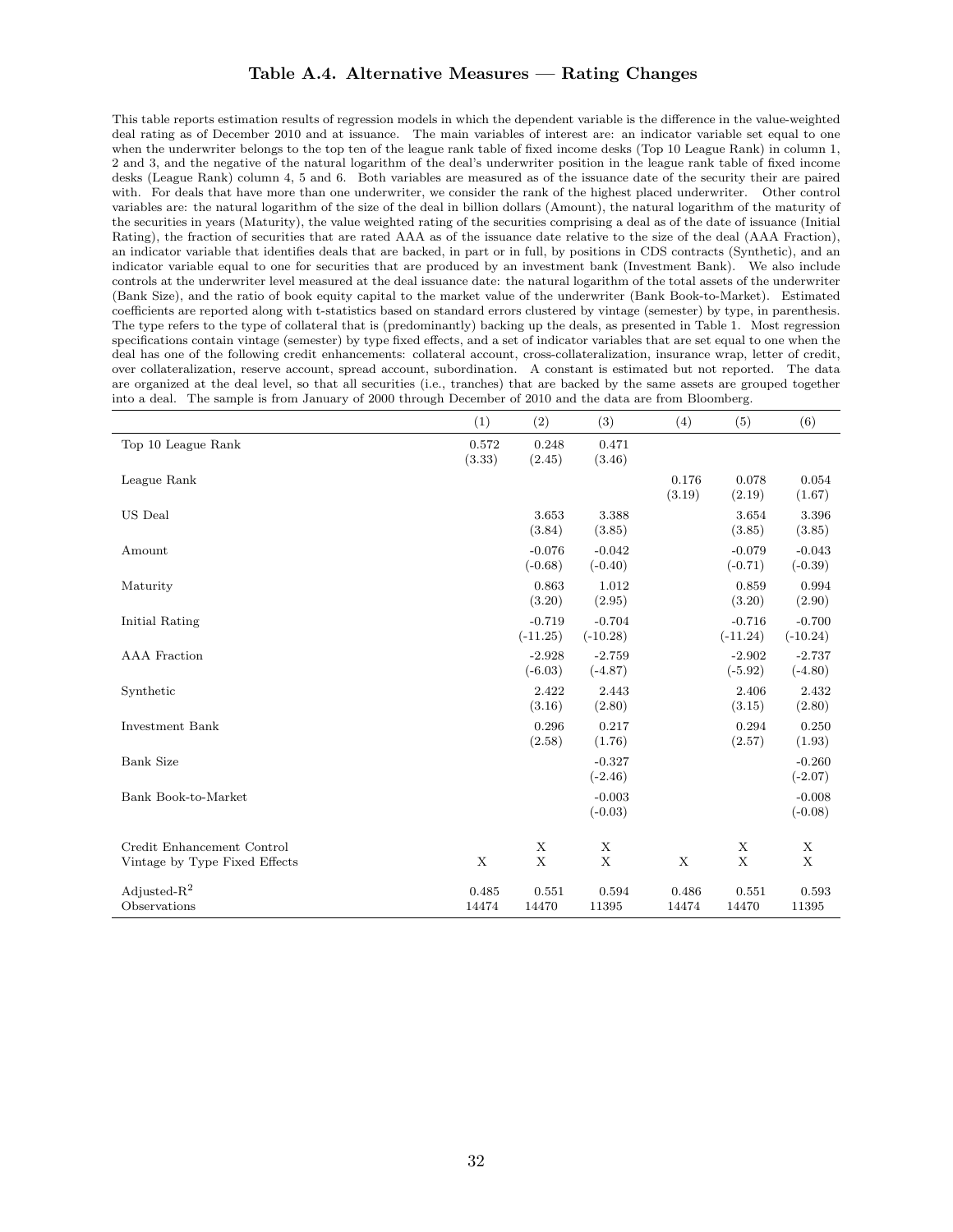### Table A.4. Alternative Measures — Rating Changes

This table reports estimation results of regression models in which the dependent variable is the difference in the value-weighted deal rating as of December 2010 and at issuance. The main variables of interest are: an indicator variable set equal to one when the underwriter belongs to the top ten of the league rank table of fixed income desks (Top 10 League Rank) in column 1, 2 and 3, and the negative of the natural logarithm of the deal's underwriter position in the league rank table of fixed income desks (League Rank) column 4, 5 and 6. Both variables are measured as of the issuance date of the security their are paired with. For deals that have more than one underwriter, we consider the rank of the highest placed underwriter. Other control variables are: the natural logarithm of the size of the deal in billion dollars (Amount), the natural logarithm of the maturity of the securities in years (Maturity), the value weighted rating of the securities comprising a deal as of the date of issuance (Initial Rating), the fraction of securities that are rated AAA as of the issuance date relative to the size of the deal (AAA Fraction), an indicator variable that identifies deals that are backed, in part or in full, by positions in CDS contracts (Synthetic), and an indicator variable equal to one for securities that are produced by an investment bank (Investment Bank). We also include controls at the underwriter level measured at the deal issuance date: the natural logarithm of the total assets of the underwriter (Bank Size), and the ratio of book equity capital to the market value of the underwriter (Bank Book-to-Market). Estimated coefficients are reported along with t-statistics based on standard errors clustered by vintage (semester) by type, in parenthesis. The type refers to the type of collateral that is (predominantly) backing up the deals, as presented in Table 1. Most regression specifications contain vintage (semester) by type fixed effects, and a set of indicator variables that are set equal to one when the deal has one of the following credit enhancements: collateral account, cross-collateralization, insurance wrap, letter of credit, over collateralization, reserve account, spread account, subordination. A constant is estimated but not reported. The data are organized at the deal level, so that all securities (i.e., tranches) that are backed by the same assets are grouped together into a deal. The sample is from January of 2000 through December of 2010 and the data are from Bloomberg.

| | (1) | (2) | (3) | (4) | (5) | (6) |
|---|---|---|---|---|---|---|
| Top 10 League Rank | 0.572 | 0.248 | 0.471 | | | |
| | (3.33) | (2.45) | (3.46) | | | |
| League Rank | | | | 0.176 | 0.078 | 0.054 |
| | | | | (3.19) | (2.19) | (1.67) |
| US Deal | | 3.653 | 3.388 | | 3.654 | 3.396 |
| | | (3.84) | (3.85) | | (3.85) | (3.85) |
| Amount | | -0.076 | -0.042 | | -0.079 | -0.043 |
| | | (-0.68) | (-0.40) | | (-0.71) | (-0.39) |
| Maturity | | 0.863 | 1.012 | | 0.859 | 0.994 |
| | | (3.20) | (2.95) | | (3.20) | (2.90) |
| Initial Rating | | -0.719 | -0.704 | | -0.716 | -0.700 |
| | | (-11.25) | (-10.28) | | (-11.24) | (-10.24) |
| AAA Fraction | | -2.928 | -2.759 | | -2.902 | -2.737 |
| | | (-6.03) | (-4.87) | | (-5.92) | (-4.80) |
| Synthetic | | 2.422 | 2.443 | | 2.406 | 2.432 |
| | | (3.16) | (2.80) | | (3.15) | (2.80) |
| Investment Bank | | 0.296 | 0.217 | | 0.294 | 0.250 |
| | | (2.58) | (1.76) | | (2.57) | (1.93) |
| Bank Size | | | -0.327 | | | -0.260 |
| | | | (-2.46) | | | (-2.07) |
| Bank Book-to-Market | | | -0.003 | | | -0.008 |
| | | | (-0.03) | | | (-0.08) |
| Credit Enhancement Control | | X | X | | X | X |
| Vintage by Type Fixed Effects | X | X | X | X | X | X |
| Adjusted-$R^2$ | 0.485 | 0.551 | 0.594 | 0.486 | 0.551 | 0.593 |
| Observations | 14474 | 14470 | 11395 | 14474 | 14470 | 11395 |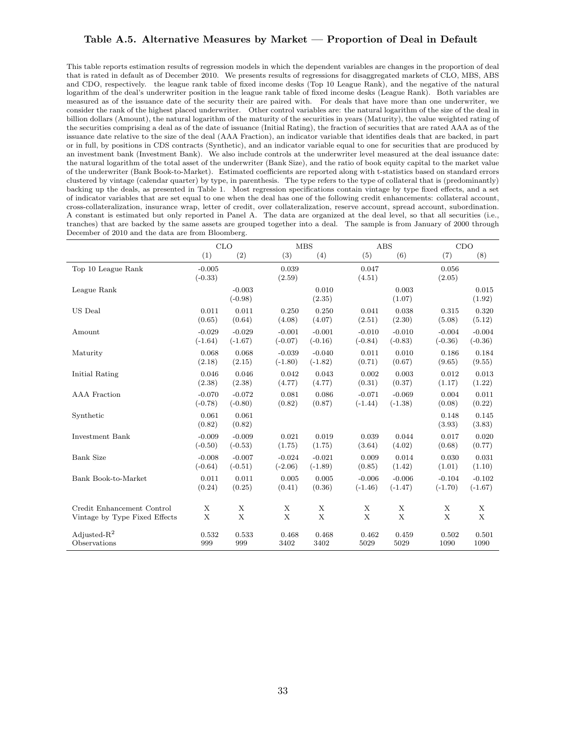### Table A.5. Alternative Measures by Market — Proportion of Deal in Default

This table reports estimation results of regression models in which the dependent variables are changes in the proportion of deal that is rated in default as of December 2010. We presents results of regressions for disaggregated markets of CLO, MBS, ABS and CDO, respectively. the league rank table of fixed income desks (Top 10 League Rank), and the negative of the natural logarithm of the deal's underwriter position in the league rank table of fixed income desks (League Rank). Both variables are measured as of the issuance date of the security their are paired with. For deals that have more than one underwriter, we consider the rank of the highest placed underwriter. Other control variables are: the natural logarithm of the size of the deal in billion dollars (Amount), the natural logarithm of the maturity of the securities in years (Maturity), the value weighted rating of the securities comprising a deal as of the date of issuance (Initial Rating), the fraction of securities that are rated AAA as of the issuance date relative to the size of the deal (AAA Fraction), an indicator variable that identifies deals that are backed, in part or in full, by positions in CDS contracts (Synthetic), and an indicator variable equal to one for securities that are produced by an investment bank (Investment Bank). We also include controls at the underwriter level measured at the deal issuance date: the natural logarithm of the total asset of the underwriter (Bank Size), and the ratio of book equity capital to the market value of the underwriter (Bank Book-to-Market). Estimated coefficients are reported along with t-statistics based on standard errors clustered by vintage (calendar quarter) by type, in parenthesis. The type refers to the type of collateral that is (predominantly) backing up the deals, as presented in Table 1. Most regression specifications contain vintage by type fixed effects, and a set of indicator variables that are set equal to one when the deal has one of the following credit enhancements: collateral account, cross-collateralization, insurance wrap, letter of credit, over collateralization, reserve account, spread account, subordination. A constant is estimated but only reported in Panel A. The data are organized at the deal level, so that all securities (i.e., tranches) that are backed by the same assets are grouped together into a deal. The sample is from January of 2000 through December of 2010 and the data are from Bloomberg.

| | CLO | | MBS | | ABS | | CDO | |
|---|---|---|---|---|---|---|---|---|
| | (1) | (2) | (3) | (4) | (5) | (6) | (7) | (8) |
| Top 10 League Rank | -0.005 | | 0.039 | | 0.047 | | 0.056 | |
| | (-0.33) | | (2.59) | | (4.51) | | (2.05) | |
| League Rank | | -0.003 | | 0.010 | | 0.003 | | 0.015 |
| | | (-0.98) | | (2.35) | | (1.07) | | (1.92) |
| US Deal | 0.011 | 0.011 | 0.250 | 0.250 | 0.041 | 0.038 | 0.315 | 0.320 |
| | (0.65) | (0.64) | (4.08) | (4.07) | (2.51) | (2.30) | (5.08) | (5.12) |
| Amount | -0.029 | -0.029 | -0.001 | -0.001 | -0.010 | -0.010 | -0.004 | -0.004 |
| | (-1.64) | (-1.67) | (-0.07) | (-0.16) | (-0.84) | (-0.83) | (-0.36) | (-0.36) |
| Maturity | 0.068 | 0.068 | -0.039 | -0.040 | 0.011 | 0.010 | 0.186 | 0.184 |
| | (2.18) | (2.15) | (-1.80) | (-1.82) | (0.71) | (0.67) | (9.65) | (9.55) |
| Initial Rating | 0.046 | 0.046 | 0.042 | 0.043 | 0.002 | 0.003 | 0.012 | 0.013 |
| | (2.38) | (2.38) | (4.77) | (4.77) | (0.31) | (0.37) | (1.17) | (1.22) |
| AAA Fraction | -0.070 | -0.072 | 0.081 | 0.086 | -0.071 | -0.069 | 0.004 | 0.011 |
| | (-0.78) | (-0.80) | (0.82) | (0.87) | (-1.44) | (-1.38) | (0.08) | (0.22) |
| Synthetic | 0.061 | 0.061 | | | | | 0.148 | 0.145 |
| | (0.82) | (0.82) | | | | | (3.93) | (3.83) |
| Investment Bank | -0.009 | -0.009 | 0.021 | 0.019 | 0.039 | 0.044 | 0.017 | 0.020 |
| | (-0.50) | (-0.53) | (1.75) | (1.75) | (3.64) | (4.02) | (0.68) | (0.77) |
| Bank Size | -0.008 | -0.007 | -0.024 | -0.021 | 0.009 | 0.014 | 0.030 | 0.031 |
| | (-0.64) | (-0.51) | (-2.06) | (-1.89) | (0.85) | (1.42) | (1.01) | (1.10) |
| Bank Book-to-Market | 0.011 | 0.011 | 0.005 | 0.005 | -0.006 | -0.006 | -0.104 | -0.102 |
| | (0.24) | (0.25) | (0.41) | (0.36) | (-1.46) | (-1.47) | (-1.70) | (-1.67) |
| Credit Enhancement Control | X | X | X | X | X | X | X | X |
| Vintage by Type Fixed Effects | X | X | X | X | X | X | X | X |
| Adjusted-$R^2$ | 0.532 | 0.533 | 0.468 | 0.468 | 0.462 | 0.459 | 0.502 | 0.501 |
| Observations | 999 | 999 | 3402 | 3402 | 5029 | 5029 | 1090 | 1090 |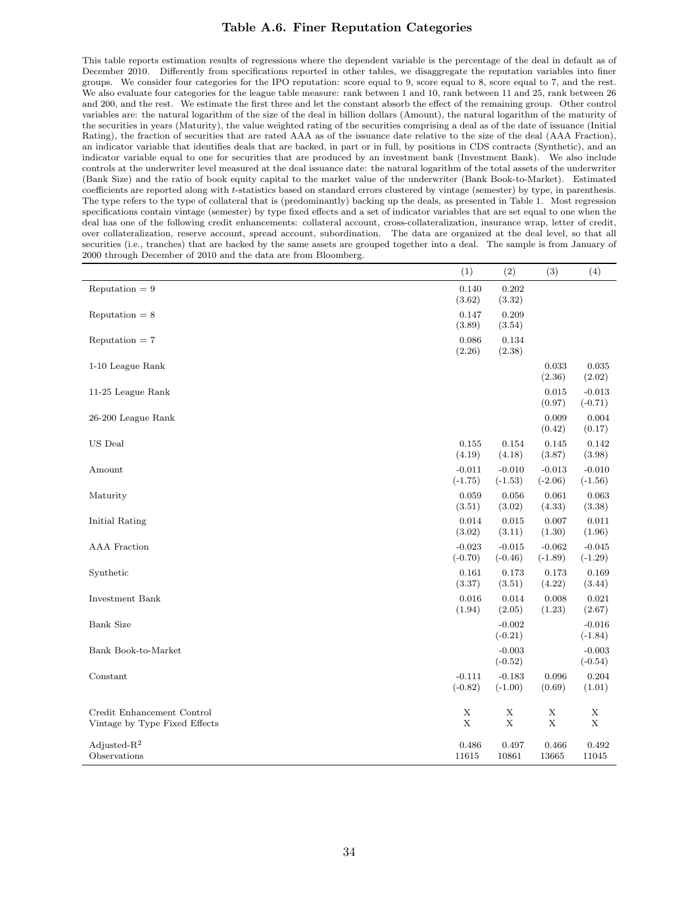### Table A.6. Finer Reputation Categories

This table reports estimation results of regressions where the dependent variable is the percentage of the deal in default as of December 2010. Differently from specifications reported in other tables, we disaggregate the reputation variables into finer groups. We consider four categories for the IPO reputation: score equal to 9, score equal to 8, score equal to 7, and the rest. We also evaluate four categories for the league table measure: rank between 1 and 10, rank between 11 and 25, rank between 26 and 200, and the rest. We estimate the first three and let the constant absorb the effect of the remaining group. Other control variables are: the natural logarithm of the size of the deal in billion dollars (Amount), the natural logarithm of the maturity of the securities in years (Maturity), the value weighted rating of the securities comprising a deal as of the date of issuance (Initial Rating), the fraction of securities that are rated AAA as of the issuance date relative to the size of the deal (AAA Fraction), an indicator variable that identifies deals that are backed, in part or in full, by positions in CDS contracts (Synthetic), and an indicator variable equal to one for securities that are produced by an investment bank (Investment Bank). We also include controls at the underwriter level measured at the deal issuance date: the natural logarithm of the total assets of the underwriter (Bank Size) and the ratio of book equity capital to the market value of the underwriter (Bank Book-to-Market). Estimated coefficients are reported along with *t*-statistics based on standard errors clustered by vintage (semester) by type, in parenthesis. The type refers to the type of collateral that is (predominantly) backing up the deals, as presented in Table 1. Most regression specifications contain vintage (semester) by type fixed effects and a set of indicator variables that are set equal to one when the deal has one of the following credit enhancements: collateral account, cross-collateralization, insurance wrap, letter of credit, over collateralization, reserve account, spread account, subordination. The data are organized at the deal level, so that all securities (i.e., tranches) that are backed by the same assets are grouped together into a deal. The sample is from January of 2000 through December of 2010 and the data are from Bloomberg.

| | (1) | (2) | (3) | (4) |
|---|---|---|---|---|
| Reputation = 9 | 0.140 | 0.202 | | |
| | (3.62) | (3.32) | | |
| Reputation = 8 | 0.147 | 0.209 | | |
| | (3.89) | (3.54) | | |
| Reputation = 7 | 0.086 | 0.134 | | |
| | (2.26) | (2.38) | | |
| 1-10 League Rank | | | 0.033 | 0.035 |
| | | | (2.36) | (2.02) |
| 11-25 League Rank | | | 0.015 | -0.013 |
| | | | (0.97) | (-0.71) |
| 26-200 League Rank | | | 0.009 | 0.004 |
| | | | (0.42) | (0.17) |
| US Deal | 0.155 | 0.154 | 0.145 | 0.142 |
| | (4.19) | (4.18) | (3.87) | (3.98) |
| Amount | -0.011 | -0.010 | -0.013 | -0.010 |
| | (-1.75) | (-1.53) | (-2.06) | (-1.56) |
| Maturity | 0.059 | 0.056 | 0.061 | 0.063 |
| | (3.51) | (3.02) | (4.33) | (3.38) |
| Initial Rating | 0.014 | 0.015 | 0.007 | 0.011 |
| | (3.02) | (3.11) | (1.30) | (1.96) |
| AAA Fraction | -0.023 | -0.015 | -0.062 | -0.045 |
| | (-0.70) | (-0.46) | (-1.89) | (-1.29) |
| Synthetic | 0.161 | 0.173 | 0.173 | 0.169 |
| | (3.37) | (3.51) | (4.22) | (3.44) |
| Investment Bank | 0.016 | 0.014 | 0.008 | 0.021 |
| | (1.94) | (2.05) | (1.23) | (2.67) |
| Bank Size | | -0.002 | | -0.016 |
| | | (-0.21) | | (-1.84) |
| Bank Book-to-Market | | -0.003 | | -0.003 |
| | | (-0.52) | | (-0.54) |
| Constant | -0.111 | -0.183 | 0.096 | 0.204 |
| | (-0.82) | (-1.00) | (0.69) | (1.01) |
| Credit Enhancement Control | X | X | X | X |
| Vintage by Type Fixed Effects | X | X | X | X |
| Adjusted-$R^2$ | 0.486 | 0.497 | 0.466 | 0.492 |
| Observations | 11615 | 10861 | 13665 | 11045 |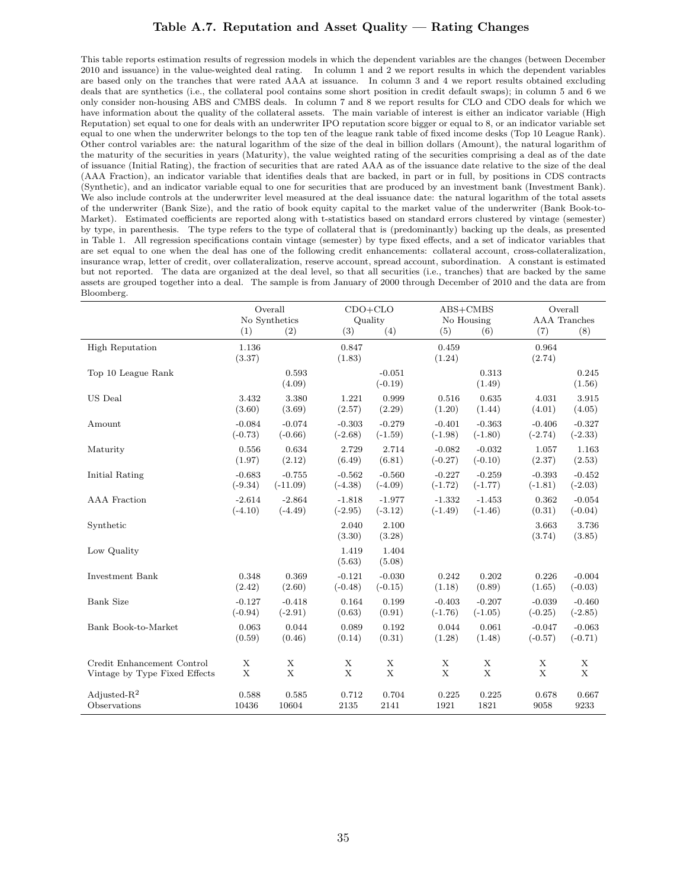# Table A.7. Reputation and Asset Quality — Rating Changes

This table reports estimation results of regression models in which the dependent variables are the changes (between December 2010 and issuance) in the value-weighted deal rating. In column 1 and 2 we report results in which the dependent variables are based only on the tranches that were rated AAA at issuance. In column 3 and 4 we report results obtained excluding deals that are synthetics (i.e., the collateral pool contains some short position in credit default swaps); in column 5 and 6 we only consider non-housing ABS and CMBS deals. In column 7 and 8 we report results for CLO and CDO deals for which we have information about the quality of the collateral assets. The main variable of interest is either an indicator variable (High Reputation) set equal to one for deals with an underwriter IPO reputation score bigger or equal to 8, or an indicator variable set equal to one when the underwriter belongs to the top ten of the league rank table of fixed income desks (Top 10 League Rank). Other control variables are: the natural logarithm of the size of the deal in billion dollars (Amount), the natural logarithm of the maturity of the securities in years (Maturity), the value weighted rating of the securities comprising a deal as of the date of issuance (Initial Rating), the fraction of securities that are rated AAA as of the issuance date relative to the size of the deal (AAA Fraction), an indicator variable that identifies deals that are backed, in part or in full, by positions in CDS contracts (Synthetic), and an indicator variable equal to one for securities that are produced by an investment bank (Investment Bank). We also include controls at the underwriter level measured at the deal issuance date: the natural logarithm of the total assets of the underwriter (Bank Size), and the ratio of book equity capital to the market value of the underwriter (Bank Book-to-Market). Estimated coefficients are reported along with t-statistics based on standard errors clustered by vintage (semester) by type, in parenthesis. The type refers to the type of collateral that is (predominantly) backing up the deals, as presented in Table 1. All regression specifications contain vintage (semester) by type fixed effects, and a set of indicator variables that are set equal to one when the deal has one of the following credit enhancements: collateral account, cross-collateralization, insurance wrap, letter of credit, over collateralization, reserve account, spread account, subordination. A constant is estimated but not reported. The data are organized at the deal level, so that all securities (i.e., tranches) that are backed by the same assets are grouped together into a deal. The sample is from January of 2000 through December of 2010 and the data are from Bloomberg.

| | Overall No Synthetics | | CDO+CLO Quality | | ABS+CMBS No Housing | | Overall AAA Tranches | |
|---|---|---|---|---|---|---|---|---|
| | (1) | (2) | (3) | (4) | (5) | (6) | (7) | (8) |
| High Reputation | 1.136 | | 0.847 | | 0.459 | | 0.964 | |
| | (3.37) | | (1.83) | | (1.24) | | (2.74) | |
| Top 10 League Rank | | 0.593 | | -0.051 | | 0.313 | | 0.245 |
| | | (4.09) | | (-0.19) | | (1.49) | | (1.56) |
| US Deal | 3.432 | 3.380 | 1.221 | 0.999 | 0.516 | 0.635 | 4.031 | 3.915 |
| | (3.60) | (3.69) | (2.57) | (2.29) | (1.20) | (1.44) | (4.01) | (4.05) |
| Amount | -0.084 | -0.074 | -0.303 | -0.279 | -0.401 | -0.363 | -0.406 | -0.327 |
| | (-0.73) | (-0.66) | (-2.68) | (-1.59) | (-1.98) | (-1.80) | (-2.74) | (-2.33) |
| Maturity | 0.556 | 0.634 | 2.729 | 2.714 | -0.082 | -0.032 | 1.057 | 1.163 |
| | (1.97) | (2.12) | (6.49) | (6.81) | (-0.27) | (-0.10) | (2.37) | (2.53) |
| Initial Rating | -0.683 | -0.755 | -0.562 | -0.560 | -0.227 | -0.259 | -0.393 | -0.452 |
| | (-9.34) | (-11.09) | (-4.38) | (-4.09) | (-1.72) | (-1.77) | (-1.81) | (-2.03) |
| AAA Fraction | -2.614 | -2.864 | -1.818 | -1.977 | -1.332 | -1.453 | 0.362 | -0.054 |
| | (-4.10) | (-4.49) | (-2.95) | (-3.12) | (-1.49) | (-1.46) | (0.31) | (-0.04) |
| Synthetic | | | 2.040 | 2.100 | | | 3.663 | 3.736 |
| | | | (3.30) | (3.28) | | | (3.74) | (3.85) |
| Low Quality | | | 1.419 | 1.404 | | | | |
| | | | (5.63) | (5.08) | | | | |
| Investment Bank | 0.348 | 0.369 | -0.121 | -0.030 | 0.242 | 0.202 | 0.226 | -0.004 |
| | (2.42) | (2.60) | (-0.48) | (-0.15) | (1.18) | (0.89) | (1.65) | (-0.03) |
| Bank Size | -0.127 | -0.418 | 0.164 | 0.199 | -0.403 | -0.207 | -0.039 | -0.460 |
| | (-0.94) | (-2.91) | (0.63) | (0.91) | (-1.76) | (-1.05) | (-0.25) | (-2.85) |
| Bank Book-to-Market | 0.063 | 0.044 | 0.089 | 0.192 | 0.044 | 0.061 | -0.047 | -0.063 |
| | (0.59) | (0.46) | (0.14) | (0.31) | (1.28) | (1.48) | (-0.57) | (-0.71) |
| Credit Enhancement Control | X | X | X | X | X | X | X | X |
| Vintage by Type Fixed Effects | X | X | X | X | X | X | X | X |
| Adjusted-$R^2$ | 0.588 | 0.585 | 0.712 | 0.704 | 0.225 | 0.225 | 0.678 | 0.667 |
| Observations | 10436 | 10604 | 2135 | 2141 | 1921 | 1821 | 9058 | 9233 |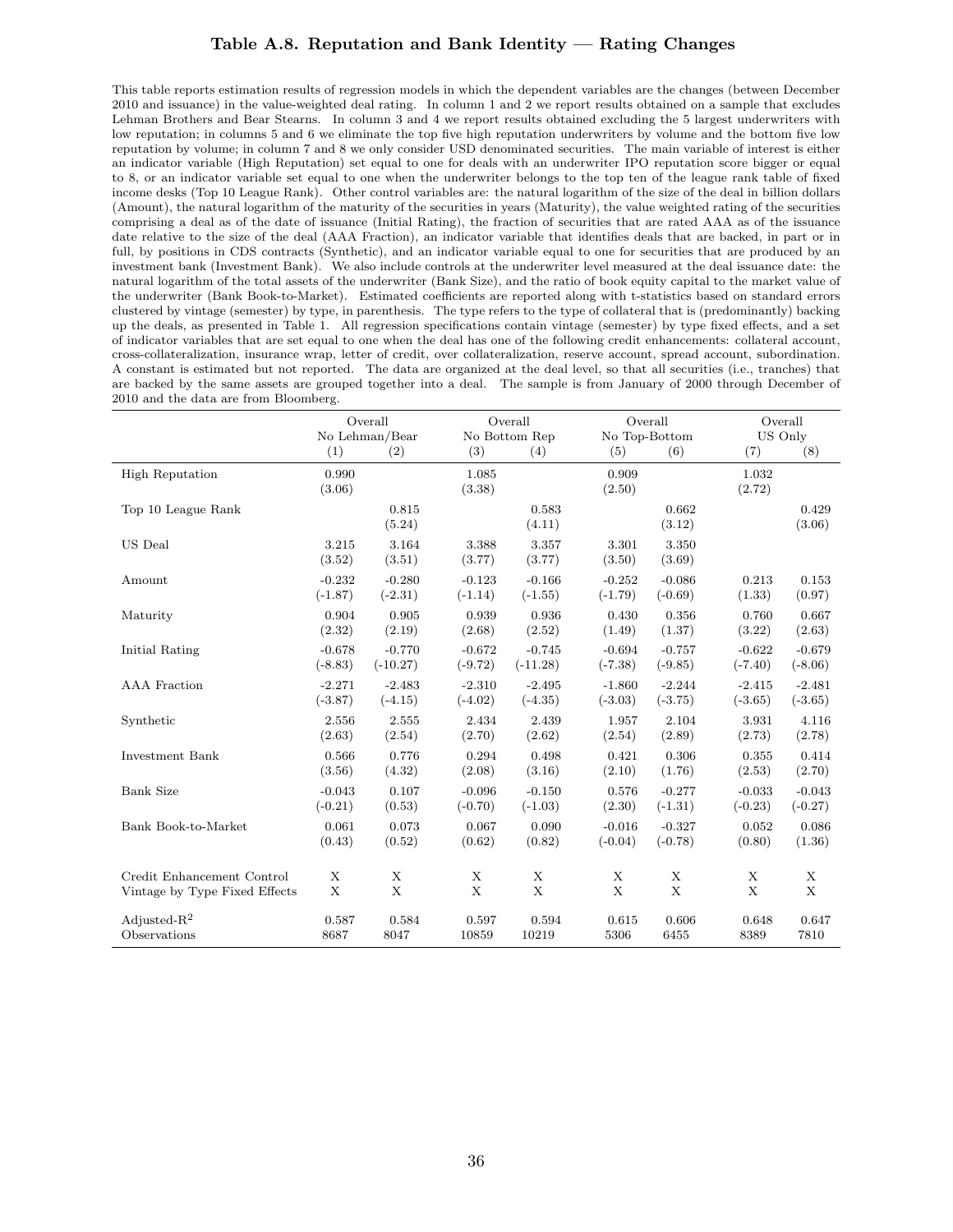## Table A.8. Reputation and Bank Identity — Rating Changes

This table reports estimation results of regression models in which the dependent variables are the changes (between December 2010 and issuance) in the value-weighted deal rating. In column 1 and 2 we report results obtained on a sample that excludes Lehman Brothers and Bear Stearns. In column 3 and 4 we report results obtained excluding the 5 largest underwriters with low reputation; in columns 5 and 6 we eliminate the top five high reputation underwriters by volume and the bottom five low reputation by volume; in column 7 and 8 we only consider USD denominated securities. The main variable of interest is either an indicator variable (High Reputation) set equal to one for deals with an underwriter IPO reputation score bigger or equal to 8, or an indicator variable set equal to one when the underwriter belongs to the top ten of the league rank table of fixed income desks (Top 10 League Rank). Other control variables are: the natural logarithm of the size of the deal in billion dollars (Amount), the natural logarithm of the maturity of the securities in years (Maturity), the value weighted rating of the securities comprising a deal as of the date of issuance (Initial Rating), the fraction of securities that are rated AAA as of the issuance date relative to the size of the deal (AAA Fraction), an indicator variable that identifies deals that are backed, in part or in full, by positions in CDS contracts (Synthetic), and an indicator variable equal to one for securities that are produced by an investment bank (Investment Bank). We also include controls at the underwriter level measured at the deal issuance date: the natural logarithm of the total assets of the underwriter (Bank Size), and the ratio of book equity capital to the market value of the underwriter (Bank Book-to-Market). Estimated coefficients are reported along with t-statistics based on standard errors clustered by vintage (semester) by type, in parenthesis. The type refers to the type of collateral that is (predominantly) backing up the deals, as presented in Table 1. All regression specifications contain vintage (semester) by type fixed effects, and a set of indicator variables that are set equal to one when the deal has one of the following credit enhancements: collateral account, cross-collateralization, insurance wrap, letter of credit, over collateralization, reserve account, spread account, subordination. A constant is estimated but not reported. The data are organized at the deal level, so that all securities (i.e., tranches) that are backed by the same assets are grouped together into a deal. The sample is from January of 2000 through December of 2010 and the data are from Bloomberg.

| | Overall No Lehman/Bear | | Overall No Bottom Rep | | Overall No Top-Bottom | | Overall US Only | |
|---|---|---|---|---|---|---|---|---|
| | (1) | (2) | (3) | (4) | (5) | (6) | (7) | (8) |
| High Reputation | 0.990 | | 1.085 | | 0.909 | | 1.032 | |
| | (3.06) | | (3.38) | | (2.50) | | (2.72) | |
| Top 10 League Rank | | 0.815 | | 0.583 | | 0.662 | | 0.429 |
| | | (5.24) | | (4.11) | | (3.12) | | (3.06) |
| US Deal | 3.215 | 3.164 | 3.388 | 3.357 | 3.301 | 3.350 | | |
| | (3.52) | (3.51) | (3.77) | (3.77) | (3.50) | (3.69) | | |
| Amount | -0.232 | -0.280 | -0.123 | -0.166 | -0.252 | -0.086 | 0.213 | 0.153 |
| | (-1.87) | (-2.31) | (-1.14) | (-1.55) | (-1.79) | (-0.69) | (1.33) | (0.97) |
| Maturity | 0.904 | 0.905 | 0.939 | 0.936 | 0.430 | 0.356 | 0.760 | 0.667 |
| | (2.32) | (2.19) | (2.68) | (2.52) | (1.49) | (1.37) | (3.22) | (2.63) |
| Initial Rating | -0.678 | -0.770 | -0.672 | -0.745 | -0.694 | -0.757 | -0.622 | -0.679 |
| | (-8.83) | (-10.27) | (-9.72) | (-11.28) | (-7.38) | (-9.85) | (-7.40) | (-8.06) |
| AAA Fraction | -2.271 | -2.483 | -2.310 | -2.495 | -1.860 | -2.244 | -2.415 | -2.481 |
| | (-3.87) | (-4.15) | (-4.02) | (-4.35) | (-3.03) | (-3.75) | (-3.65) | (-3.65) |
| Synthetic | 2.556 | 2.555 | 2.434 | 2.439 | 1.957 | 2.104 | 3.931 | 4.116 |
| | (2.63) | (2.54) | (2.70) | (2.62) | (2.54) | (2.89) | (2.73) | (2.78) |
| Investment Bank | 0.566 | 0.776 | 0.294 | 0.498 | 0.421 | 0.306 | 0.355 | 0.414 |
| | (3.56) | (4.32) | (2.08) | (3.16) | (2.10) | (1.76) | (2.53) | (2.70) |
| Bank Size | -0.043 | 0.107 | -0.096 | -0.150 | 0.576 | -0.277 | -0.033 | -0.043 |
| | (-0.21) | (0.53) | (-0.70) | (-1.03) | (2.30) | (-1.31) | (-0.23) | (-0.27) |
| Bank Book-to-Market | 0.061 | 0.073 | 0.067 | 0.090 | -0.016 | -0.327 | 0.052 | 0.086 |
| | (0.43) | (0.52) | (0.62) | (0.82) | (-0.04) | (-0.78) | (0.80) | (1.36) |
| Credit Enhancement Control | X | X | X | X | X | X | X | X |
| Vintage by Type Fixed Effects | X | X | X | X | X | X | X | X |
| Adjusted-$R^2$ | 0.587 | 0.584 | 0.597 | 0.594 | 0.615 | 0.606 | 0.648 | 0.647 |
| Observations | 8687 | 8047 | 10859 | 10219 | 5306 | 6455 | 8389 | 7810 |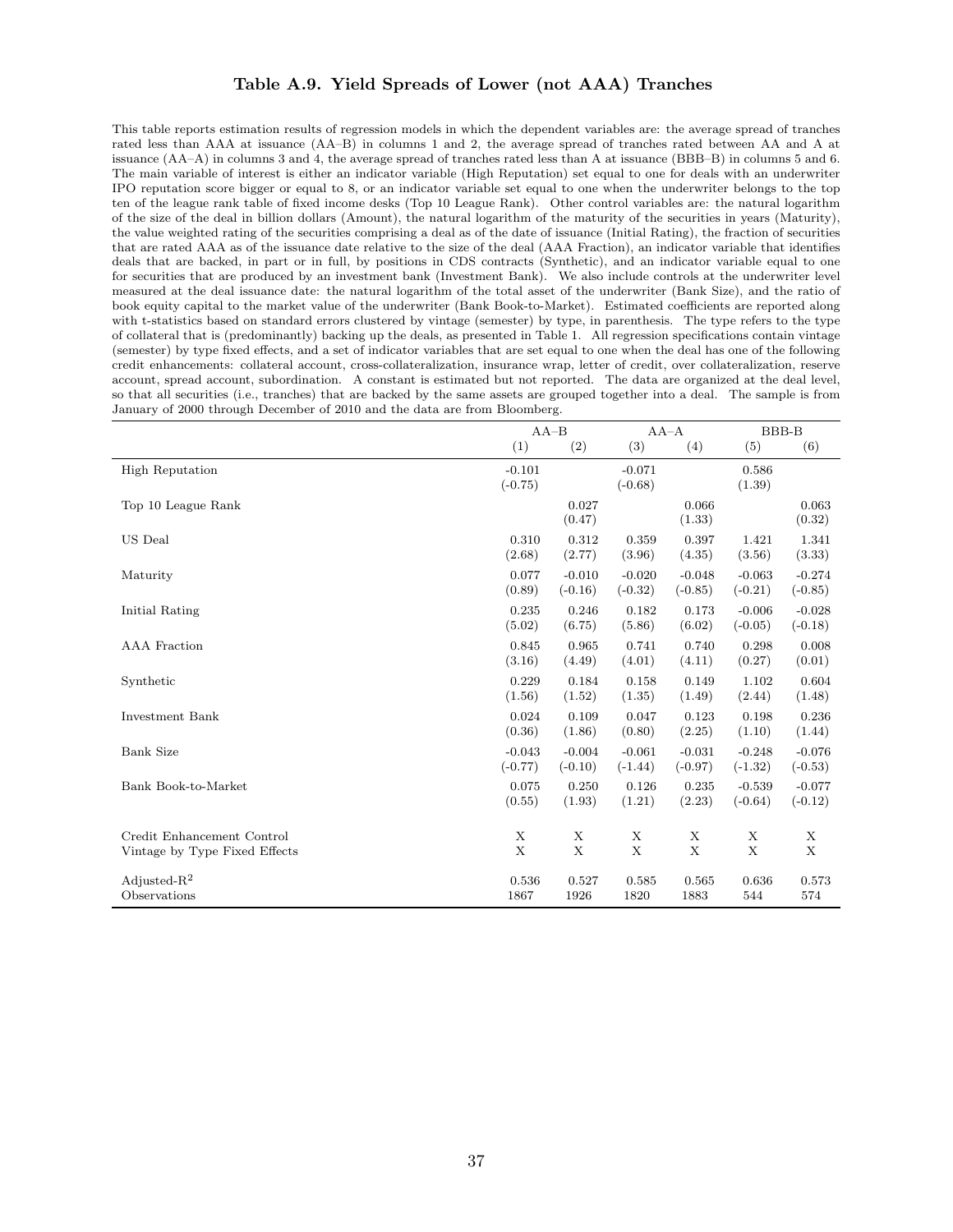### Table A.9. Yield Spreads of Lower (not AAA) Tranches

This table reports estimation results of regression models in which the dependent variables are: the average spread of tranches rated less than AAA at issuance (AA–B) in columns 1 and 2, the average spread of tranches rated between AA and A at issuance (AA–A) in columns 3 and 4, the average spread of tranches rated less than A at issuance (BBB–B) in columns 5 and 6. The main variable of interest is either an indicator variable (High Reputation) set equal to one for deals with an underwriter IPO reputation score bigger or equal to 8, or an indicator variable set equal to one when the underwriter belongs to the top ten of the league rank table of fixed income desks (Top 10 League Rank). Other control variables are: the natural logarithm of the size of the deal in billion dollars (Amount), the natural logarithm of the maturity of the securities in years (Maturity), the value weighted rating of the securities comprising a deal as of the date of issuance (Initial Rating), the fraction of securities that are rated AAA as of the issuance date relative to the size of the deal (AAA Fraction), an indicator variable that identifies deals that are backed, in part or in full, by positions in CDS contracts (Synthetic), and an indicator variable equal to one for securities that are produced by an investment bank (Investment Bank). We also include controls at the underwriter level measured at the deal issuance date: the natural logarithm of the total asset of the underwriter (Bank Size), and the ratio of book equity capital to the market value of the underwriter (Bank Book-to-Market). Estimated coefficients are reported along with t-statistics based on standard errors clustered by vintage (semester) by type, in parenthesis. The type refers to the type of collateral that is (predominantly) backing up the deals, as presented in Table 1. All regression specifications contain vintage (semester) by type fixed effects, and a set of indicator variables that are set equal to one when the deal has one of the following credit enhancements: collateral account, cross-collateralization, insurance wrap, letter of credit, over collateralization, reserve account, spread account, subordination. A constant is estimated but not reported. The data are organized at the deal level, so that all securities (i.e., tranches) that are backed by the same assets are grouped together into a deal. The sample is from January of 2000 through December of 2010 and the data are from Bloomberg.

| | AA–B | | AA–A | | BBB-B | |
|---|---|---|---|---|---|---|
| | (1) | (2) | (3) | (4) | (5) | (6) |
| High Reputation | -0.101 | | -0.071 | | 0.586 | |
| | (-0.75) | | (-0.68) | | (1.39) | |
| Top 10 League Rank | | 0.027 | | 0.066 | | 0.063 |
| | | (0.47) | | (1.33) | | (0.32) |
| US Deal | 0.310 | 0.312 | 0.359 | 0.397 | 1.421 | 1.341 |
| | (2.68) | (2.77) | (3.96) | (4.35) | (3.56) | (3.33) |
| Maturity | 0.077 | -0.010 | -0.020 | -0.048 | -0.063 | -0.274 |
| | (0.89) | (-0.16) | (-0.32) | (-0.85) | (-0.21) | (-0.85) |
| Initial Rating | 0.235 | 0.246 | 0.182 | 0.173 | -0.006 | -0.028 |
| | (5.02) | (6.75) | (5.86) | (6.02) | (-0.05) | (-0.18) |
| AAA Fraction | 0.845 | 0.965 | 0.741 | 0.740 | 0.298 | 0.008 |
| | (3.16) | (4.49) | (4.01) | (4.11) | (0.27) | (0.01) |
| Synthetic | 0.229 | 0.184 | 0.158 | 0.149 | 1.102 | 0.604 |
| | (1.56) | (1.52) | (1.35) | (1.49) | (2.44) | (1.48) |
| Investment Bank | 0.024 | 0.109 | 0.047 | 0.123 | 0.198 | 0.236 |
| | (0.36) | (1.86) | (0.80) | (2.25) | (1.10) | (1.44) |
| Bank Size | -0.043 | -0.004 | -0.061 | -0.031 | -0.248 | -0.076 |
| | (-0.77) | (-0.10) | (-1.44) | (-0.97) | (-1.32) | (-0.53) |
| Bank Book-to-Market | 0.075 | 0.250 | 0.126 | 0.235 | -0.539 | -0.077 |
| | (0.55) | (1.93) | (1.21) | (2.23) | (-0.64) | (-0.12) |
| Credit Enhancement Control | X | X | X | X | X | X |
| Vintage by Type Fixed Effects | X | X | X | X | X | X |
| Adjusted-$R^2$ | 0.536 | 0.527 | 0.585 | 0.565 | 0.636 | 0.573 |
| Observations | 1867 | 1926 | 1820 | 1883 | 544 | 574 |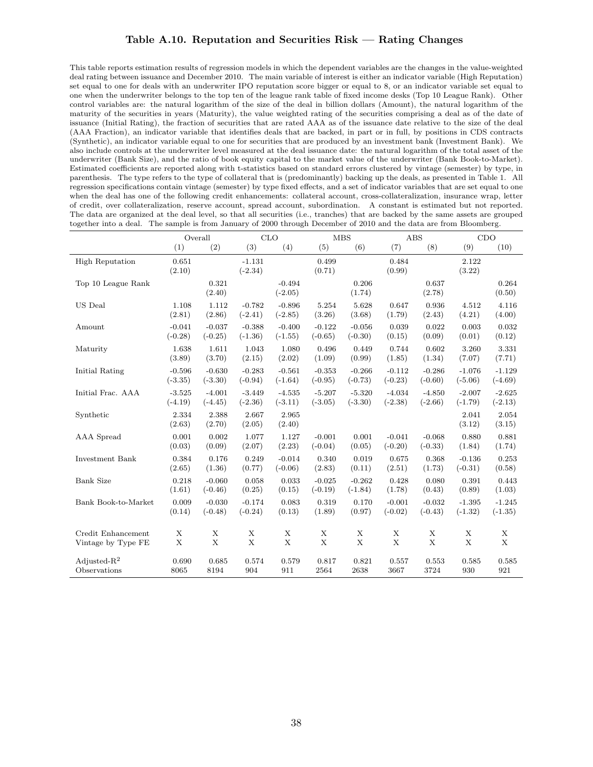### Table A.10. Reputation and Securities Risk — Rating Changes

This table reports estimation results of regression models in which the dependent variables are the changes in the value-weighted deal rating between issuance and December 2010. The main variable of interest is either an indicator variable (High Reputation) set equal to one for deals with an underwriter IPO reputation score bigger or equal to 8, or an indicator variable set equal to one when the underwriter belongs to the top ten of the league rank table of fixed income desks (Top 10 League Rank). Other control variables are: the natural logarithm of the size of the deal in billion dollars (Amount), the natural logarithm of the maturity of the securities in years (Maturity), the value weighted rating of the securities comprising a deal as of the date of issuance (Initial Rating), the fraction of securities that are rated AAA as of the issuance date relative to the size of the deal (AAA Fraction), an indicator variable that identifies deals that are backed, in part or in full, by positions in CDS contracts (Synthetic), an indicator variable equal to one for securities that are produced by an investment bank (Investment Bank). We also include controls at the underwriter level measured at the deal issuance date: the natural logarithm of the total asset of the underwriter (Bank Size), and the ratio of book equity capital to the market value of the underwriter (Bank Book-to-Market). Estimated coefficients are reported along with t-statistics based on standard errors clustered by vintage (semester) by type, in parenthesis. The type refers to the type of collateral that is (predominantly) backing up the deals, as presented in Table 1. All regression specifications contain vintage (semester) by type fixed effects, and a set of indicator variables that are set equal to one when the deal has one of the following credit enhancements: collateral account, cross-collateralization, insurance wrap, letter of credit, over collateralization, reserve account, spread account, subordination. A constant is estimated but not reported. The data are organized at the deal level, so that all securities (i.e., tranches) that are backed by the same assets are grouped together into a deal. The sample is from January of 2000 through December of 2010 and the data are from Bloomberg.

| | Overall | | CLO | | MBS | | ABS | | CDO | |
|---|---|---|---|---|---|---|---|---|---|---|
| | (1) | (2) | (3) | (4) | (5) | (6) | (7) | (8) | (9) | (10) |
| High Reputation | 0.651 | | -1.131 | | 0.499 | | 0.484 | | 2.122 | |
| | (2.10) | | (-2.34) | | (0.71) | | (0.99) | | (3.22) | |
| Top 10 League Rank | | 0.321 | | -0.494 | | 0.206 | | 0.637 | | 0.264 |
| | | (2.40) | | (-2.05) | | (1.74) | | (2.78) | | (0.50) |
| US Deal | 1.108 | 1.112 | -0.782 | -0.896 | 5.254 | 5.628 | 0.647 | 0.936 | 4.512 | 4.116 |
| | (2.81) | (2.86) | (-2.41) | (-2.85) | (3.26) | (3.68) | (1.79) | (2.43) | (4.21) | (4.00) |
| Amount | -0.041 | -0.037 | -0.388 | -0.400 | -0.122 | -0.056 | 0.039 | 0.022 | 0.003 | 0.032 |
| | (-0.28) | (-0.25) | (-1.36) | (-1.55) | (-0.65) | (-0.30) | (0.15) | (0.09) | (0.01) | (0.12) |
| Maturity | 1.638 | 1.611 | 1.043 | 1.080 | 0.496 | 0.449 | 0.744 | 0.602 | 3.260 | 3.331 |
| | (3.89) | (3.70) | (2.15) | (2.02) | (1.09) | (0.99) | (1.85) | (1.34) | (7.07) | (7.71) |
| Initial Rating | -0.596 | -0.630 | -0.283 | -0.561 | -0.353 | -0.266 | -0.112 | -0.286 | -1.076 | -1.129 |
| | (-3.35) | (-3.30) | (-0.94) | (-1.64) | (-0.95) | (-0.73) | (-0.23) | (-0.60) | (-5.06) | (-4.69) |
| Initial Frac. AAA | -3.525 | -4.001 | -3.449 | -4.535 | -5.207 | -5.320 | -4.034 | -4.850 | -2.007 | -2.625 |
| | (-4.19) | (-4.45) | (-2.36) | (-3.11) | (-3.05) | (-3.30) | (-2.38) | (-2.66) | (-1.79) | (-2.13) |
| Synthetic | 2.334 | 2.388 | 2.667 | 2.965 | | | | | 2.041 | 2.054 |
| | (2.63) | (2.70) | (2.05) | (2.40) | | | | | (3.12) | (3.15) |
| AAA Spread | 0.001 | 0.002 | 1.077 | 1.127 | -0.001 | 0.001 | -0.041 | -0.068 | 0.880 | 0.881 |
| | (0.03) | (0.09) | (2.07) | (2.23) | (-0.04) | (0.05) | (-0.20) | (-0.33) | (1.84) | (1.74) |
| Investment Bank | 0.384 | 0.176 | 0.249 | -0.014 | 0.340 | 0.019 | 0.675 | 0.368 | -0.136 | 0.253 |
| | (2.65) | (1.36) | (0.77) | (-0.06) | (2.83) | (0.11) | (2.51) | (1.73) | (-0.31) | (0.58) |
| Bank Size | 0.218 | -0.060 | 0.058 | 0.033 | -0.025 | -0.262 | 0.428 | 0.080 | 0.391 | 0.443 |
| | (1.61) | (-0.46) | (0.25) | (0.15) | (-0.19) | (-1.84) | (1.78) | (0.43) | (0.89) | (1.03) |
| Bank Book-to-Market | 0.009 | -0.030 | -0.174 | 0.083 | 0.319 | 0.170 | -0.001 | -0.032 | -1.395 | -1.245 |
| | (0.14) | (-0.48) | (-0.24) | (0.13) | (1.89) | (0.97) | (-0.02) | (-0.43) | (-1.32) | (-1.35) |
| Credit Enhancement | X | X | X | X | X | X | X | X | X | X |
| Vintage by Type FE | X | X | X | X | X | X | X | X | X | X |
| Adjusted-$R^2$ | 0.690 | 0.685 | 0.574 | 0.579 | 0.817 | 0.821 | 0.557 | 0.553 | 0.585 | 0.585 |
| Observations | 8065 | 8194 | 904 | 911 | 2564 | 2638 | 3667 | 3724 | 930 | 921 |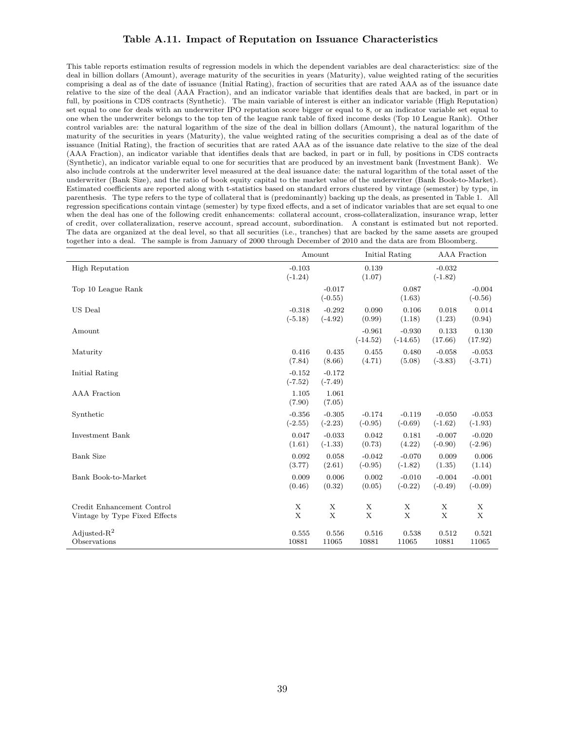### Table A.11. Impact of Reputation on Issuance Characteristics

This table reports estimation results of regression models in which the dependent variables are deal characteristics: size of the deal in billion dollars (Amount), average maturity of the securities in years (Maturity), value weighted rating of the securities comprising a deal as of the date of issuance (Initial Rating), fraction of securities that are rated AAA as of the issuance date relative to the size of the deal (AAA Fraction), and an indicator variable that identifies deals that are backed, in part or in full, by positions in CDS contracts (Synthetic). The main variable of interest is either an indicator variable (High Reputation) set equal to one for deals with an underwriter IPO reputation score bigger or equal to 8, or an indicator variable set equal to one when the underwriter belongs to the top ten of the league rank table of fixed income desks (Top 10 League Rank). Other control variables are: the natural logarithm of the size of the deal in billion dollars (Amount), the natural logarithm of the maturity of the securities in years (Maturity), the value weighted rating of the securities comprising a deal as of the date of issuance (Initial Rating), the fraction of securities that are rated AAA as of the issuance date relative to the size of the deal (AAA Fraction), an indicator variable that identifies deals that are backed, in part or in full, by positions in CDS contracts (Synthetic), an indicator variable equal to one for securities that are produced by an investment bank (Investment Bank). We also include controls at the underwriter level measured at the deal issuance date: the natural logarithm of the total asset of the underwriter (Bank Size), and the ratio of book equity capital to the market value of the underwriter (Bank Book-to-Market). Estimated coefficients are reported along with t-statistics based on standard errors clustered by vintage (semester) by type, in parenthesis. The type refers to the type of collateral that is (predominantly) backing up the deals, as presented in Table 1. All regression specifications contain vintage (semester) by type fixed effects, and a set of indicator variables that are set equal to one when the deal has one of the following credit enhancements: collateral account, cross-collateralization, insurance wrap, letter of credit, over collateralization, reserve account, spread account, subordination. A constant is estimated but not reported. The data are organized at the deal level, so that all securities (i.e., tranches) that are backed by the same assets are grouped together into a deal. The sample is from January of 2000 through December of 2010 and the data are from Bloomberg.

| | Amount | | Initial Rating | | AAA Fraction | |
|---|---|---|---|---|---|---|
| High Reputation | -0.103 | | 0.139 | | -0.032 | |
| | (-1.24) | | (1.07) | | (-1.82) | |
| Top 10 League Rank | | -0.017 | | 0.087 | | -0.004 |
| | | (-0.55) | | (1.63) | | (-0.56) |
| US Deal | -0.318 | -0.292 | 0.090 | 0.106 | 0.018 | 0.014 |
| | (-5.18) | (-4.92) | (0.99) | (1.18) | (1.23) | (0.94) |
| Amount | | | -0.961 | -0.930 | 0.133 | 0.130 |
| | | | (-14.52) | (-14.65) | (17.66) | (17.92) |
| Maturity | 0.416 | 0.435 | 0.455 | 0.480 | -0.058 | -0.053 |
| | (7.84) | (8.66) | (4.71) | (5.08) | (-3.83) | (-3.71) |
| Initial Rating | -0.152 | -0.172 | | | | |
| | (-7.52) | (-7.49) | | | | |
| AAA Fraction | 1.105 | 1.061 | | | | |
| | (7.90) | (7.05) | | | | |
| Synthetic | -0.356 | -0.305 | -0.174 | -0.119 | -0.050 | -0.053 |
| | (-2.55) | (-2.23) | (-0.95) | (-0.69) | (-1.62) | (-1.93) |
| Investment Bank | 0.047 | -0.033 | 0.042 | 0.181 | -0.007 | -0.020 |
| | (1.61) | (-1.33) | (0.73) | (4.22) | (-0.90) | (-2.96) |
| Bank Size | 0.092 | 0.058 | -0.042 | -0.070 | 0.009 | 0.006 |
| | (3.77) | (2.61) | (-0.95) | (-1.82) | (1.35) | (1.14) |
| Bank Book-to-Market | 0.009 | 0.006 | 0.002 | -0.010 | -0.004 | -0.001 |
| | (0.46) | (0.32) | (0.05) | (-0.22) | (-0.49) | (-0.09) |
| Credit Enhancement Control | X | X | X | X | X | X |
| Vintage by Type Fixed Effects | X | X | X | X | X | X |
| Adjusted-$R^2$ | 0.555 | 0.556 | 0.516 | 0.538 | 0.512 | 0.521 |
| Observations | 10881 | 11065 | 10881 | 11065 | 10881 | 11065 |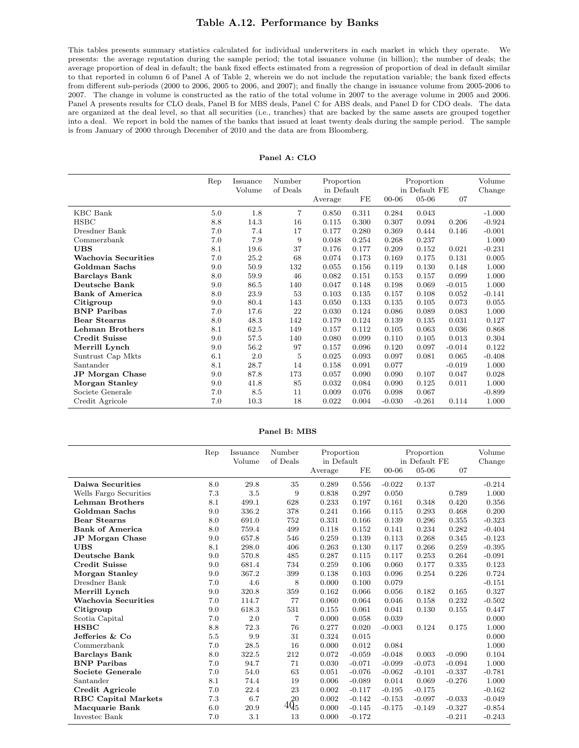# Table A.12. Performance by Banks

This tables presents summary statistics calculated for individual underwriters in each market in which they operate. We presents: the average reputation during the sample period; the total issuance volume (in billion); the number of deals; the average proportion of deal in default; the bank fixed effects estimated from a regression of proportion of deal in default similar to that reported in column 6 of Panel A of Table 2, wherein we do not include the reputation variable; the bank fixed effects from different sub-periods (2000 to 2006, 2005 to 2006, and 2007); and finally the change in issuance volume from 2005-2006 to 2007. The change in volume is constructed as the ratio of the total volume in 2007 to the average volume in 2005 and 2006. Panel A presents results for CLO deals, Panel B for MBS deals, Panel C for ABS deals, and Panel D for CDO deals. The data are organized at the deal level, so that all securities (i.e., tranches) that are backed by the same assets are grouped together into a deal. We report in bold the names of the banks that issued at least twenty deals during the sample period. The sample is from January of 2000 through December of 2010 and the data are from Bloomberg.

**Panel A: CLO**

| | Rep | Issuance Volume | Number of Deals | Proportion in Default | | Proportion in Default FE | | | Volume Change |
|---|---|---|---|---|---|---|---|---|---|
| | | | | Average | FE | 00-06 | 05-06 | 07 | |
| KBC Bank | 5.0 | 1.8 | 7 | 0.850 | 0.311 | 0.284 | 0.043 | | -1.000 |
| HSBC | 8.8 | 14.3 | 16 | 0.115 | 0.300 | 0.307 | 0.094 | 0.206 | -0.924 |
| Dresdner Bank | 7.0 | 7.4 | 17 | 0.177 | 0.280 | 0.369 | 0.444 | 0.146 | -0.001 |
| Commerzbank | 7.0 | 7.9 | 9 | 0.048 | 0.254 | 0.268 | 0.237 | | 1.000 |
| **UBS** | 8.1 | 19.6 | 37 | 0.176 | 0.177 | 0.209 | 0.152 | 0.021 | -0.231 |
| **Wachovia Securities** | 7.0 | 25.2 | 68 | 0.074 | 0.173 | 0.169 | 0.175 | 0.131 | 0.005 |
| **Goldman Sachs** | 9.0 | 50.9 | 132 | 0.055 | 0.156 | 0.119 | 0.130 | 0.148 | 1.000 |
| **Barclays Bank** | 8.0 | 59.9 | 46 | 0.082 | 0.151 | 0.153 | 0.157 | 0.099 | 1.000 |
| **Deutsche Bank** | 9.0 | 86.5 | 140 | 0.047 | 0.148 | 0.198 | 0.069 | -0.015 | 1.000 |
| **Bank of America** | 8.0 | 23.9 | 53 | 0.103 | 0.135 | 0.157 | 0.108 | 0.052 | -0.141 |
| **Citigroup** | 9.0 | 80.4 | 143 | 0.050 | 0.133 | 0.135 | 0.105 | 0.073 | 0.055 |
| **BNP Paribas** | 7.0 | 17.6 | 22 | 0.030 | 0.124 | 0.086 | 0.089 | 0.083 | 1.000 |
| **Bear Stearns** | 8.0 | 48.3 | 142 | 0.179 | 0.124 | 0.139 | 0.135 | 0.031 | 0.127 |
| **Lehman Brothers** | 8.1 | 62.5 | 149 | 0.157 | 0.112 | 0.105 | 0.063 | 0.036 | 0.868 |
| **Credit Suisse** | 9.0 | 57.5 | 140 | 0.080 | 0.099 | 0.110 | 0.105 | 0.013 | 0.304 |
| **Merrill Lynch** | 9.0 | 56.2 | 97 | 0.157 | 0.096 | 0.120 | 0.097 | -0.014 | 0.122 |
| Suntrust Cap Mkts | 6.1 | 2.0 | 5 | 0.025 | 0.093 | 0.097 | 0.081 | 0.065 | -0.408 |
| Santander | 8.1 | 28.7 | 14 | 0.158 | 0.091 | 0.077 | | -0.019 | 1.000 |
| **JP Morgan Chase** | 9.0 | 87.8 | 173 | 0.057 | 0.090 | 0.090 | 0.107 | 0.047 | 0.028 |
| **Morgan Stanley** | 9.0 | 41.8 | 85 | 0.032 | 0.084 | 0.090 | 0.125 | 0.011 | 1.000 |
| Societe Generale | 7.0 | 8.5 | 11 | 0.009 | 0.076 | 0.098 | 0.067 | | -0.899 |
| Credit Agricole | 7.0 | 10.3 | 18 | 0.022 | 0.004 | -0.030 | -0.261 | 0.114 | 1.000 |

**Panel B: MBS**

| | Rep | Issuance Volume | Number of Deals | Proportion in Default | | Proportion in Default FE | | | Volume Change |
|---|---|---|---|---|---|---|---|---|---|
| | | | | Average | FE | 00-06 | 05-06 | 07 | |
| **Daiwa Securities** | 8.0 | 29.8 | 35 | 0.289 | 0.556 | -0.022 | 0.137 | | -0.214 |
| Wells Fargo Securities | 7.3 | 3.5 | 9 | 0.838 | 0.297 | 0.050 | | 0.789 | 1.000 |
| **Lehman Brothers** | 8.1 | 499.1 | 628 | 0.233 | 0.197 | 0.161 | 0.348 | 0.420 | 0.356 |
| **Goldman Sachs** | 9.0 | 336.2 | 378 | 0.241 | 0.166 | 0.115 | 0.293 | 0.468 | 0.200 |
| **Bear Stearns** | 8.0 | 691.0 | 752 | 0.331 | 0.166 | 0.139 | 0.296 | 0.355 | -0.323 |
| **Bank of America** | 8.0 | 759.4 | 499 | 0.118 | 0.152 | 0.141 | 0.234 | 0.282 | -0.404 |
| **JP Morgan Chase** | 9.0 | 657.8 | 546 | 0.259 | 0.139 | 0.113 | 0.268 | 0.345 | -0.123 |
| **UBS** | 8.1 | 298.0 | 406 | 0.263 | 0.130 | 0.117 | 0.266 | 0.259 | -0.395 |
| **Deutsche Bank** | 9.0 | 570.8 | 485 | 0.287 | 0.115 | 0.117 | 0.253 | 0.264 | -0.091 |
| **Credit Suisse** | 9.0 | 681.4 | 734 | 0.259 | 0.106 | 0.060 | 0.177 | 0.335 | 0.123 |
| **Morgan Stanley** | 9.0 | 367.2 | 399 | 0.138 | 0.103 | 0.096 | 0.254 | 0.226 | 0.724 |
| Dresdner Bank | 7.0 | 4.6 | 8 | 0.000 | 0.100 | 0.079 | | | -0.151 |
| **Merrill Lynch** | 9.0 | 320.8 | 359 | 0.162 | 0.066 | 0.056 | 0.182 | 0.165 | 0.327 |
| **Wachovia Securities** | 7.0 | 114.7 | 77 | 0.060 | 0.064 | 0.046 | 0.158 | 0.232 | -0.502 |
| **Citigroup** | 9.0 | 618.3 | 531 | 0.155 | 0.061 | 0.041 | 0.130 | 0.155 | 0.447 |
| Scotia Capital | 7.0 | 2.0 | 7 | 0.000 | 0.058 | 0.039 | | | 0.000 |
| **HSBC** | 8.8 | 72.3 | 76 | 0.277 | 0.020 | -0.003 | 0.124 | 0.175 | 1.000 |
| **Jefferies & Co** | 5.5 | 9.9 | 31 | 0.324 | 0.015 | | | | 0.000 |
| Commerzbank | 7.0 | 28.5 | 16 | 0.000 | 0.012 | 0.084 | | | 1.000 |
| **Barclays Bank** | 8.0 | 322.5 | 212 | 0.072 | -0.059 | -0.048 | 0.003 | -0.090 | 0.104 |
| **BNP Paribas** | 7.0 | 94.7 | 71 | 0.030 | -0.071 | -0.099 | -0.073 | -0.094 | 1.000 |
| **Societe Generale** | 7.0 | 54.0 | 63 | 0.051 | -0.076 | -0.062 | -0.101 | -0.337 | -0.781 |
| Santander | 8.1 | 74.4 | 19 | 0.006 | -0.089 | 0.014 | 0.069 | -0.276 | 1.000 |
| **Credit Agricole** | 7.0 | 22.4 | 23 | 0.002 | -0.117 | -0.195 | -0.175 | | -0.162 |
| **RBC Capital Markets** | 7.3 | 6.7 | 20 | 0.002 | -0.142 | -0.153 | -0.097 | -0.033 | -0.049 |
| **Macquarie Bank** | 6.0 | 20.9 | 45 | 0.000 | -0.145 | -0.175 | -0.149 | -0.327 | -0.854 |
| Investec Bank | 7.0 | 3.1 | 13 | 0.000 | -0.172 | | | -0.211 | -0.243 |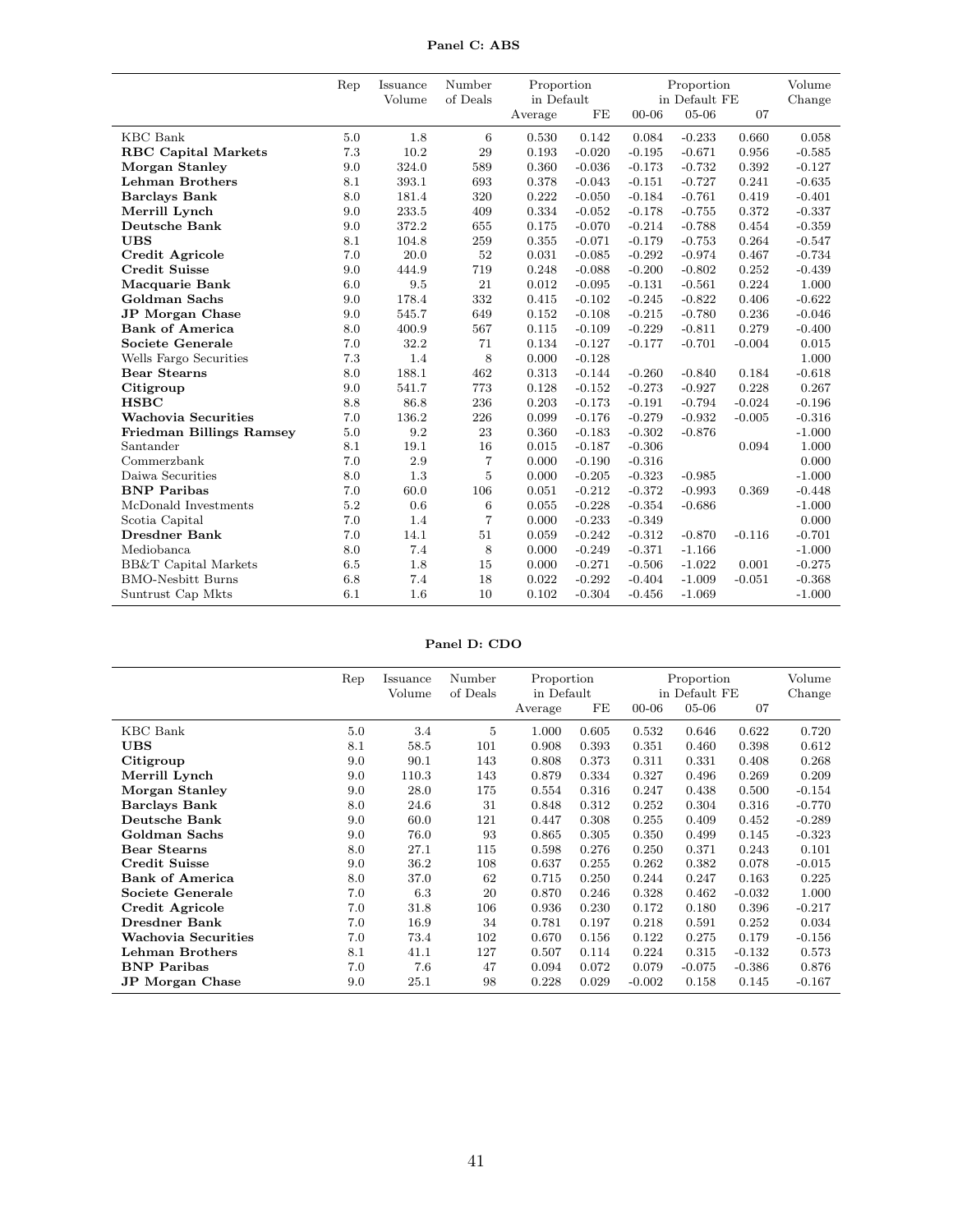**Panel C: ABS**

| | Rep | Issuance Volume | Number of Deals | Proportion in Default | | Proportion in Default FE | | | Volume Change |
|---|---|---|---|---|---|---|---|---|---|
| | | | | Average | FE | 00-06 | 05-06 | 07 | |
| KBC Bank | 5.0 | 1.8 | 6 | 0.530 | 0.142 | 0.084 | -0.233 | 0.660 | 0.058 |
| **RBC Capital Markets** | 7.3 | 10.2 | 29 | 0.193 | -0.020 | -0.195 | -0.671 | 0.956 | -0.585 |
| **Morgan Stanley** | 9.0 | 324.0 | 589 | 0.360 | -0.036 | -0.173 | -0.732 | 0.392 | -0.127 |
| **Lehman Brothers** | 8.1 | 393.1 | 693 | 0.378 | -0.043 | -0.151 | -0.727 | 0.241 | -0.635 |
| **Barclays Bank** | 8.0 | 181.4 | 320 | 0.222 | -0.050 | -0.184 | -0.761 | 0.419 | -0.401 |
| **Merrill Lynch** | 9.0 | 233.5 | 409 | 0.334 | -0.052 | -0.178 | -0.755 | 0.372 | -0.337 |
| **Deutsche Bank** | 9.0 | 372.2 | 655 | 0.175 | -0.070 | -0.214 | -0.788 | 0.454 | -0.359 |
| **UBS** | 8.1 | 104.8 | 259 | 0.355 | -0.071 | -0.179 | -0.753 | 0.264 | -0.547 |
| **Credit Agricole** | 7.0 | 20.0 | 52 | 0.031 | -0.085 | -0.292 | -0.974 | 0.467 | -0.734 |
| **Credit Suisse** | 9.0 | 444.9 | 719 | 0.248 | -0.088 | -0.200 | -0.802 | 0.252 | -0.439 |
| **Macquarie Bank** | 6.0 | 9.5 | 21 | 0.012 | -0.095 | -0.131 | -0.561 | 0.224 | 1.000 |
| **Goldman Sachs** | 9.0 | 178.4 | 332 | 0.415 | -0.102 | -0.245 | -0.822 | 0.406 | -0.622 |
| **JP Morgan Chase** | 9.0 | 545.7 | 649 | 0.152 | -0.108 | -0.215 | -0.780 | 0.236 | -0.046 |
| **Bank of America** | 8.0 | 400.9 | 567 | 0.115 | -0.109 | -0.229 | -0.811 | 0.279 | -0.400 |
| **Societe Generale** | 7.0 | 32.2 | 71 | 0.134 | -0.127 | -0.177 | -0.701 | -0.004 | 0.015 |
| Wells Fargo Securities | 7.3 | 1.4 | 8 | 0.000 | -0.128 | | | | 1.000 |
| **Bear Stearns** | 8.0 | 188.1 | 462 | 0.313 | -0.144 | -0.260 | -0.840 | 0.184 | -0.618 |
| **Citigroup** | 9.0 | 541.7 | 773 | 0.128 | -0.152 | -0.273 | -0.927 | 0.228 | 0.267 |
| **HSBC** | 8.8 | 86.8 | 236 | 0.203 | -0.173 | -0.191 | -0.794 | -0.024 | -0.196 |
| **Wachovia Securities** | 7.0 | 136.2 | 226 | 0.099 | -0.176 | -0.279 | -0.932 | -0.005 | -0.316 |
| **Friedman Billings Ramsey** | 5.0 | 9.2 | 23 | 0.360 | -0.183 | -0.302 | -0.876 | | -1.000 |
| Santander | 8.1 | 19.1 | 16 | 0.015 | -0.187 | -0.306 | | 0.094 | 1.000 |
| Commerzbank | 7.0 | 2.9 | 7 | 0.000 | -0.190 | -0.316 | | | 0.000 |
| Daiwa Securities | 8.0 | 1.3 | 5 | 0.000 | -0.205 | -0.323 | -0.985 | | -1.000 |
| **BNP Paribas** | 7.0 | 60.0 | 106 | 0.051 | -0.212 | -0.372 | -0.993 | 0.369 | -0.448 |
| McDonald Investments | 5.2 | 0.6 | 6 | 0.055 | -0.228 | -0.354 | -0.686 | | -1.000 |
| Scotia Capital | 7.0 | 1.4 | 7 | 0.000 | -0.233 | -0.349 | | | 0.000 |
| **Dresdner Bank** | 7.0 | 14.1 | 51 | 0.059 | -0.242 | -0.312 | -0.870 | -0.116 | -0.701 |
| Mediobanca | 8.0 | 7.4 | 8 | 0.000 | -0.249 | -0.371 | -1.166 | | -1.000 |
| BB&T Capital Markets | 6.5 | 1.8 | 15 | 0.000 | -0.271 | -0.506 | -1.022 | 0.001 | -0.275 |
| BMO-Nesbitt Burns | 6.8 | 7.4 | 18 | 0.022 | -0.292 | -0.404 | -1.009 | -0.051 | -0.368 |
| Suntrust Cap Mkts | 6.1 | 1.6 | 10 | 0.102 | -0.304 | -0.456 | -1.069 | | -1.000 |

**Panel D: CDO**

| | Rep | Issuance Volume | Number of Deals | Proportion in Default | | Proportion in Default FE | | | Volume Change |
|---|---|---|---|---|---|---|---|---|---|
| | | | | Average | FE | 00-06 | 05-06 | 07 | |
| KBC Bank | 5.0 | 3.4 | 5 | 1.000 | 0.605 | 0.532 | 0.646 | 0.622 | 0.720 |
| **UBS** | 8.1 | 58.5 | 101 | 0.908 | 0.393 | 0.351 | 0.460 | 0.398 | 0.612 |
| **Citigroup** | 9.0 | 90.1 | 143 | 0.808 | 0.373 | 0.311 | 0.331 | 0.408 | 0.268 |
| **Merrill Lynch** | 9.0 | 110.3 | 143 | 0.879 | 0.334 | 0.327 | 0.496 | 0.269 | 0.209 |
| **Morgan Stanley** | 9.0 | 28.0 | 175 | 0.554 | 0.316 | 0.247 | 0.438 | 0.500 | -0.154 |
| **Barclays Bank** | 8.0 | 24.6 | 31 | 0.848 | 0.312 | 0.252 | 0.304 | 0.316 | -0.770 |
| **Deutsche Bank** | 9.0 | 60.0 | 121 | 0.447 | 0.308 | 0.255 | 0.409 | 0.452 | -0.289 |
| **Goldman Sachs** | 9.0 | 76.0 | 93 | 0.865 | 0.305 | 0.350 | 0.499 | 0.145 | -0.323 |
| **Bear Stearns** | 8.0 | 27.1 | 115 | 0.598 | 0.276 | 0.250 | 0.371 | 0.243 | 0.101 |
| **Credit Suisse** | 9.0 | 36.2 | 108 | 0.637 | 0.255 | 0.262 | 0.382 | 0.078 | -0.015 |
| **Bank of America** | 8.0 | 37.0 | 62 | 0.715 | 0.250 | 0.244 | 0.247 | 0.163 | 0.225 |
| **Societe Generale** | 7.0 | 6.3 | 20 | 0.870 | 0.246 | 0.328 | 0.462 | -0.032 | 1.000 |
| **Credit Agricole** | 7.0 | 31.8 | 106 | 0.936 | 0.230 | 0.172 | 0.180 | 0.396 | -0.217 |
| **Dresdner Bank** | 7.0 | 16.9 | 34 | 0.781 | 0.197 | 0.218 | 0.591 | 0.252 | 0.034 |
| **Wachovia Securities** | 7.0 | 73.4 | 102 | 0.670 | 0.156 | 0.122 | 0.275 | 0.179 | -0.156 |
| **Lehman Brothers** | 8.1 | 41.1 | 127 | 0.507 | 0.114 | 0.224 | 0.315 | -0.132 | 0.573 |
| **BNP Paribas** | 7.0 | 7.6 | 47 | 0.094 | 0.072 | 0.079 | -0.075 | -0.386 | 0.876 |
| **JP Morgan Chase** | 9.0 | 25.1 | 98 | 0.228 | 0.029 | -0.002 | 0.158 | 0.145 | -0.167 |